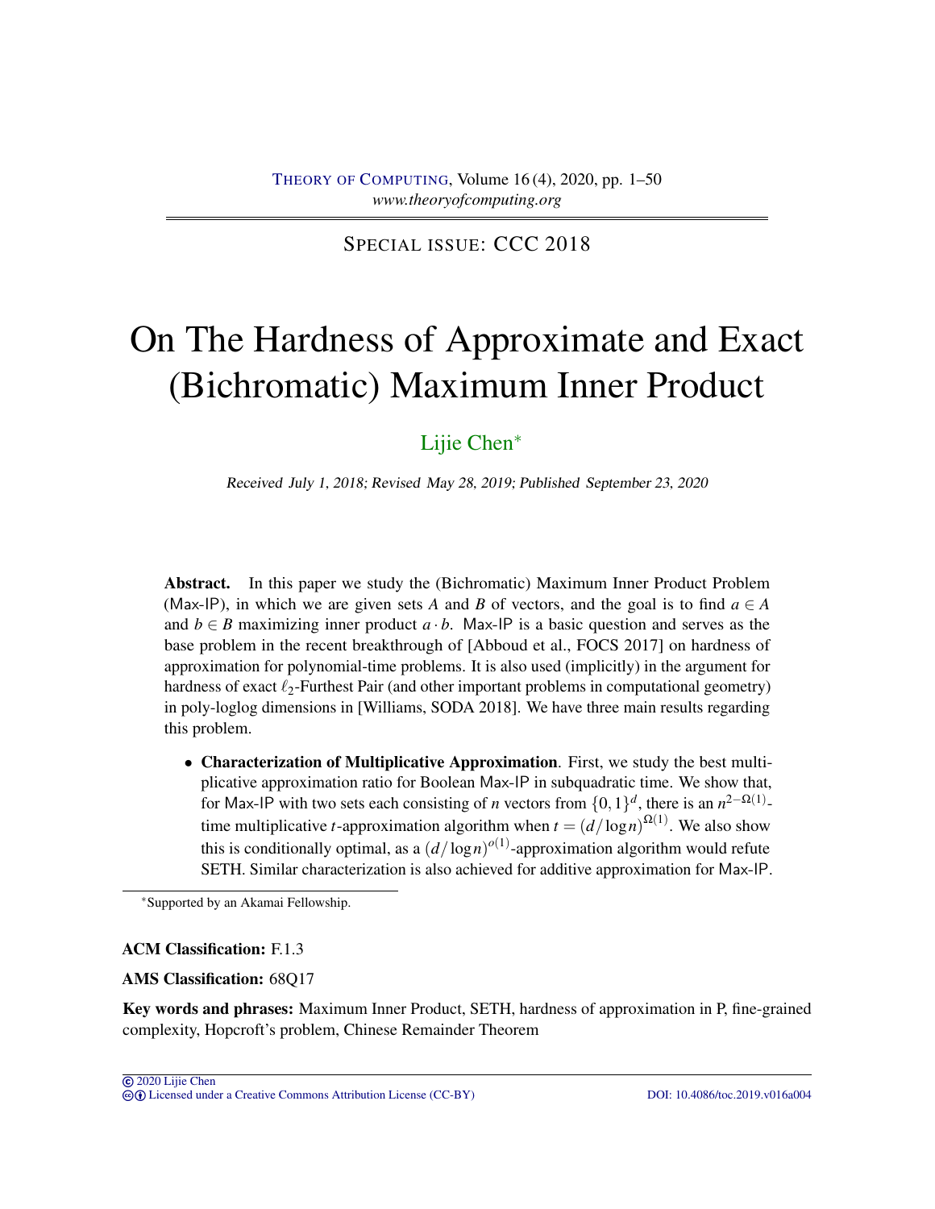SPECIAL ISSUE: CCC 2018

# On The Hardness of Approximate and Exact (Bichromatic) Maximum Inner Product

Lijie Chen[*]

*Received July 1, 2018; Revised May 28, 2019; Published September 23, 2020*

**Abstract.** In this paper we study the (Bichromatic) Maximum Inner Product Problem (Max-IP), in which we are given sets $A$ and $B$ of vectors, and the goal is to find $a \in A$ and $b \in B$ maximizing inner product $a \cdot b$. Max-IP is a basic question and serves as the base problem in the recent breakthrough of [Abboud et al., FOCS 2017] on hardness of approximation for polynomial-time problems. It is also used (implicitly) in the argument for hardness of exact $\ell_2$-Furthest Pair (and other important problems in computational geometry) in poly-loglog dimensions in [Williams, SODA 2018]. We have three main results regarding this problem.

- **Characterization of Multiplicative Approximation**. First, we study the best multiplicative approximation ratio for Boolean Max-IP in subquadratic time. We show that, for Max-IP with two sets each consisting of $n$ vectors from $\{0,1\}^d$, there is an $n^{2-\Omega(1)}$-time multiplicative $t$-approximation algorithm when $t = (d/\log n)^{\Omega(1)}$. We also show this is conditionally optimal, as a $(d/\log n)^{o(1)}$-approximation algorithm would refute SETH. Similar characterization is also achieved for additive approximation for Max-IP.

[*]Supported by an Akamai Fellowship.

**ACM Classification:** F.1.3

**AMS Classification:** 68Q17

**Key words and phrases:** Maximum Inner Product, SETH, hardness of approximation in P, fine-grained complexity, Hopcroft's problem, Chinese Remainder Theorem

© 2020 Lijie Chen
Licensed under a Creative Commons Attribution License (CC-BY) DOI: 10.4086/toc.2019.v016a004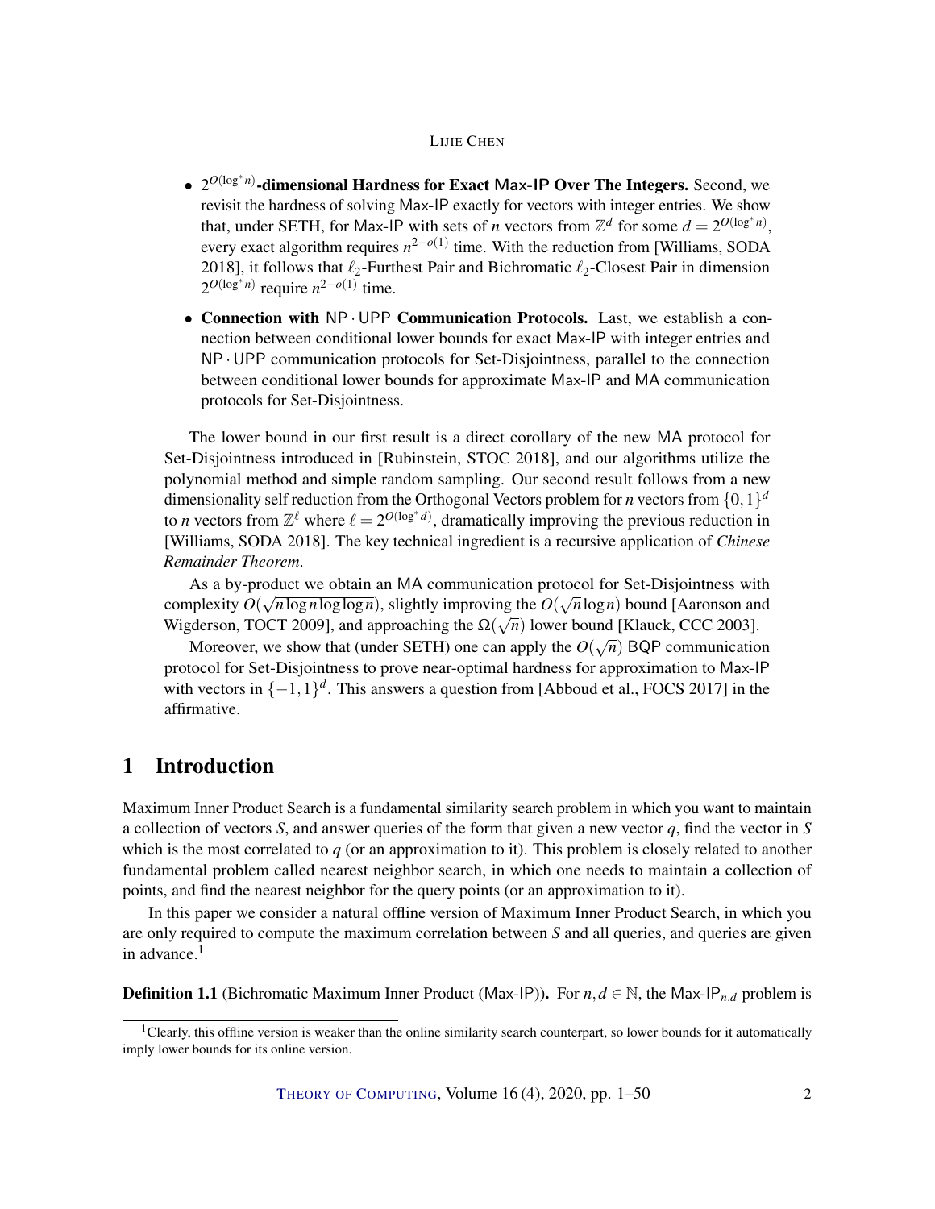- **$2^{O(\log^* n)}$-dimensional Hardness for Exact Max-IP Over The Integers.** Second, we revisit the hardness of solving Max-IP exactly for vectors with integer entries. We show that, under SETH, for Max-IP with sets of $n$ vectors from $\mathbb{Z}^d$ for some $d = 2^{O(\log^* n)}$, every exact algorithm requires $n^{2-o(1)}$ time. With the reduction from [Williams, SODA 2018], it follows that $\ell_2$-Furthest Pair and Bichromatic $\ell_2$-Closest Pair in dimension $2^{O(\log^* n)}$ require $n^{2-o(1)}$ time.
- **Connection with $\mathsf{NP} \cdot \mathsf{UPP}$ Communication Protocols.** Last, we establish a connection between conditional lower bounds for exact Max-IP with integer entries and $\mathsf{NP} \cdot \mathsf{UPP}$ communication protocols for Set-Disjointness, parallel to the connection between conditional lower bounds for approximate Max-IP and MA communication protocols for Set-Disjointness.

The lower bound in our first result is a direct corollary of the new MA protocol for Set-Disjointness introduced in [Rubinstein, STOC 2018], and our algorithms utilize the polynomial method and simple random sampling. Our second result follows from a new dimensionality self reduction from the Orthogonal Vectors problem for $n$ vectors from $\{0,1\}^d$ to $n$ vectors from $\mathbb{Z}^\ell$ where $\ell = 2^{O(\log^* d)}$, dramatically improving the previous reduction in [Williams, SODA 2018]. The key technical ingredient is a recursive application of *Chinese Remainder Theorem*.

As a by-product we obtain an MA communication protocol for Set-Disjointness with complexity $O(\sqrt{n \log n \log\log n})$, slightly improving the $O(\sqrt{n}\log n)$ bound [Aaronson and Wigderson, TOCT 2009], and approaching the $\Omega(\sqrt{n})$ lower bound [Klauck, CCC 2003].

Moreover, we show that (under SETH) one can apply the $O(\sqrt{n})$ BQP communication protocol for Set-Disjointness to prove near-optimal hardness for approximation to Max-IP with vectors in $\{-1,1\}^d$. This answers a question from [Abboud et al., FOCS 2017] in the affirmative.

# 1 Introduction

Maximum Inner Product Search is a fundamental similarity search problem in which you want to maintain a collection of vectors $S$, and answer queries of the form that given a new vector $q$, find the vector in $S$ which is the most correlated to $q$ (or an approximation to it). This problem is closely related to another fundamental problem called nearest neighbor search, in which one needs to maintain a collection of points, and find the nearest neighbor for the query points (or an approximation to it).

In this paper we consider a natural offline version of Maximum Inner Product Search, in which you are only required to compute the maximum correlation between $S$ and all queries, and queries are given in advance.[1]

**Definition 1.1** (Bichromatic Maximum Inner Product (Max-IP))**.** For $n, d \in \mathbb{N}$, the Max-IP$_{n,d}$ problem is

[1] Clearly, this offline version is weaker than the online similarity search counterpart, so lower bounds for it automatically imply lower bounds for its online version.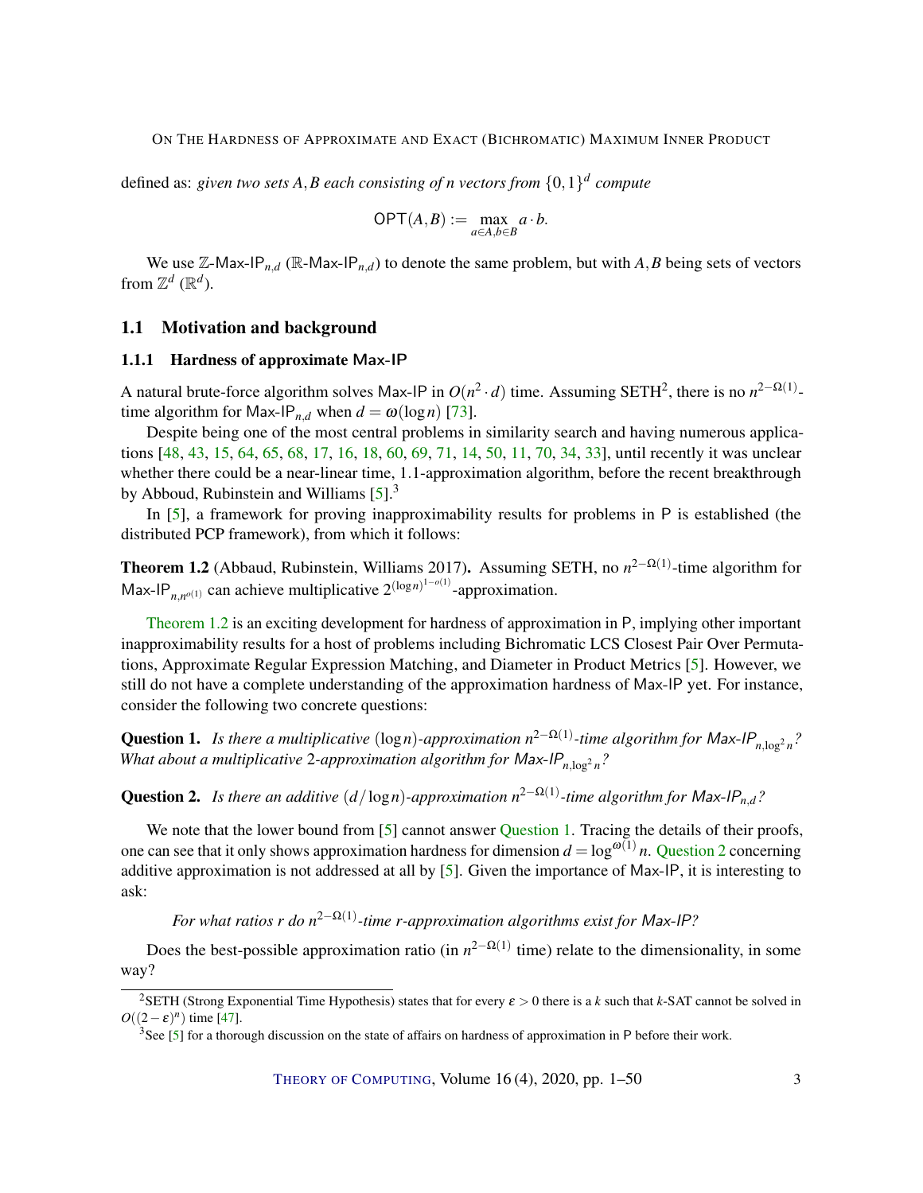defined as: *given two sets $A,B$ each consisting of $n$ vectors from $\{0,1\}^d$ compute*

$$\mathsf{OPT}(A,B) := \max_{a\in A, b\in B} a\cdot b.$$

We use $\mathbb{Z}$-$\mathsf{Max}$-$\mathsf{IP}_{n,d}$ ($\mathbb{R}$-$\mathsf{Max}$-$\mathsf{IP}_{n,d}$) to denote the same problem, but with $A,B$ being sets of vectors from $\mathbb{Z}^d$ ($\mathbb{R}^d$).

## 1.1 Motivation and background

### 1.1.1 Hardness of approximate Max-IP

A natural brute-force algorithm solves Max-IP in $O(n^2\cdot d)$ time. Assuming SETH[2], there is no $n^{2-\Omega(1)}$-time algorithm for $\mathsf{Max}$-$\mathsf{IP}_{n,d}$ when $d=\omega(\log n)$ [73].

Despite being one of the most central problems in similarity search and having numerous applications [48, 43, 15, 64, 65, 68, 17, 16, 18, 60, 69, 71, 14, 50, 11, 70, 34, 33], until recently it was unclear whether there could be a near-linear time, 1.1-approximation algorithm, before the recent breakthrough by Abboud, Rubinstein and Williams [5].[3]

In [5], a framework for proving inapproximability results for problems in P is established (the distributed PCP framework), from which it follows:

**Theorem 1.2** (Abbaud, Rubinstein, Williams 2017)**.** Assuming SETH, no $n^{2-\Omega(1)}$-time algorithm for $\mathsf{Max}$-$\mathsf{IP}_{n,n^{o(1)}}$ can achieve multiplicative $2^{(\log n)^{1-o(1)}}$-approximation.

Theorem 1.2 is an exciting development for hardness of approximation in P, implying other important inapproximability results for a host of problems including Bichromatic LCS Closest Pair Over Permutations, Approximate Regular Expression Matching, and Diameter in Product Metrics [5]. However, we still do not have a complete understanding of the approximation hardness of Max-IP yet. For instance, consider the following two concrete questions:

**Question 1.** *Is there a multiplicative $(\log n)$-approximation $n^{2-\Omega(1)}$-time algorithm for $\mathsf{Max}$-$\mathsf{IP}_{n,\log^2 n}$? What about a multiplicative 2-approximation algorithm for $\mathsf{Max}$-$\mathsf{IP}_{n,\log^2 n}$?*

**Question 2.** *Is there an additive $(d/\log n)$-approximation $n^{2-\Omega(1)}$-time algorithm for $\mathsf{Max}$-$\mathsf{IP}_{n,d}$?*

We note that the lower bound from [5] cannot answer Question 1. Tracing the details of their proofs, one can see that it only shows approximation hardness for dimension $d=\log^{\omega(1)} n$. Question 2 concerning additive approximation is not addressed at all by [5]. Given the importance of Max-IP, it is interesting to ask:

*For what ratios $r$ do $n^{2-\Omega(1)}$-time $r$-approximation algorithms exist for Max-IP?*

Does the best-possible approximation ratio (in $n^{2-\Omega(1)}$ time) relate to the dimensionality, in some way?

[2] SETH (Strong Exponential Time Hypothesis) states that for every $\varepsilon>0$ there is a $k$ such that $k$-SAT cannot be solved in $O((2-\varepsilon)^n)$ time [47].

[3] See [5] for a thorough discussion on the state of affairs on hardness of approximation in P before their work.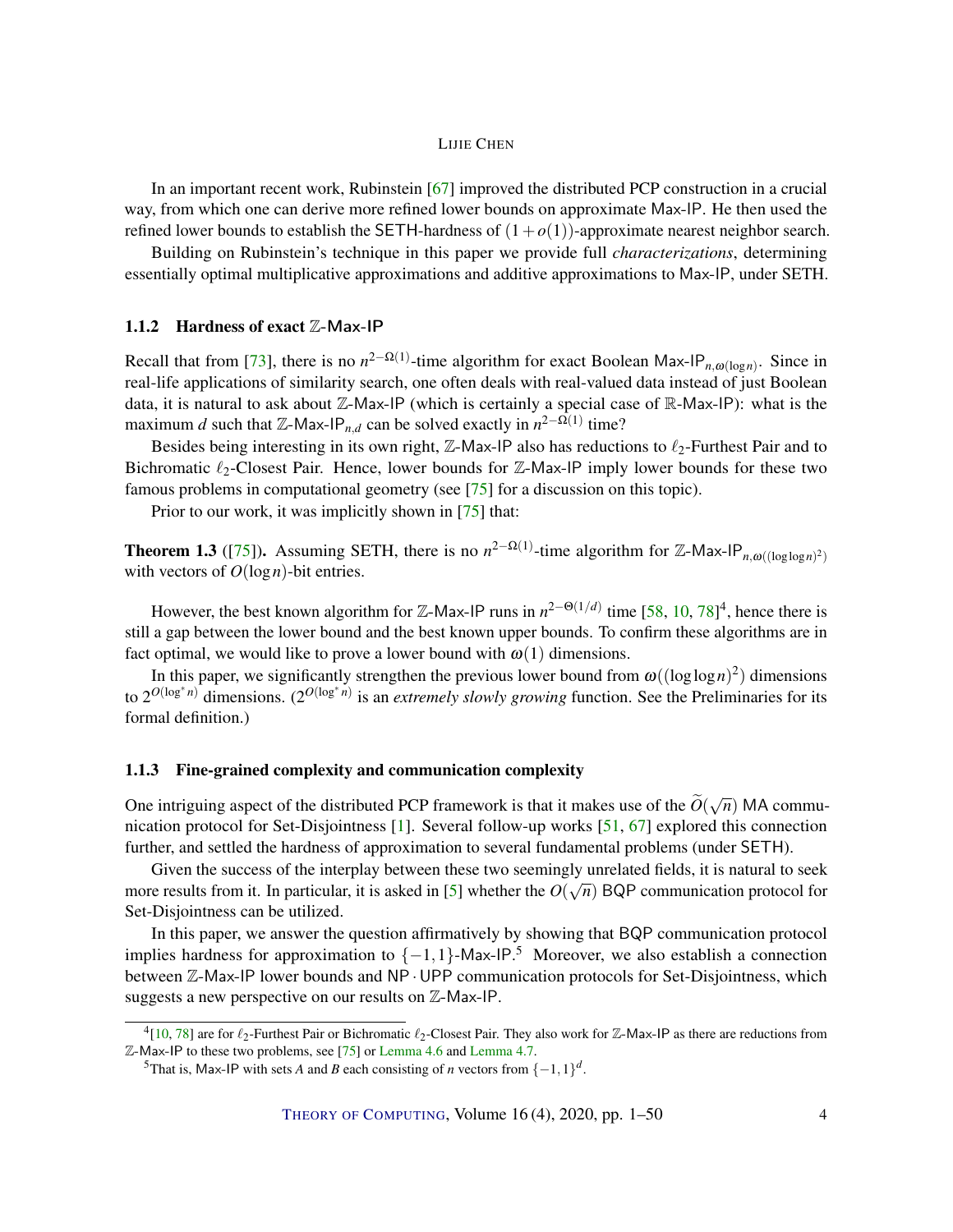In an important recent work, Rubinstein [67] improved the distributed PCP construction in a crucial way, from which one can derive more refined lower bounds on approximate Max-IP. He then used the refined lower bounds to establish the SETH-hardness of $(1+o(1))$-approximate nearest neighbor search.

Building on Rubinstein's technique in this paper we provide full *characterizations*, determining essentially optimal multiplicative approximations and additive approximations to Max-IP, under SETH.

### 1.1.2 Hardness of exact $\mathbb{Z}$-Max-IP

Recall that from [73], there is no $n^{2-\Omega(1)}$-time algorithm for exact Boolean $\mathsf{Max\text{-}IP}_{n,\omega(\log n)}$. Since in real-life applications of similarity search, one often deals with real-valued data instead of just Boolean data, it is natural to ask about $\mathbb{Z}$-Max-IP (which is certainly a special case of $\mathbb{R}$-Max-IP): what is the maximum $d$ such that $\mathbb{Z}\text{-}\mathsf{Max\text{-}IP}_{n,d}$ can be solved exactly in $n^{2-\Omega(1)}$ time?

Besides being interesting in its own right, $\mathbb{Z}$-Max-IP also has reductions to $\ell_2$-Furthest Pair and to Bichromatic $\ell_2$-Closest Pair. Hence, lower bounds for $\mathbb{Z}$-Max-IP imply lower bounds for these two famous problems in computational geometry (see [75] for a discussion on this topic).

Prior to our work, it was implicitly shown in [75] that:

**Theorem 1.3** ([75]). Assuming SETH, there is no $n^{2-\Omega(1)}$-time algorithm for $\mathbb{Z}\text{-}\mathsf{Max\text{-}IP}_{n,\omega((\log\log n)^2)}$ with vectors of $O(\log n)$-bit entries.

However, the best known algorithm for $\mathbb{Z}$-Max-IP runs in $n^{2-\Theta(1/d)}$ time [58, 10, 78][4], hence there is still a gap between the lower bound and the best known upper bounds. To confirm these algorithms are in fact optimal, we would like to prove a lower bound with $\omega(1)$ dimensions.

In this paper, we significantly strengthen the previous lower bound from $\omega((\log\log n)^2)$ dimensions to $2^{O(\log^* n)}$ dimensions. ($2^{O(\log^* n)}$ is an *extremely slowly growing* function. See the Preliminaries for its formal definition.)

### 1.1.3 Fine-grained complexity and communication complexity

One intriguing aspect of the distributed PCP framework is that it makes use of the $\widetilde{O}(\sqrt{n})$ MA communication protocol for Set-Disjointness [1]. Several follow-up works [51, 67] explored this connection further, and settled the hardness of approximation to several fundamental problems (under SETH).

Given the success of the interplay between these two seemingly unrelated fields, it is natural to seek more results from it. In particular, it is asked in [5] whether the $O(\sqrt{n})$ BQP communication protocol for Set-Disjointness can be utilized.

In this paper, we answer the question affirmatively by showing that BQP communication protocol implies hardness for approximation to $\{-1,1\}$-Max-IP.[5] Moreover, we also establish a connection between $\mathbb{Z}$-Max-IP lower bounds and $\mathsf{NP}\cdot\mathsf{UPP}$ communication protocols for Set-Disjointness, which suggests a new perspective on our results on $\mathbb{Z}$-Max-IP.

---

[4] [10, 78] are for $\ell_2$-Furthest Pair or Bichromatic $\ell_2$-Closest Pair. They also work for $\mathbb{Z}$-Max-IP as there are reductions from $\mathbb{Z}$-Max-IP to these two problems, see [75] or Lemma 4.6 and Lemma 4.7.

[5] That is, Max-IP with sets $A$ and $B$ each consisting of $n$ vectors from $\{-1,1\}^d$.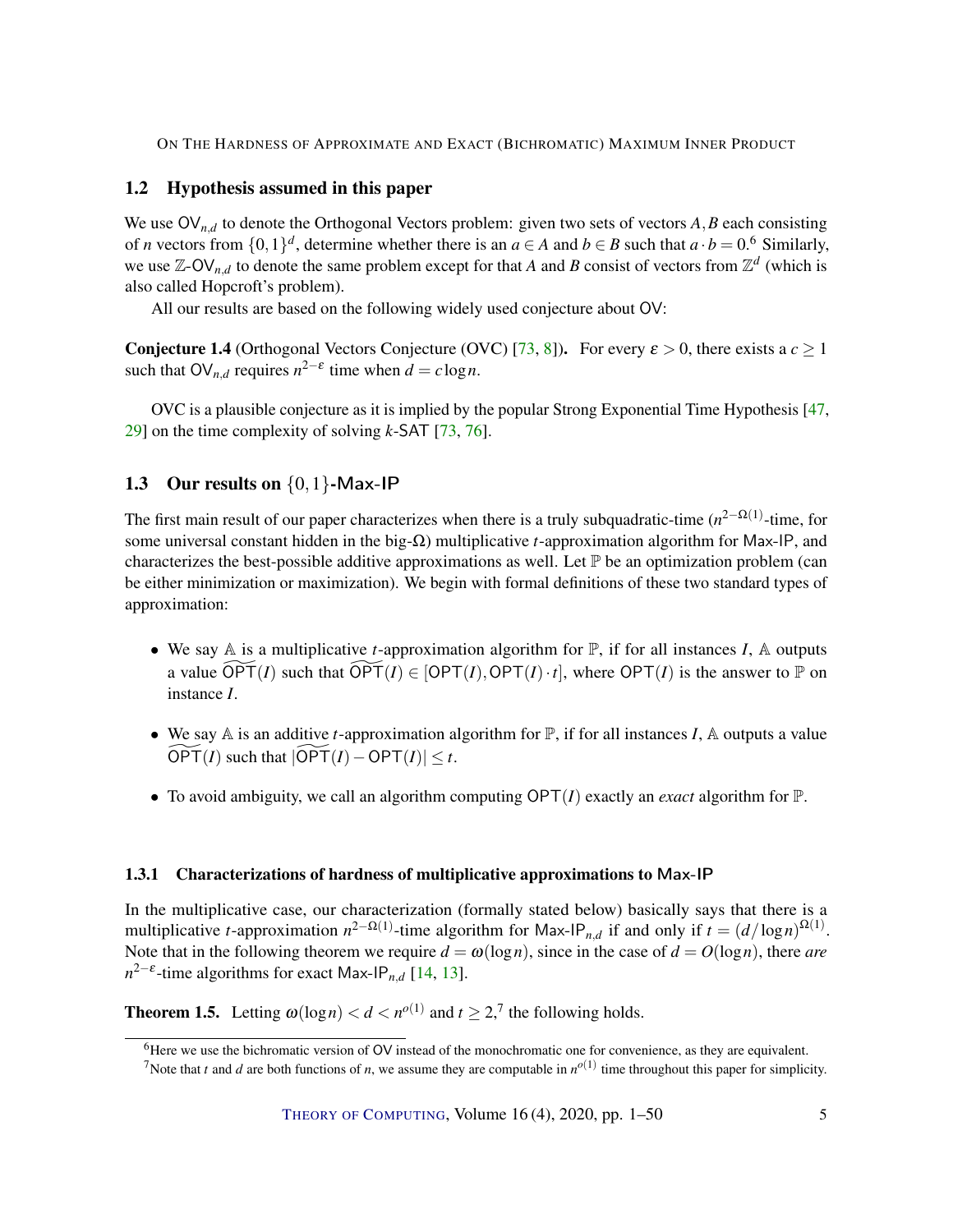## 1.2 Hypothesis assumed in this paper

We use $\mathsf{OV}_{n,d}$ to denote the Orthogonal Vectors problem: given two sets of vectors $A, B$ each consisting of $n$ vectors from $\{0,1\}^d$, determine whether there is an $a \in A$ and $b \in B$ such that $a \cdot b = 0$.[6] Similarly, we use $\mathbb{Z}$-$\mathsf{OV}_{n,d}$ to denote the same problem except for that $A$ and $B$ consist of vectors from $\mathbb{Z}^d$ (which is also called Hopcroft's problem).

All our results are based on the following widely used conjecture about $\mathsf{OV}$:

**Conjecture 1.4** (Orthogonal Vectors Conjecture (OVC) [73, 8])**.** For every $\varepsilon > 0$, there exists a $c \geq 1$ such that $\mathsf{OV}_{n,d}$ requires $n^{2-\varepsilon}$ time when $d = c \log n$.

OVC is a plausible conjecture as it is implied by the popular Strong Exponential Time Hypothesis [47, 29] on the time complexity of solving $k$-$\mathsf{SAT}$ [73, 76].

## 1.3 Our results on $\{0,1\}$-Max-IP

The first main result of our paper characterizes when there is a truly subquadratic-time ($n^{2-\Omega(1)}$-time, for some universal constant hidden in the big-$\Omega$) multiplicative $t$-approximation algorithm for $\mathsf{Max}$-$\mathsf{IP}$, and characterizes the best-possible additive approximations as well. Let $\mathbb{P}$ be an optimization problem (can be either minimization or maximization). We begin with formal definitions of these two standard types of approximation:

- We say $\mathbb{A}$ is a multiplicative $t$-approximation algorithm for $\mathbb{P}$, if for all instances $I$, $\mathbb{A}$ outputs a value $\widetilde{\mathsf{OPT}}(I)$ such that $\widetilde{\mathsf{OPT}}(I) \in [\mathsf{OPT}(I), \mathsf{OPT}(I) \cdot t]$, where $\mathsf{OPT}(I)$ is the answer to $\mathbb{P}$ on instance $I$.
- We say $\mathbb{A}$ is an additive $t$-approximation algorithm for $\mathbb{P}$, if for all instances $I$, $\mathbb{A}$ outputs a value $\widetilde{\mathsf{OPT}}(I)$ such that $|\widetilde{\mathsf{OPT}}(I) - \mathsf{OPT}(I)| \leq t$.
- To avoid ambiguity, we call an algorithm computing $\mathsf{OPT}(I)$ exactly an *exact* algorithm for $\mathbb{P}$.

### 1.3.1 Characterizations of hardness of multiplicative approximations to Max-IP

In the multiplicative case, our characterization (formally stated below) basically says that there is a multiplicative $t$-approximation $n^{2-\Omega(1)}$-time algorithm for $\mathsf{Max}$-$\mathsf{IP}_{n,d}$ if and only if $t = (d/\log n)^{\Omega(1)}$. Note that in the following theorem we require $d = \omega(\log n)$, since in the case of $d = O(\log n)$, there *are* $n^{2-\varepsilon}$-time algorithms for exact $\mathsf{Max}$-$\mathsf{IP}_{n,d}$ [14, 13].

**Theorem 1.5.** Letting $\omega(\log n) < d < n^{o(1)}$ and $t \geq 2$,[7] the following holds.

[6] Here we use the bichromatic version of OV instead of the monochromatic one for convenience, as they are equivalent.

[7] Note that $t$ and $d$ are both functions of $n$, we assume they are computable in $n^{o(1)}$ time throughout this paper for simplicity.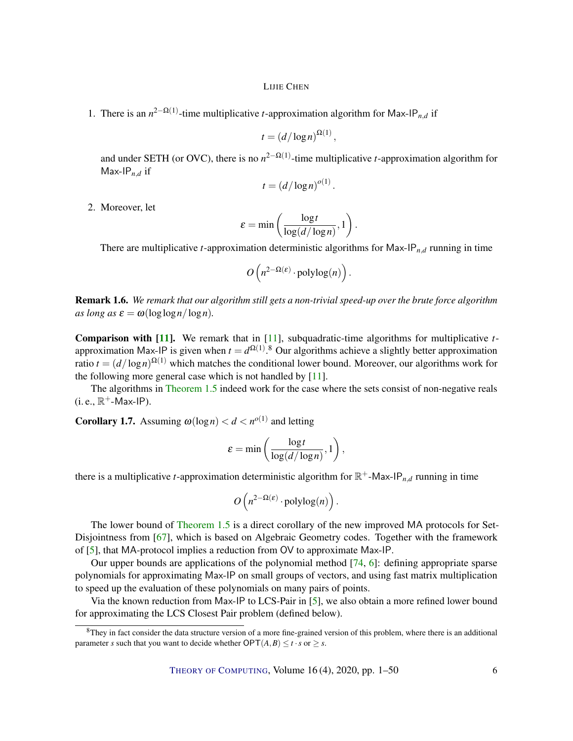1. There is an $n^{2-\Omega(1)}$-time multiplicative $t$-approximation algorithm for $\mathsf{Max\text{-}IP}_{n,d}$ if

$$t = (d/\log n)^{\Omega(1)},$$

and under SETH (or OVC), there is no $n^{2-\Omega(1)}$-time multiplicative $t$-approximation algorithm for $\mathsf{Max\text{-}IP}_{n,d}$ if

$$t = (d/\log n)^{o(1)}.$$

2. Moreover, let

$$\varepsilon = \min\left(\frac{\log t}{\log(d/\log n)}, 1\right).$$

There are multiplicative $t$-approximation deterministic algorithms for $\mathsf{Max\text{-}IP}_{n,d}$ running in time

$$O\left(n^{2-\Omega(\varepsilon)} \cdot \mathrm{polylog}(n)\right).$$

**Remark 1.6.** *We remark that our algorithm still gets a non-trivial speed-up over the brute force algorithm as long as $\varepsilon = \omega(\log\log n/\log n)$.*

**Comparison with [11].** We remark that in [11], subquadratic-time algorithms for multiplicative $t$-approximation Max-IP is given when $t = d^{\Omega(1)}$.[8] Our algorithms achieve a slightly better approximation ratio $t = (d/\log n)^{\Omega(1)}$ which matches the conditional lower bound. Moreover, our algorithms work for the following more general case which is not handled by [11].

The algorithms in Theorem 1.5 indeed work for the case where the sets consist of non-negative reals (i. e., $\mathbb{R}^+$-Max-IP).

**Corollary 1.7.** Assuming $\omega(\log n) < d < n^{o(1)}$ and letting

$$\varepsilon = \min\left(\frac{\log t}{\log(d/\log n)}, 1\right),$$

there is a multiplicative $t$-approximation deterministic algorithm for $\mathbb{R}^+$-$\mathsf{Max\text{-}IP}_{n,d}$ running in time

$$O\left(n^{2-\Omega(\varepsilon)} \cdot \mathrm{polylog}(n)\right).$$

The lower bound of Theorem 1.5 is a direct corollary of the new improved MA protocols for Set-Disjointness from [67], which is based on Algebraic Geometry codes. Together with the framework of [5], that MA-protocol implies a reduction from OV to approximate Max-IP.

Our upper bounds are applications of the polynomial method [74, 6]: defining appropriate sparse polynomials for approximating Max-IP on small groups of vectors, and using fast matrix multiplication to speed up the evaluation of these polynomials on many pairs of points.

Via the known reduction from Max-IP to LCS-Pair in [5], we also obtain a more refined lower bound for approximating the LCS Closest Pair problem (defined below).

[8] They in fact consider the data structure version of a more fine-grained version of this problem, where there is an additional parameter $s$ such that you want to decide whether $\mathsf{OPT}(A,B) \le t \cdot s$ or $\ge s$.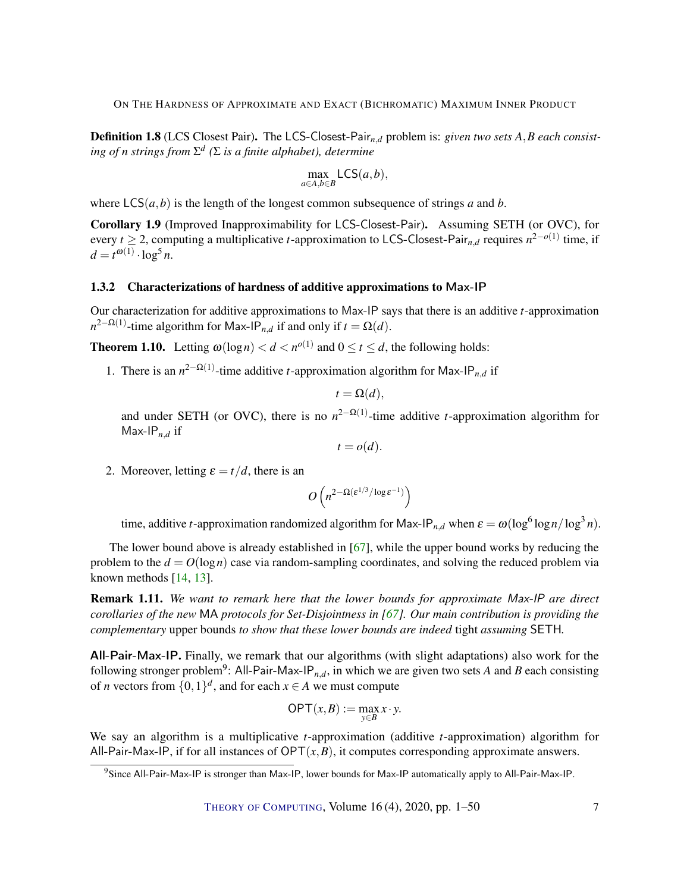**Definition 1.8** (LCS Closest Pair)**.** The $\mathsf{LCS\text{-}Closest\text{-}Pair}_{n,d}$ problem is: *given two sets $A,B$ each consisting of $n$ strings from $\Sigma^d$ ($\Sigma$ is a finite alphabet), determine*

$$\max_{a \in A, b \in B} \mathsf{LCS}(a,b),$$

where $\mathsf{LCS}(a,b)$ is the length of the longest common subsequence of strings $a$ and $b$.

**Corollary 1.9** (Improved Inapproximability for $\mathsf{LCS\text{-}Closest\text{-}Pair}$)**.** Assuming SETH (or OVC), for every $t \geq 2$, computing a multiplicative $t$-approximation to $\mathsf{LCS\text{-}Closest\text{-}Pair}_{n,d}$ requires $n^{2-o(1)}$ time, if $d = t^{\omega(1)} \cdot \log^5 n$.

### 1.3.2 Characterizations of hardness of additive approximations to Max-IP

Our characterization for additive approximations to Max-IP says that there is an additive $t$-approximation $n^{2-\Omega(1)}$-time algorithm for $\mathsf{Max\text{-}IP}_{n,d}$ if and only if $t = \Omega(d)$.

**Theorem 1.10.** Letting $\omega(\log n) < d < n^{o(1)}$ and $0 \leq t \leq d$, the following holds:

1. There is an $n^{2-\Omega(1)}$-time additive $t$-approximation algorithm for $\mathsf{Max\text{-}IP}_{n,d}$ if

$$t = \Omega(d),$$

and under SETH (or OVC), there is no $n^{2-\Omega(1)}$-time additive $t$-approximation algorithm for $\mathsf{Max\text{-}IP}_{n,d}$ if

$$t = o(d).$$

2. Moreover, letting $\varepsilon = t/d$, there is an

$$O\left(n^{2-\Omega(\varepsilon^{1/3}/\log \varepsilon^{-1})}\right)$$

time, additive $t$-approximation randomized algorithm for $\mathsf{Max\text{-}IP}_{n,d}$ when $\varepsilon = \omega(\log^6 \log n / \log^3 n)$.

The lower bound above is already established in [67], while the upper bound works by reducing the problem to the $d = O(\log n)$ case via random-sampling coordinates, and solving the reduced problem via known methods [14, 13].

**Remark 1.11.** *We want to remark here that the lower bounds for approximate Max-IP are direct corollaries of the new* MA *protocols for Set-Disjointness in [67]. Our main contribution is providing the complementary* upper bounds *to show that these lower bounds are indeed* tight *assuming* SETH*.*

**All-Pair-Max-IP.** Finally, we remark that our algorithms (with slight adaptations) also work for the following stronger problem[9]: $\mathsf{All\text{-}Pair\text{-}Max\text{-}IP}_{n,d}$, in which we are given two sets $A$ and $B$ each consisting of $n$ vectors from $\{0,1\}^d$, and for each $x \in A$ we must compute

$$\mathsf{OPT}(x,B) := \max_{y \in B} x \cdot y.$$

We say an algorithm is a multiplicative $t$-approximation (additive $t$-approximation) algorithm for All-Pair-Max-IP, if for all instances of $\mathsf{OPT}(x,B)$, it computes corresponding approximate answers.

[9] Since All-Pair-Max-IP is stronger than Max-IP, lower bounds for Max-IP automatically apply to All-Pair-Max-IP.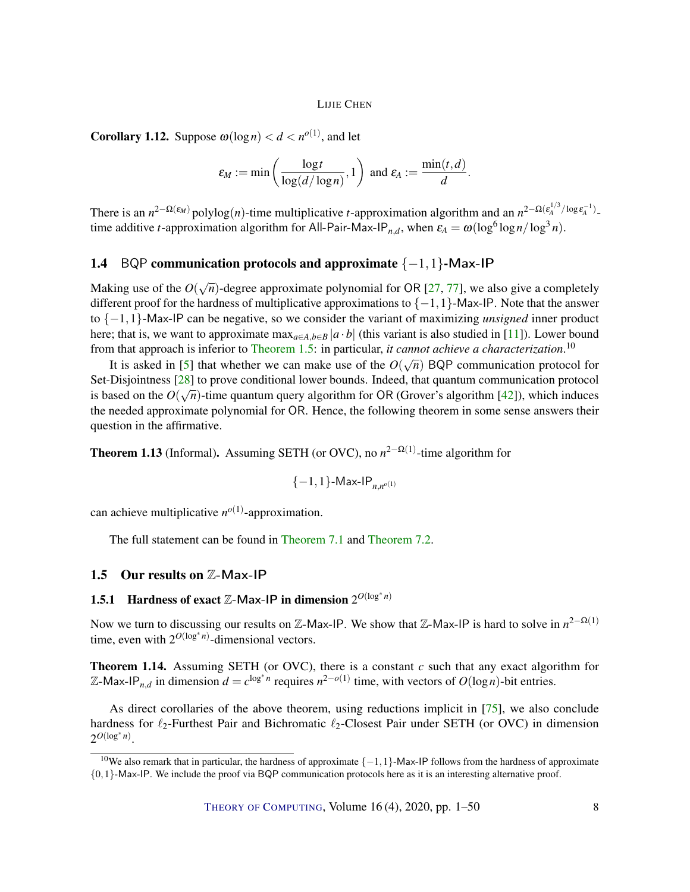**Corollary 1.12.** Suppose $\omega(\log n) < d < n^{o(1)}$, and let

$$\varepsilon_M := \min\left(\frac{\log t}{\log(d/\log n)}, 1\right) \text{ and } \varepsilon_A := \frac{\min(t,d)}{d}.$$

There is an $n^{2-\Omega(\varepsilon_M)}\,\mathrm{polylog}(n)$-time multiplicative $t$-approximation algorithm and an $n^{2-\Omega(\varepsilon_A^{1/3}/\log \varepsilon_A^{-1})}$-time additive $t$-approximation algorithm for $\mathsf{All\text{-}Pair\text{-}Max\text{-}IP}_{n,d}$, when $\varepsilon_A = \omega(\log^6 \log n/\log^3 n)$.

### 1.4 BQP communication protocols and approximate $\{-1,1\}$-Max-IP

Making use of the $O(\sqrt{n})$-degree approximate polynomial for OR [27, 77], we also give a completely different proof for the hardness of multiplicative approximations to $\{-1,1\}$-Max-IP. Note that the answer to $\{-1,1\}$-Max-IP can be negative, so we consider the variant of maximizing *unsigned* inner product here; that is, we want to approximate $\max_{a\in A, b\in B} |a\cdot b|$ (this variant is also studied in [11]). Lower bound from that approach is inferior to Theorem 1.5: in particular, *it cannot achieve a characterization*.[10]

It is asked in [5] that whether we can make use of the $O(\sqrt{n})$ BQP communication protocol for Set-Disjointness [28] to prove conditional lower bounds. Indeed, that quantum communication protocol is based on the $O(\sqrt{n})$-time quantum query algorithm for OR (Grover's algorithm [42]), which induces the needed approximate polynomial for OR. Hence, the following theorem in some sense answers their question in the affirmative.

**Theorem 1.13** (Informal)**.** Assuming SETH (or OVC), no $n^{2-\Omega(1)}$-time algorithm for

$$\{-1,1\}\text{-}\mathsf{Max\text{-}IP}_{n,n^{o(1)}}$$

can achieve multiplicative $n^{o(1)}$-approximation.

The full statement can be found in Theorem 7.1 and Theorem 7.2.

### 1.5 Our results on $\mathbb{Z}$-Max-IP

#### 1.5.1 Hardness of exact $\mathbb{Z}$-Max-IP in dimension $2^{O(\log^* n)}$

Now we turn to discussing our results on $\mathbb{Z}$-Max-IP. We show that $\mathbb{Z}$-Max-IP is hard to solve in $n^{2-\Omega(1)}$ time, even with $2^{O(\log^* n)}$-dimensional vectors.

**Theorem 1.14.** Assuming SETH (or OVC), there is a constant $c$ such that any exact algorithm for $\mathbb{Z}$-$\mathsf{Max\text{-}IP}_{n,d}$ in dimension $d = c^{\log^* n}$ requires $n^{2-o(1)}$ time, with vectors of $O(\log n)$-bit entries.

As direct corollaries of the above theorem, using reductions implicit in [75], we also conclude hardness for $\ell_2$-Furthest Pair and Bichromatic $\ell_2$-Closest Pair under SETH (or OVC) in dimension $2^{O(\log^* n)}$.

---

[10] We also remark that in particular, the hardness of approximate $\{-1,1\}$-Max-IP follows from the hardness of approximate $\{0,1\}$-Max-IP. We include the proof via BQP communication protocols here as it is an interesting alternative proof.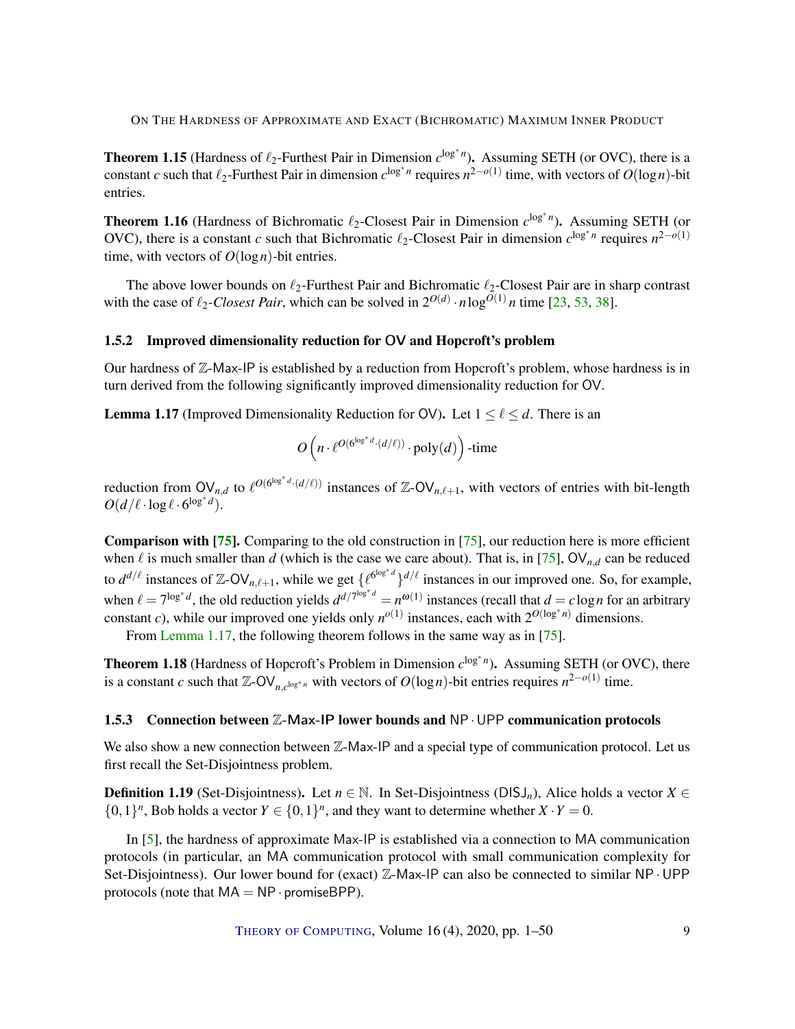**Theorem 1.15** (Hardness of $\ell_2$-Furthest Pair in Dimension $c^{\log^* n}$)**.** Assuming SETH (or OVC), there is a constant $c$ such that $\ell_2$-Furthest Pair in dimension $c^{\log^* n}$ requires $n^{2-o(1)}$ time, with vectors of $O(\log n)$-bit entries.

**Theorem 1.16** (Hardness of Bichromatic $\ell_2$-Closest Pair in Dimension $c^{\log^* n}$)**.** Assuming SETH (or OVC), there is a constant $c$ such that Bichromatic $\ell_2$-Closest Pair in dimension $c^{\log^* n}$ requires $n^{2-o(1)}$ time, with vectors of $O(\log n)$-bit entries.

The above lower bounds on $\ell_2$-Furthest Pair and Bichromatic $\ell_2$-Closest Pair are in sharp contrast with the case of *$\ell_2$-Closest Pair*, which can be solved in $2^{O(d)} \cdot n \log^{O(1)} n$ time [23, 53, 38].

### 1.5.2 Improved dimensionality reduction for OV and Hopcroft's problem

Our hardness of $\mathbb{Z}$-Max-IP is established by a reduction from Hopcroft's problem, whose hardness is in turn derived from the following significantly improved dimensionality reduction for OV.

**Lemma 1.17** (Improved Dimensionality Reduction for OV)**.** Let $1 \le \ell \le d$. There is an

$$O\left(n \cdot \ell^{O(6^{\log^* d} \cdot (d/\ell))} \cdot \mathrm{poly}(d)\right) \text{-time}$$

reduction from $\mathsf{OV}_{n,d}$ to $\ell^{O(6^{\log^* d} \cdot (d/\ell))}$ instances of $\mathbb{Z}$-$\mathsf{OV}_{n,\ell+1}$, with vectors of entries with bit-length $O(d/\ell \cdot \log \ell \cdot 6^{\log^* d})$.

**Comparison with [75].** Comparing to the old construction in [75], our reduction here is more efficient when $\ell$ is much smaller than $d$ (which is the case we care about). That is, in [75], $\mathsf{OV}_{n,d}$ can be reduced to $d^{d/\ell}$ instances of $\mathbb{Z}$-$\mathsf{OV}_{n,\ell+1}$, while we get $\{\ell^{6^{\log^* d}}\}^{d/\ell}$ instances in our improved one. So, for example, when $\ell = 7^{\log^* d}$, the old reduction yields $d^{d/7^{\log^* d}} = n^{\omega(1)}$ instances (recall that $d = c \log n$ for an arbitrary constant $c$), while our improved one yields only $n^{o(1)}$ instances, each with $2^{O(\log^* n)}$ dimensions.

From Lemma 1.17, the following theorem follows in the same way as in [75].

**Theorem 1.18** (Hardness of Hopcroft's Problem in Dimension $c^{\log^* n}$)**.** Assuming SETH (or OVC), there is a constant $c$ such that $\mathbb{Z}$-$\mathsf{OV}_{n,c^{\log^* n}}$ with vectors of $O(\log n)$-bit entries requires $n^{2-o(1)}$ time.

### 1.5.3 Connection between $\mathbb{Z}$-Max-IP lower bounds and $\mathsf{NP} \cdot \mathsf{UPP}$ communication protocols

We also show a new connection between $\mathbb{Z}$-Max-IP and a special type of communication protocol. Let us first recall the Set-Disjointness problem.

**Definition 1.19** (Set-Disjointness)**.** Let $n \in \mathbb{N}$. In Set-Disjointness ($\mathsf{DISJ}_n$), Alice holds a vector $X \in \{0,1\}^n$, Bob holds a vector $Y \in \{0,1\}^n$, and they want to determine whether $X \cdot Y = 0$.

In [5], the hardness of approximate Max-IP is established via a connection to MA communication protocols (in particular, an MA communication protocol with small communication complexity for Set-Disjointness). Our lower bound for (exact) $\mathbb{Z}$-Max-IP can also be connected to similar $\mathsf{NP} \cdot \mathsf{UPP}$ protocols (note that $\mathsf{MA} = \mathsf{NP} \cdot \mathsf{promiseBPP}$).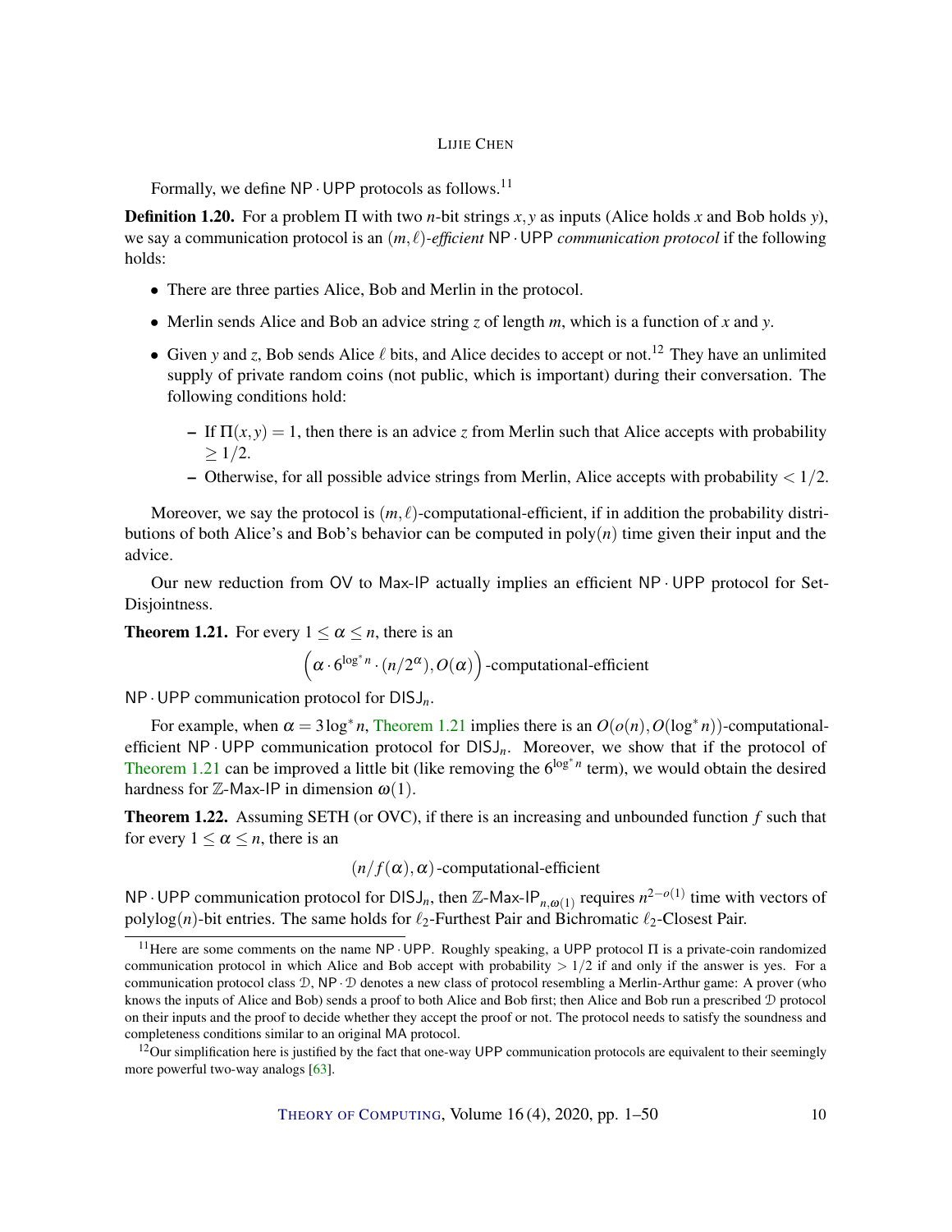Formally, we define $\mathsf{NP} \cdot \mathsf{UPP}$ protocols as follows.[11]

**Definition 1.20.** For a problem $\Pi$ with two $n$-bit strings $x, y$ as inputs (Alice holds $x$ and Bob holds $y$), we say a communication protocol is an $(m, \ell)$-*efficient* $\mathsf{NP} \cdot \mathsf{UPP}$ *communication protocol* if the following holds:

- There are three parties Alice, Bob and Merlin in the protocol.
- Merlin sends Alice and Bob an advice string $z$ of length $m$, which is a function of $x$ and $y$.
- Given $y$ and $z$, Bob sends Alice $\ell$ bits, and Alice decides to accept or not.[12] They have an unlimited supply of private random coins (not public, which is important) during their conversation. The following conditions hold:
  - If $\Pi(x, y) = 1$, then there is an advice $z$ from Merlin such that Alice accepts with probability $\geq 1/2$.
  - Otherwise, for all possible advice strings from Merlin, Alice accepts with probability $< 1/2$.

Moreover, we say the protocol is $(m, \ell)$-computational-efficient, if in addition the probability distributions of both Alice's and Bob's behavior can be computed in $\mathrm{poly}(n)$ time given their input and the advice.

Our new reduction from $\mathsf{OV}$ to $\mathsf{Max\text{-}IP}$ actually implies an efficient $\mathsf{NP} \cdot \mathsf{UPP}$ protocol for Set-Disjointness.

**Theorem 1.21.** For every $1 \leq \alpha \leq n$, there is an

$$\left(\alpha \cdot 6^{\log^* n} \cdot (n/2^{\alpha}), O(\alpha)\right)\text{-computational-efficient}$$

$\mathsf{NP} \cdot \mathsf{UPP}$ communication protocol for $\mathsf{DISJ}_n$.

For example, when $\alpha = 3\log^* n$, Theorem 1.21 implies there is an $O(o(n), O(\log^* n))$-computational-efficient $\mathsf{NP} \cdot \mathsf{UPP}$ communication protocol for $\mathsf{DISJ}_n$. Moreover, we show that if the protocol of Theorem 1.21 can be improved a little bit (like removing the $6^{\log^* n}$ term), we would obtain the desired hardness for $\mathbb{Z}\text{-}\mathsf{Max\text{-}IP}$ in dimension $\omega(1)$.

**Theorem 1.22.** Assuming SETH (or OVC), if there is an increasing and unbounded function $f$ such that for every $1 \leq \alpha \leq n$, there is an

$$(n/f(\alpha), \alpha)\text{-computational-efficient}$$

$\mathsf{NP} \cdot \mathsf{UPP}$ communication protocol for $\mathsf{DISJ}_n$, then $\mathbb{Z}\text{-}\mathsf{Max\text{-}IP}_{n,\omega(1)}$ requires $n^{2-o(1)}$ time with vectors of $\mathrm{polylog}(n)$-bit entries. The same holds for $\ell_2$-Furthest Pair and Bichromatic $\ell_2$-Closest Pair.

---

[11] Here are some comments on the name $\mathsf{NP} \cdot \mathsf{UPP}$. Roughly speaking, a $\mathsf{UPP}$ protocol $\Pi$ is a private-coin randomized communication protocol in which Alice and Bob accept with probability $> 1/2$ if and only if the answer is yes. For a communication protocol class $\mathcal{D}$, $\mathsf{NP} \cdot \mathcal{D}$ denotes a new class of protocol resembling a Merlin-Arthur game: A prover (who knows the inputs of Alice and Bob) sends a proof to both Alice and Bob first; then Alice and Bob run a prescribed $\mathcal{D}$ protocol on their inputs and the proof to decide whether they accept the proof or not. The protocol needs to satisfy the soundness and completeness conditions similar to an original $\mathsf{MA}$ protocol.

[12] Our simplification here is justified by the fact that one-way $\mathsf{UPP}$ communication protocols are equivalent to their seemingly more powerful two-way analogs [63].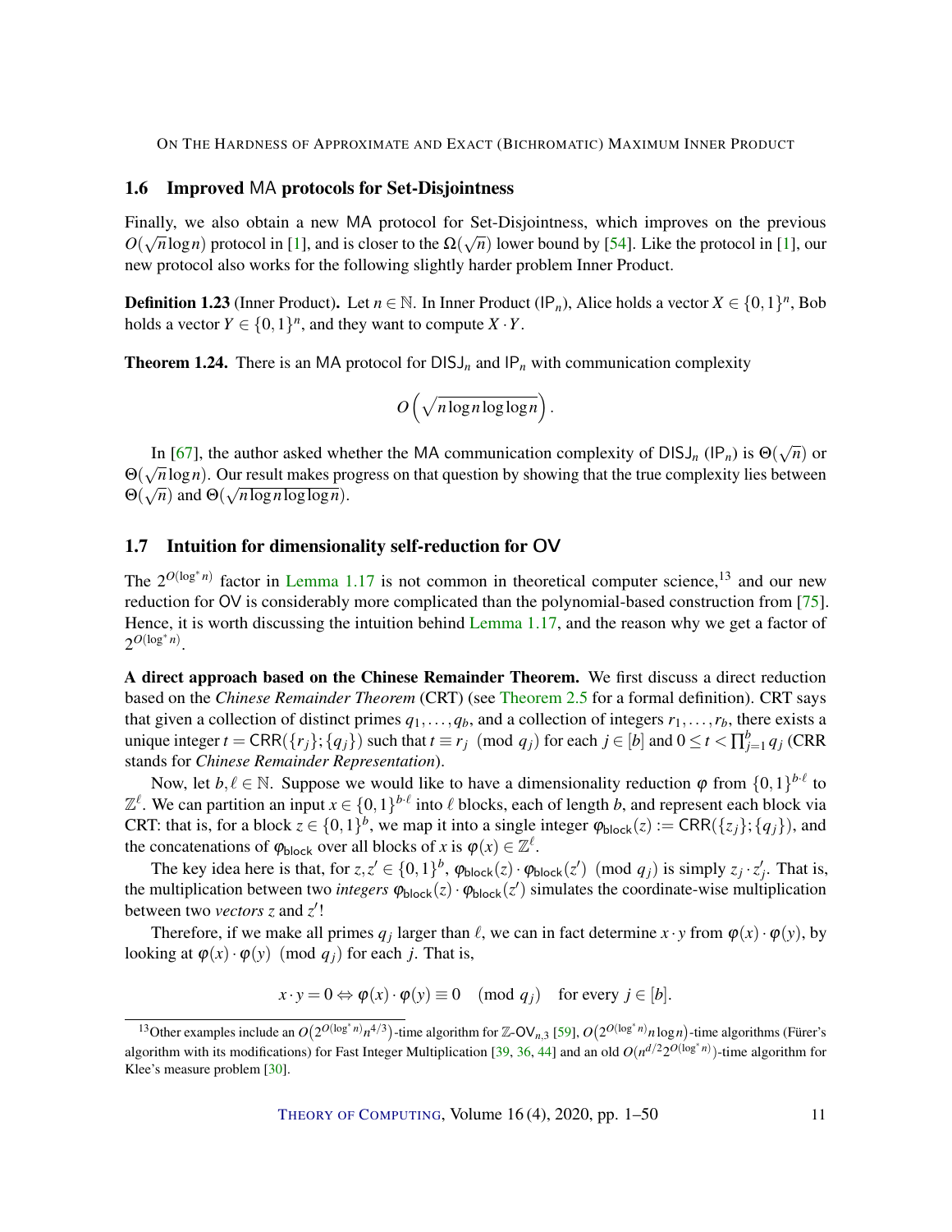### 1.6 Improved MA protocols for Set-Disjointness

Finally, we also obtain a new MA protocol for Set-Disjointness, which improves on the previous $O(\sqrt{n}\log n)$ protocol in [1], and is closer to the $\Omega(\sqrt{n})$ lower bound by [54]. Like the protocol in [1], our new protocol also works for the following slightly harder problem Inner Product.

**Definition 1.23** (Inner Product)**.** Let $n \in \mathbb{N}$. In Inner Product ($\mathsf{IP}_n$), Alice holds a vector $X \in \{0,1\}^n$, Bob holds a vector $Y \in \{0,1\}^n$, and they want to compute $X \cdot Y$.

**Theorem 1.24.** *There is an* MA *protocol for* $\mathsf{DISJ}_n$ *and* $\mathsf{IP}_n$ *with communication complexity*

$$O\left(\sqrt{n \log n \log\log n}\right).$$

In [67], the author asked whether the MA communication complexity of $\mathsf{DISJ}_n$ ($\mathsf{IP}_n$) is $\Theta(\sqrt{n})$ or $\Theta(\sqrt{n}\log n)$. Our result makes progress on that question by showing that the true complexity lies between $\Theta(\sqrt{n})$ and $\Theta(\sqrt{n \log n \log\log n})$.

### 1.7 Intuition for dimensionality self-reduction for OV

The $2^{O(\log^* n)}$ factor in Lemma 1.17 is not common in theoretical computer science,[13] and our new reduction for OV is considerably more complicated than the polynomial-based construction from [75]. Hence, it is worth discussing the intuition behind Lemma 1.17, and the reason why we get a factor of $2^{O(\log^* n)}$.

**A direct approach based on the Chinese Remainder Theorem.** We first discuss a direct reduction based on the *Chinese Remainder Theorem* (CRT) (see Theorem 2.5 for a formal definition). CRT says that given a collection of distinct primes $q_1,\dots,q_b$, and a collection of integers $r_1,\dots,r_b$, there exists a unique integer $t = \mathsf{CRR}(\{r_j\};\{q_j\})$ such that $t \equiv r_j \pmod{q_j}$ for each $j \in [b]$ and $0 \le t < \prod_{j=1}^{b} q_j$ (CRR stands for *Chinese Remainder Representation*).

Now, let $b,\ell \in \mathbb{N}$. Suppose we would like to have a dimensionality reduction $\varphi$ from $\{0,1\}^{b\cdot\ell}$ to $\mathbb{Z}^{\ell}$. We can partition an input $x \in \{0,1\}^{b\cdot\ell}$ into $\ell$ blocks, each of length $b$, and represent each block via CRT: that is, for a block $z \in \{0,1\}^b$, we map it into a single integer $\varphi_{\mathsf{block}}(z) := \mathsf{CRR}(\{z_j\};\{q_j\})$, and the concatenations of $\varphi_{\mathsf{block}}$ over all blocks of $x$ is $\varphi(x) \in \mathbb{Z}^{\ell}$.

The key idea here is that, for $z,z' \in \{0,1\}^b$, $\varphi_{\mathsf{block}}(z)\cdot\varphi_{\mathsf{block}}(z') \pmod{q_j}$ is simply $z_j \cdot z'_j$. That is, the multiplication between two *integers* $\varphi_{\mathsf{block}}(z)\cdot\varphi_{\mathsf{block}}(z')$ simulates the coordinate-wise multiplication between two *vectors* $z$ and $z'$!

Therefore, if we make all primes $q_j$ larger than $\ell$, we can in fact determine $x \cdot y$ from $\varphi(x)\cdot\varphi(y)$, by looking at $\varphi(x)\cdot\varphi(y) \pmod{q_j}$ for each $j$. That is,

$$x \cdot y = 0 \Leftrightarrow \varphi(x)\cdot\varphi(y) \equiv 0 \pmod{q_j} \quad \text{for every } j \in [b].$$

[13] Other examples include an $O\big(2^{O(\log^* n)} n^{4/3}\big)$-time algorithm for $\mathbb{Z}$-$\mathsf{OV}_{n,3}$ [59], $O\big(2^{O(\log^* n)} n \log n\big)$-time algorithms (Fürer's algorithm with its modifications) for Fast Integer Multiplication [39, 36, 44] and an old $O(n^{d/2} 2^{O(\log^* n)})$-time algorithm for Klee's measure problem [30].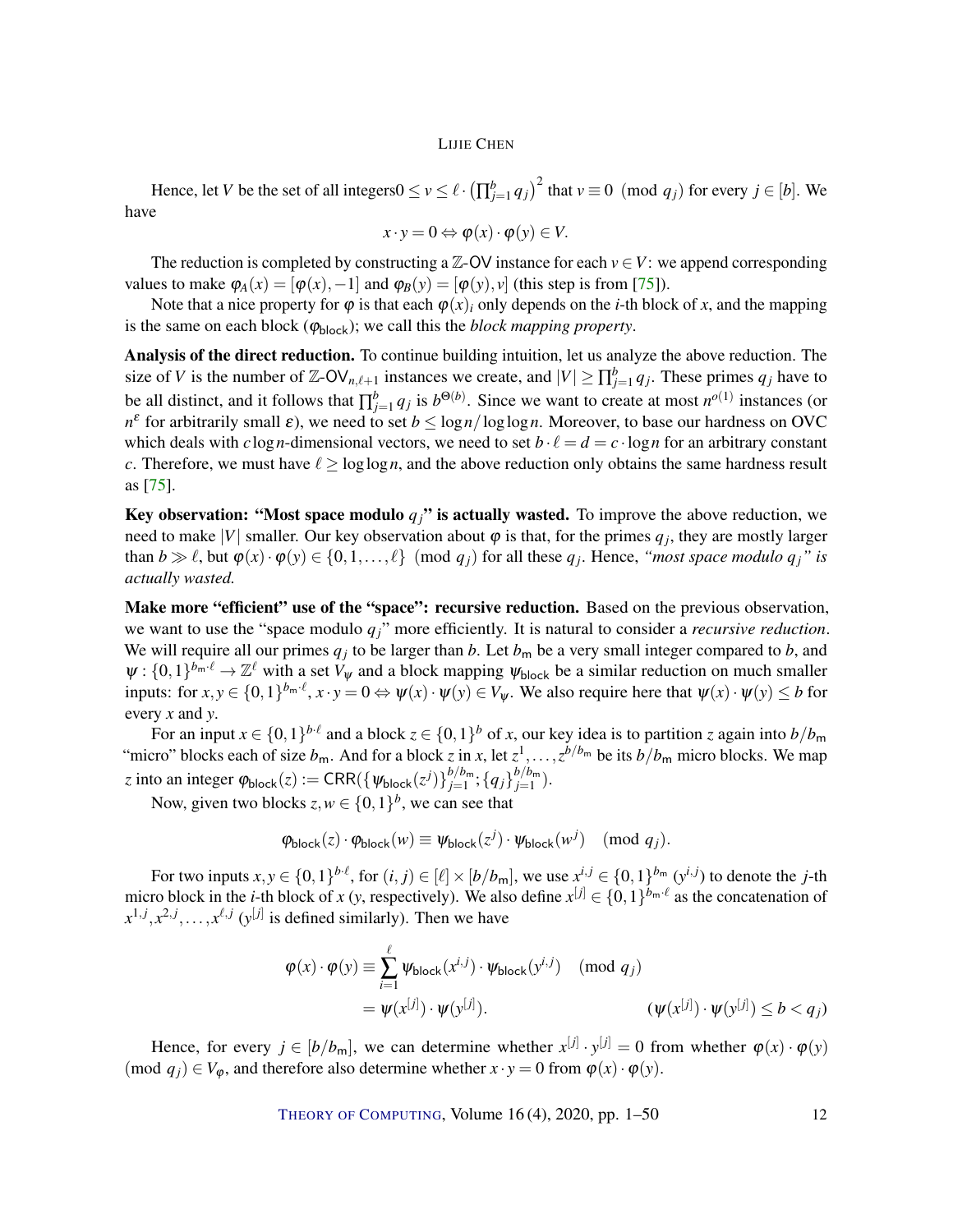Hence, let $V$ be the set of all integers$0 \le v \le \ell \cdot \left(\prod_{j=1}^{b} q_j\right)^2$ that $v \equiv 0 \pmod{q_j}$ for every $j \in [b]$. We have

$$x \cdot y = 0 \Leftrightarrow \varphi(x) \cdot \varphi(y) \in V.$$

The reduction is completed by constructing a $\mathbb{Z}$-OV instance for each $v \in V$: we append corresponding values to make $\varphi_A(x) = [\varphi(x), -1]$ and $\varphi_B(y) = [\varphi(y), v]$ (this step is from [75]).

Note that a nice property for $\varphi$ is that each $\varphi(x)_i$ only depends on the $i$-th block of $x$, and the mapping is the same on each block ($\varphi_{\mathsf{block}}$); we call this the *block mapping property*.

**Analysis of the direct reduction.** To continue building intuition, let us analyze the above reduction. The size of $V$ is the number of $\mathbb{Z}$-$\mathsf{OV}_{n,\ell+1}$ instances we create, and $|V| \ge \prod_{j=1}^{b} q_j$. These primes $q_j$ have to be all distinct, and it follows that $\prod_{j=1}^{b} q_j$ is $b^{\Theta(b)}$. Since we want to create at most $n^{o(1)}$ instances (or $n^{\varepsilon}$ for arbitrarily small $\varepsilon$), we need to set $b \le \log n / \log\log n$. Moreover, to base our hardness on OVC which deals with $c \log n$-dimensional vectors, we need to set $b \cdot \ell = d = c \cdot \log n$ for an arbitrary constant $c$. Therefore, we must have $\ell \ge \log\log n$, and the above reduction only obtains the same hardness result as [75].

**Key observation: "Most space modulo $q_j$" is actually wasted.** To improve the above reduction, we need to make $|V|$ smaller. Our key observation about $\varphi$ is that, for the primes $q_j$, they are mostly larger than $b \gg \ell$, but $\varphi(x) \cdot \varphi(y) \in \{0, 1, \ldots, \ell\} \pmod{q_j}$ for all these $q_j$. Hence, *"most space modulo $q_j$" is actually wasted.*

**Make more "efficient" use of the "space": recursive reduction.** Based on the previous observation, we want to use the "space modulo $q_j$" more efficiently. It is natural to consider a *recursive reduction*. We will require all our primes $q_j$ to be larger than $b$. Let $b_{\mathsf{m}}$ be a very small integer compared to $b$, and $\psi : \{0,1\}^{b_{\mathsf{m}} \cdot \ell} \to \mathbb{Z}^{\ell}$ with a set $V_\psi$ and a block mapping $\psi_{\mathsf{block}}$ be a similar reduction on much smaller inputs: for $x, y \in \{0,1\}^{b_{\mathsf{m}} \cdot \ell}$, $x \cdot y = 0 \Leftrightarrow \psi(x) \cdot \psi(y) \in V_\psi$. We also require here that $\psi(x) \cdot \psi(y) \le b$ for every $x$ and $y$.

For an input $x \in \{0,1\}^{b \cdot \ell}$ and a block $z \in \{0,1\}^{b}$ of $x$, our key idea is to partition $z$ again into $b/b_{\mathsf{m}}$ "micro" blocks each of size $b_{\mathsf{m}}$. And for a block $z$ in $x$, let $z^1, \ldots, z^{b/b_{\mathsf{m}}}$ be its $b/b_{\mathsf{m}}$ micro blocks. We map $z$ into an integer $\varphi_{\mathsf{block}}(z) := \mathsf{CRR}(\{\psi_{\mathsf{block}}(z^j)\}_{j=1}^{b/b_{\mathsf{m}}}; \{q_j\}_{j=1}^{b/b_{\mathsf{m}}})$.

Now, given two blocks $z, w \in \{0,1\}^{b}$, we can see that

$$\varphi_{\mathsf{block}}(z) \cdot \varphi_{\mathsf{block}}(w) \equiv \psi_{\mathsf{block}}(z^j) \cdot \psi_{\mathsf{block}}(w^j) \pmod{q_j}.$$

For two inputs $x, y \in \{0,1\}^{b \cdot \ell}$, for $(i, j) \in [\ell] \times [b/b_{\mathsf{m}}]$, we use $x^{i,j} \in \{0,1\}^{b_{\mathsf{m}}}$ ($y^{i,j}$) to denote the $j$-th micro block in the $i$-th block of $x$ ($y$, respectively). We also define $x^{[j]} \in \{0,1\}^{b_{\mathsf{m}} \cdot \ell}$ as the concatenation of $x^{1,j}, x^{2,j}, \ldots, x^{\ell,j}$ ($y^{[j]}$ is defined similarly). Then we have

$$\begin{aligned}
\varphi(x) \cdot \varphi(y) &\equiv \sum_{i=1}^{\ell} \psi_{\mathsf{block}}(x^{i,j}) \cdot \psi_{\mathsf{block}}(y^{i,j}) \pmod{q_j} \\
&= \psi(x^{[j]}) \cdot \psi(y^{[j]}). \qquad\qquad (\psi(x^{[j]}) \cdot \psi(y^{[j]}) \le b < q_j)
\end{aligned}$$

Hence, for every $j \in [b/b_{\mathsf{m}}]$, we can determine whether $x^{[j]} \cdot y^{[j]} = 0$ from whether $\varphi(x) \cdot \varphi(y) \pmod{q_j} \in V_\varphi$, and therefore also determine whether $x \cdot y = 0$ from $\varphi(x) \cdot \varphi(y)$.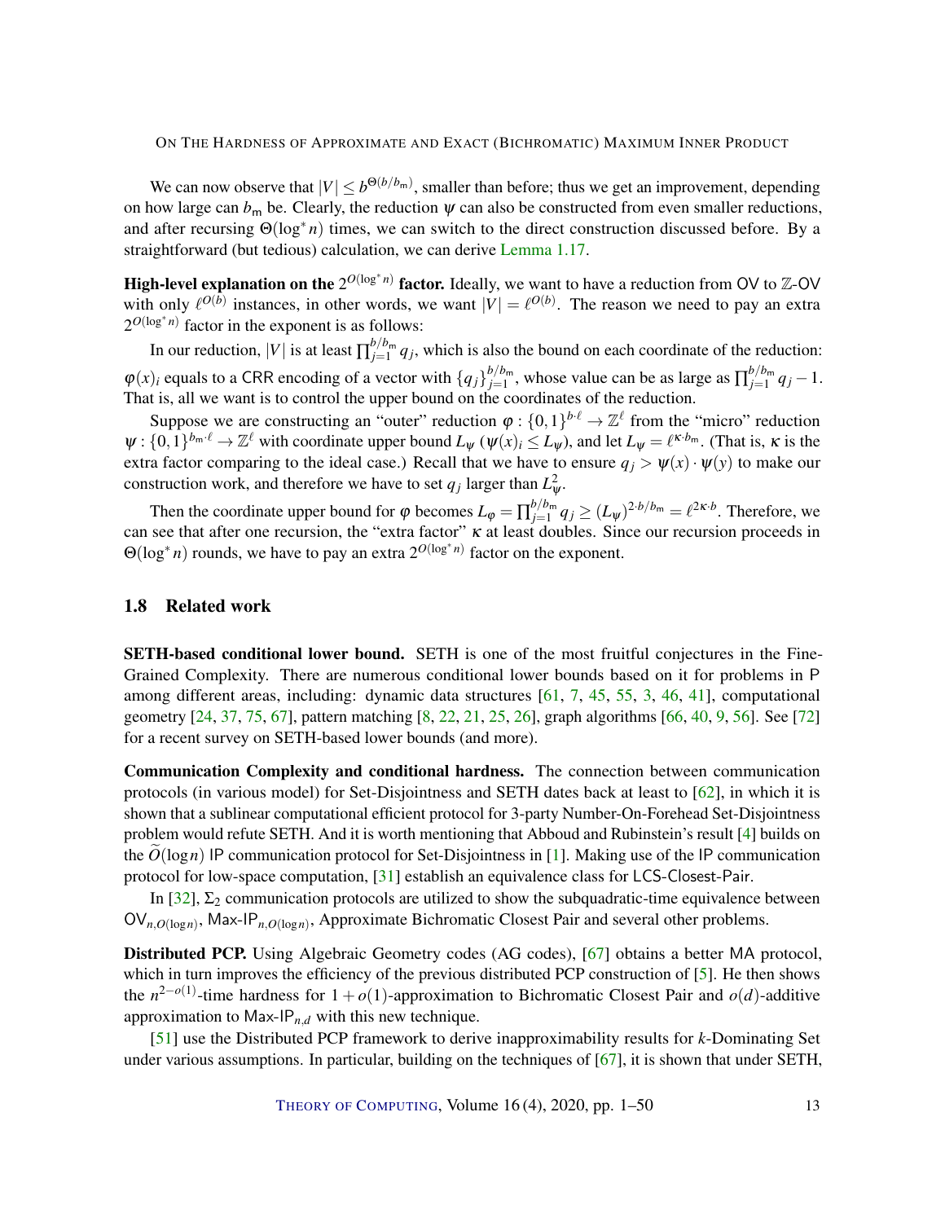We can now observe that $|V| \le b^{\Theta(b/b_{\mathsf{m}})}$, smaller than before; thus we get an improvement, depending on how large can $b_{\mathsf{m}}$ be. Clearly, the reduction $\psi$ can also be constructed from even smaller reductions, and after recursing $\Theta(\log^* n)$ times, we can switch to the direct construction discussed before. By a straightforward (but tedious) calculation, we can derive Lemma 1.17.

**High-level explanation on the $2^{O(\log^* n)}$ factor.** Ideally, we want to have a reduction from OV to $\mathbb{Z}$-OV with only $\ell^{O(b)}$ instances, in other words, we want $|V| = \ell^{O(b)}$. The reason we need to pay an extra $2^{O(\log^* n)}$ factor in the exponent is as follows:

In our reduction, $|V|$ is at least $\prod_{j=1}^{b/b_{\mathsf{m}}} q_j$, which is also the bound on each coordinate of the reduction: $\varphi(x)_i$ equals to a CRR encoding of a vector with $\{q_j\}_{j=1}^{b/b_{\mathsf{m}}}$, whose value can be as large as $\prod_{j=1}^{b/b_{\mathsf{m}}} q_j - 1$. That is, all we want is to control the upper bound on the coordinates of the reduction.

Suppose we are constructing an "outer" reduction $\varphi : \{0,1\}^{b\cdot\ell} \to \mathbb{Z}^{\ell}$ from the "micro" reduction $\psi : \{0,1\}^{b_{\mathsf{m}}\cdot\ell} \to \mathbb{Z}^{\ell}$ with coordinate upper bound $L_\psi$ ($\psi(x)_i \le L_\psi$), and let $L_\psi = \ell^{\kappa\cdot b_{\mathsf{m}}}$. (That is, $\kappa$ is the extra factor comparing to the ideal case.) Recall that we have to ensure $q_j > \psi(x)\cdot\psi(y)$ to make our construction work, and therefore we have to set $q_j$ larger than $L_\psi^2$.

Then the coordinate upper bound for $\varphi$ becomes $L_\varphi = \prod_{j=1}^{b/b_{\mathsf{m}}} q_j \ge (L_\psi)^{2\cdot b/b_{\mathsf{m}}} = \ell^{2\kappa\cdot b}$. Therefore, we can see that after one recursion, the "extra factor" $\kappa$ at least doubles. Since our recursion proceeds in $\Theta(\log^* n)$ rounds, we have to pay an extra $2^{O(\log^* n)}$ factor on the exponent.

## 1.8 Related work

**SETH-based conditional lower bound.** SETH is one of the most fruitful conjectures in the Fine-Grained Complexity. There are numerous conditional lower bounds based on it for problems in P among different areas, including: dynamic data structures [61, 7, 45, 55, 3, 46, 41], computational geometry [24, 37, 75, 67], pattern matching [8, 22, 21, 25, 26], graph algorithms [66, 40, 9, 56]. See [72] for a recent survey on SETH-based lower bounds (and more).

**Communication Complexity and conditional hardness.** The connection between communication protocols (in various model) for Set-Disjointness and SETH dates back at least to [62], in which it is shown that a sublinear computational efficient protocol for 3-party Number-On-Forehead Set-Disjointness problem would refute SETH. And it is worth mentioning that Abboud and Rubinstein's result [4] builds on the $\widetilde{O}(\log n)$ IP communication protocol for Set-Disjointness in [1]. Making use of the IP communication protocol for low-space computation, [31] establish an equivalence class for LCS-Closest-Pair.

In [32], $\Sigma_2$ communication protocols are utilized to show the subquadratic-time equivalence between $\mathsf{OV}_{n,O(\log n)}$, $\mathsf{Max\text{-}IP}_{n,O(\log n)}$, Approximate Bichromatic Closest Pair and several other problems.

**Distributed PCP.** Using Algebraic Geometry codes (AG codes), [67] obtains a better MA protocol, which in turn improves the efficiency of the previous distributed PCP construction of [5]. He then shows the $n^{2-o(1)}$-time hardness for $1+o(1)$-approximation to Bichromatic Closest Pair and $o(d)$-additive approximation to $\mathsf{Max\text{-}IP}_{n,d}$ with this new technique.

[51] use the Distributed PCP framework to derive inapproximability results for $k$-Dominating Set under various assumptions. In particular, building on the techniques of [67], it is shown that under SETH,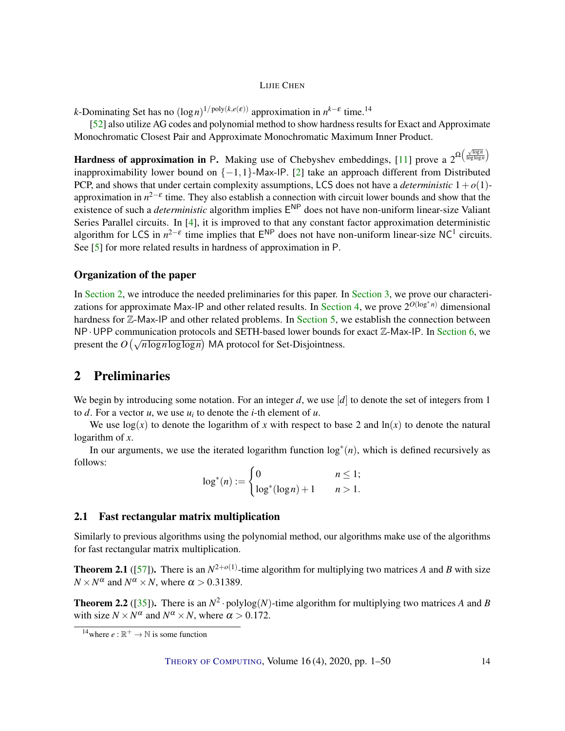$k$-Dominating Set has no $(\log n)^{1/\mathrm{poly}(k,e(\varepsilon))}$ approximation in $n^{k-\varepsilon}$ time.[14]

[52] also utilize AG codes and polynomial method to show hardness results for Exact and Approximate Monochromatic Closest Pair and Approximate Monochromatic Maximum Inner Product.

**Hardness of approximation in $\mathsf{P}$.** Making use of Chebyshev embeddings, [11] prove a $2^{\Omega\left(\frac{\sqrt{\log n}}{\log\log n}\right)}$ inapproximability lower bound on $\{-1,1\}$-$\mathsf{Max\text{-}IP}$. [2] take an approach different from Distributed PCP, and shows that under certain complexity assumptions, $\mathsf{LCS}$ does not have a *deterministic* $1+o(1)$-approximation in $n^{2-\varepsilon}$ time. They also establish a connection with circuit lower bounds and show that the existence of such a *deterministic* algorithm implies $\mathsf{E}^{\mathsf{NP}}$ does not have non-uniform linear-size Valiant Series Parallel circuits. In [4], it is improved to that any constant factor approximation deterministic algorithm for $\mathsf{LCS}$ in $n^{2-\varepsilon}$ time implies that $\mathsf{E}^{\mathsf{NP}}$ does not have non-uniform linear-size $\mathsf{NC}^1$ circuits. See [5] for more related results in hardness of approximation in $\mathsf{P}$.

### Organization of the paper

In Section 2, we introduce the needed preliminaries for this paper. In Section 3, we prove our characterizations for approximate $\mathsf{Max\text{-}IP}$ and other related results. In Section 4, we prove $2^{O(\log^* n)}$ dimensional hardness for $\mathbb{Z}$-$\mathsf{Max\text{-}IP}$ and other related problems. In Section 5, we establish the connection between $\mathsf{NP}\cdot\mathsf{UPP}$ communication protocols and SETH-based lower bounds for exact $\mathbb{Z}$-$\mathsf{Max\text{-}IP}$. In Section 6, we present the $O\left(\sqrt{n\log n\log\log n}\right)$ MA protocol for Set-Disjointness.

## 2 Preliminaries

We begin by introducing some notation. For an integer $d$, we use $[d]$ to denote the set of integers from 1 to $d$. For a vector $u$, we use $u_i$ to denote the $i$-th element of $u$.

We use $\log(x)$ to denote the logarithm of $x$ with respect to base 2 and $\ln(x)$ to denote the natural logarithm of $x$.

In our arguments, we use the iterated logarithm function $\log^*(n)$, which is defined recursively as follows:

$$\log^*(n) := \begin{cases} 0 & n \le 1; \\ \log^*(\log n) + 1 & n > 1. \end{cases}$$

### 2.1 Fast rectangular matrix multiplication

Similarly to previous algorithms using the polynomial method, our algorithms make use of the algorithms for fast rectangular matrix multiplication.

**Theorem 2.1** ([57])**.** There is an $N^{2+o(1)}$-time algorithm for multiplying two matrices $A$ and $B$ with size $N \times N^{\alpha}$ and $N^{\alpha} \times N$, where $\alpha > 0.31389$.

**Theorem 2.2** ([35])**.** There is an $N^2 \cdot \mathrm{polylog}(N)$-time algorithm for multiplying two matrices $A$ and $B$ with size $N \times N^{\alpha}$ and $N^{\alpha} \times N$, where $\alpha > 0.172$.

[14] where $e : \mathbb{R}^+ \to \mathbb{N}$ is some function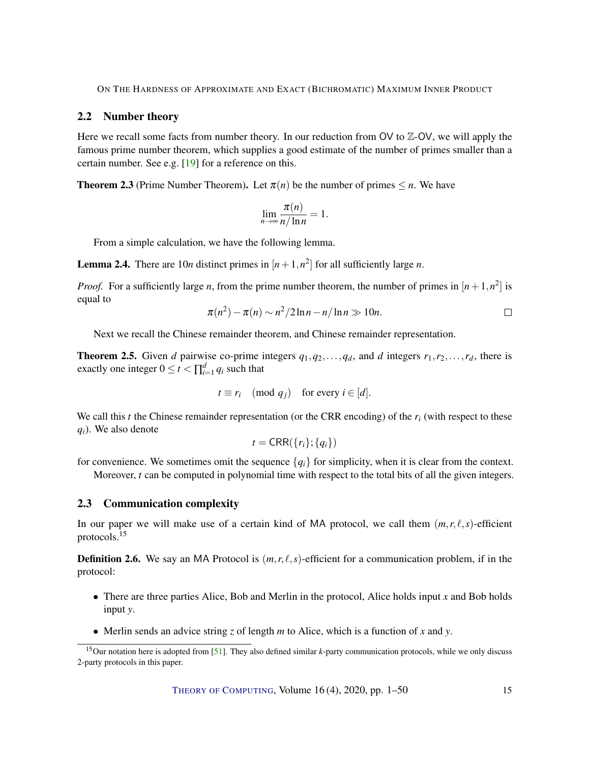## 2.2 Number theory

Here we recall some facts from number theory. In our reduction from OV to $\mathbb{Z}$-OV, we will apply the famous prime number theorem, which supplies a good estimate of the number of primes smaller than a certain number. See e.g. [19] for a reference on this.

**Theorem 2.3** (Prime Number Theorem)**.** Let $\pi(n)$ be the number of primes $\leq n$. We have

$$\lim_{n\to\infty} \frac{\pi(n)}{n/\ln n} = 1.$$

From a simple calculation, we have the following lemma.

**Lemma 2.4.** There are $10n$ distinct primes in $[n+1, n^2]$ for all sufficiently large $n$.

*Proof.* For a sufficiently large $n$, from the prime number theorem, the number of primes in $[n+1, n^2]$ is equal to

$$\pi(n^2) - \pi(n) \sim n^2/2\ln n - n/\ln n \gg 10n.$$

□

Next we recall the Chinese remainder theorem, and Chinese remainder representation.

**Theorem 2.5.** Given $d$ pairwise co-prime integers $q_1, q_2, \ldots, q_d$, and $d$ integers $r_1, r_2, \ldots, r_d$, there is exactly one integer $0 \leq t < \prod_{i=1}^{d} q_i$ such that

$$t \equiv r_i \pmod{q_j} \quad \text{for every } i \in [d].$$

We call this $t$ the Chinese remainder representation (or the CRR encoding) of the $r_i$ (with respect to these $q_i$). We also denote

$$t = \mathsf{CRR}(\{r_i\}; \{q_i\})$$

for convenience. We sometimes omit the sequence $\{q_i\}$ for simplicity, when it is clear from the context.

Moreover, $t$ can be computed in polynomial time with respect to the total bits of all the given integers.

## 2.3 Communication complexity

In our paper we will make use of a certain kind of MA protocol, we call them $(m, r, \ell, s)$-efficient protocols.[15]

**Definition 2.6.** We say an MA Protocol is $(m, r, \ell, s)$-efficient for a communication problem, if in the protocol:

- There are three parties Alice, Bob and Merlin in the protocol, Alice holds input $x$ and Bob holds input $y$.
- Merlin sends an advice string $z$ of length $m$ to Alice, which is a function of $x$ and $y$.

[15] Our notation here is adopted from [51]. They also defined similar $k$-party communication protocols, while we only discuss 2-party protocols in this paper.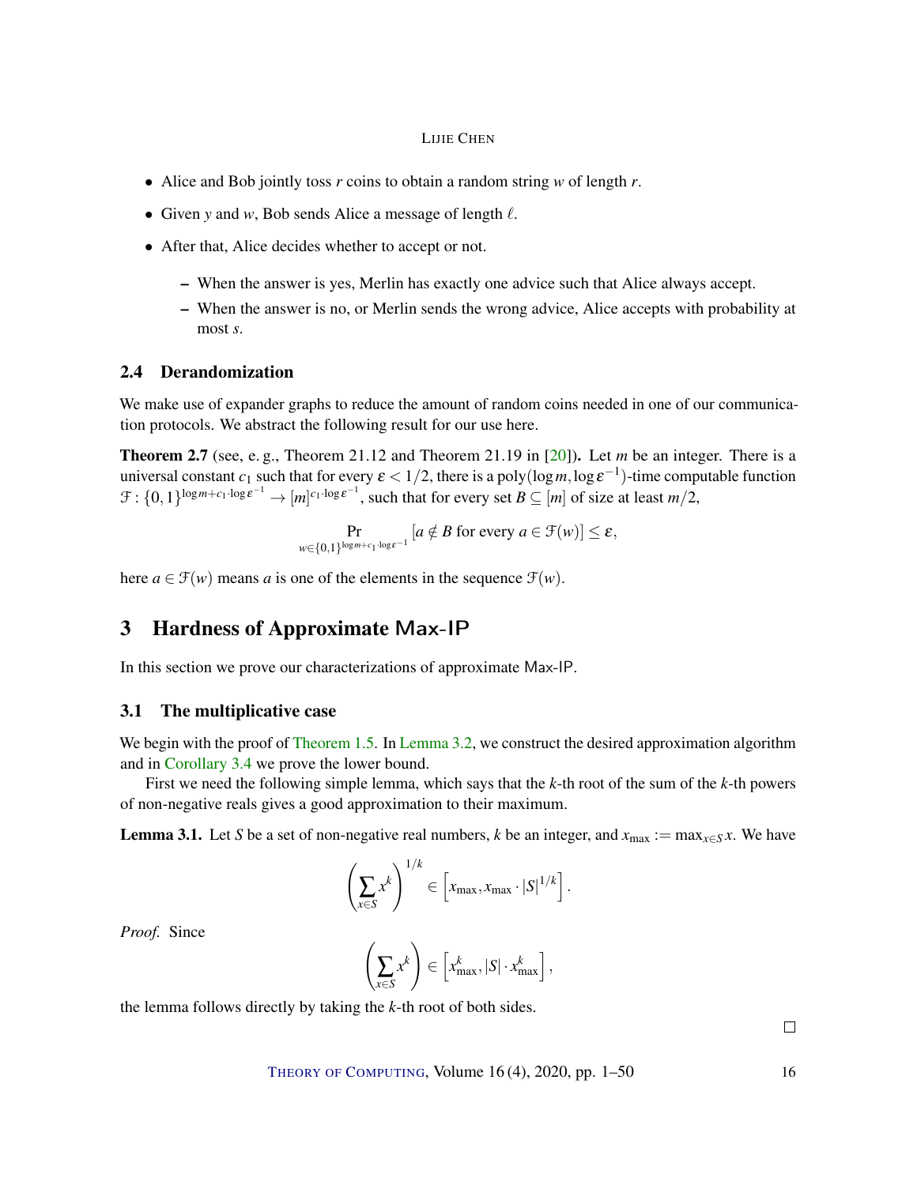- Alice and Bob jointly toss $r$ coins to obtain a random string $w$ of length $r$.
- Given $y$ and $w$, Bob sends Alice a message of length $\ell$.
- After that, Alice decides whether to accept or not.
  - When the answer is yes, Merlin has exactly one advice such that Alice always accept.
  - When the answer is no, or Merlin sends the wrong advice, Alice accepts with probability at most $s$.

### 2.4 Derandomization

We make use of expander graphs to reduce the amount of random coins needed in one of our communication protocols. We abstract the following result for our use here.

**Theorem 2.7** (see, e. g., Theorem 21.12 and Theorem 21.19 in [20])**.** Let $m$ be an integer. There is a universal constant $c_1$ such that for every $\varepsilon < 1/2$, there is a $\mathrm{poly}(\log m, \log \varepsilon^{-1})$-time computable function $\mathcal{F} : \{0,1\}^{\log m + c_1 \cdot \log \varepsilon^{-1}} \to [m]^{c_1 \cdot \log \varepsilon^{-1}}$, such that for every set $B \subseteq [m]$ of size at least $m/2$,

$$\Pr_{w \in \{0,1\}^{\log m + c_1 \cdot \log \varepsilon^{-1}}} [a \notin B \text{ for every } a \in \mathcal{F}(w)] \leq \varepsilon,$$

here $a \in \mathcal{F}(w)$ means $a$ is one of the elements in the sequence $\mathcal{F}(w)$.

## 3 Hardness of Approximate Max-IP

In this section we prove our characterizations of approximate Max-IP.

### 3.1 The multiplicative case

We begin with the proof of Theorem 1.5. In Lemma 3.2, we construct the desired approximation algorithm and in Corollary 3.4 we prove the lower bound.

First we need the following simple lemma, which says that the $k$-th root of the sum of the $k$-th powers of non-negative reals gives a good approximation to their maximum.

**Lemma 3.1.** *Let $S$ be a set of non-negative real numbers, $k$ be an integer, and $x_{\max} := \max_{x \in S} x$. We have*

$$\left( \sum_{x \in S} x^k \right)^{1/k} \in \left[ x_{\max}, x_{\max} \cdot |S|^{1/k} \right].$$

*Proof.* Since

$$\left( \sum_{x \in S} x^k \right) \in \left[ x_{\max}^k, |S| \cdot x_{\max}^k \right],$$

the lemma follows directly by taking the $k$-th root of both sides. □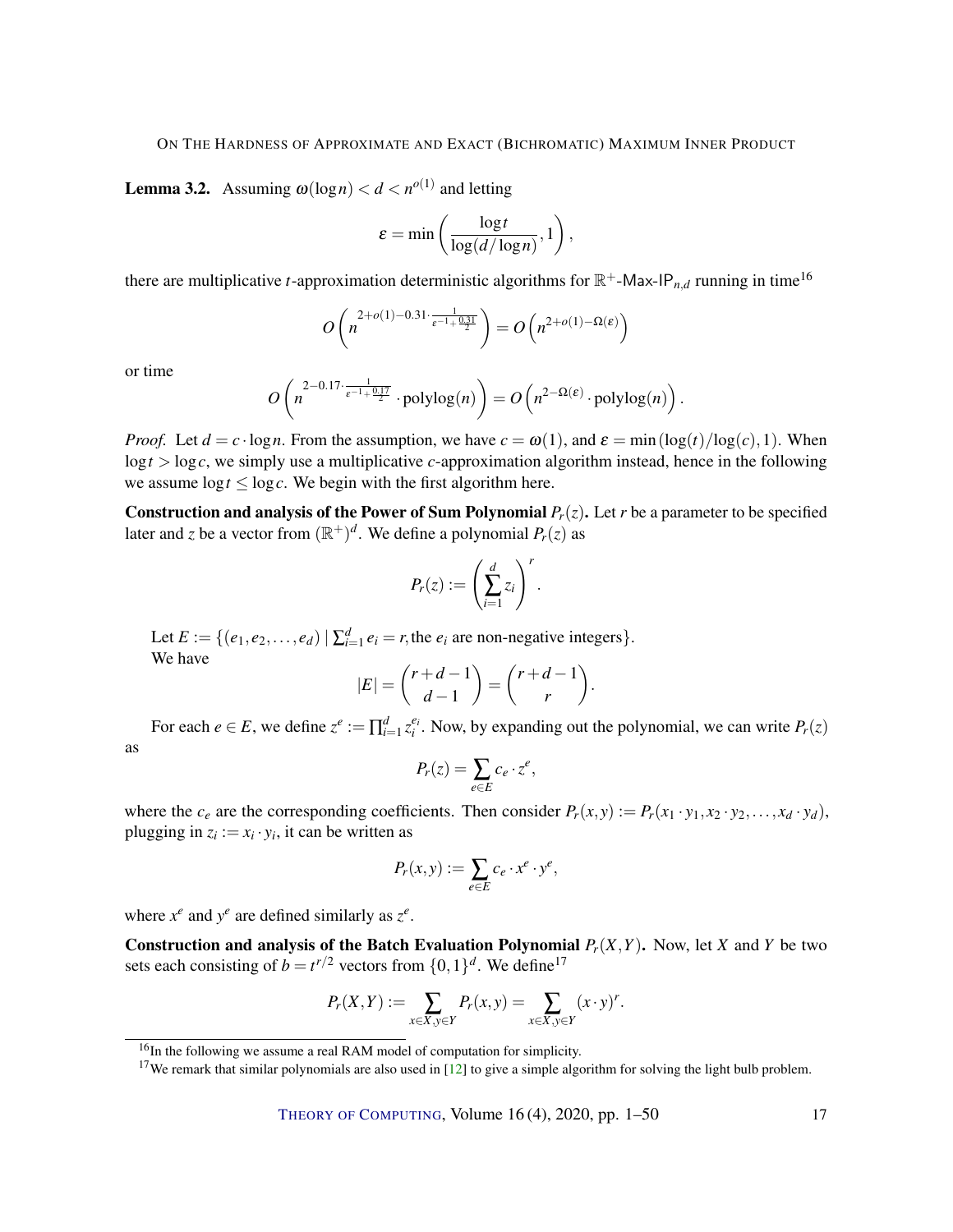**Lemma 3.2.** Assuming $\omega(\log n) < d < n^{o(1)}$ and letting

$$\varepsilon = \min\left(\frac{\log t}{\log(d/\log n)}, 1\right),$$

there are multiplicative $t$-approximation deterministic algorithms for $\mathbb{R}^+$-Max-IP$_{n,d}$ running in time[16]

$$O\left(n^{2+o(1)-0.31\cdot\frac{1}{\varepsilon^{-1}+\frac{0.31}{2}}}\right) = O\left(n^{2+o(1)-\Omega(\varepsilon)}\right)$$

or time

$$O\left(n^{2-0.17\cdot\frac{1}{\varepsilon^{-1}+\frac{0.17}{2}}}\cdot \text{polylog}(n)\right) = O\left(n^{2-\Omega(\varepsilon)}\cdot \text{polylog}(n)\right).$$

*Proof.* Let $d = c \cdot \log n$. From the assumption, we have $c = \omega(1)$, and $\varepsilon = \min(\log(t)/\log(c), 1)$. When $\log t > \log c$, we simply use a multiplicative $c$-approximation algorithm instead, hence in the following we assume $\log t \le \log c$. We begin with the first algorithm here.

**Construction and analysis of the Power of Sum Polynomial $P_r(z)$.** Let $r$ be a parameter to be specified later and $z$ be a vector from $(\mathbb{R}^+)^d$. We define a polynomial $P_r(z)$ as

$$P_r(z) := \left(\sum_{i=1}^{d} z_i\right)^r.$$

Let $E := \{(e_1, e_2, \ldots, e_d) \mid \sum_{i=1}^{d} e_i = r, \text{the } e_i \text{ are non-negative integers}\}$.
We have

$$|E| = \binom{r+d-1}{d-1} = \binom{r+d-1}{r}.$$

For each $e \in E$, we define $z^e := \prod_{i=1}^{d} z_i^{e_i}$. Now, by expanding out the polynomial, we can write $P_r(z)$ as

$$P_r(z) = \sum_{e\in E} c_e \cdot z^e,$$

where the $c_e$ are the corresponding coefficients. Then consider $P_r(x,y) := P_r(x_1 \cdot y_1, x_2 \cdot y_2, \ldots, x_d \cdot y_d)$, plugging in $z_i := x_i \cdot y_i$, it can be written as

$$P_r(x,y) := \sum_{e\in E} c_e \cdot x^e \cdot y^e,$$

where $x^e$ and $y^e$ are defined similarly as $z^e$.

**Construction and analysis of the Batch Evaluation Polynomial $P_r(X,Y)$.** Now, let $X$ and $Y$ be two sets each consisting of $b = t^{r/2}$ vectors from $\{0,1\}^d$. We define[17]

$$P_r(X,Y) := \sum_{x\in X, y\in Y} P_r(x,y) = \sum_{x\in X, y\in Y} (x\cdot y)^r.$$

[16] In the following we assume a real RAM model of computation for simplicity.

[17] We remark that similar polynomials are also used in [12] to give a simple algorithm for solving the light bulb problem.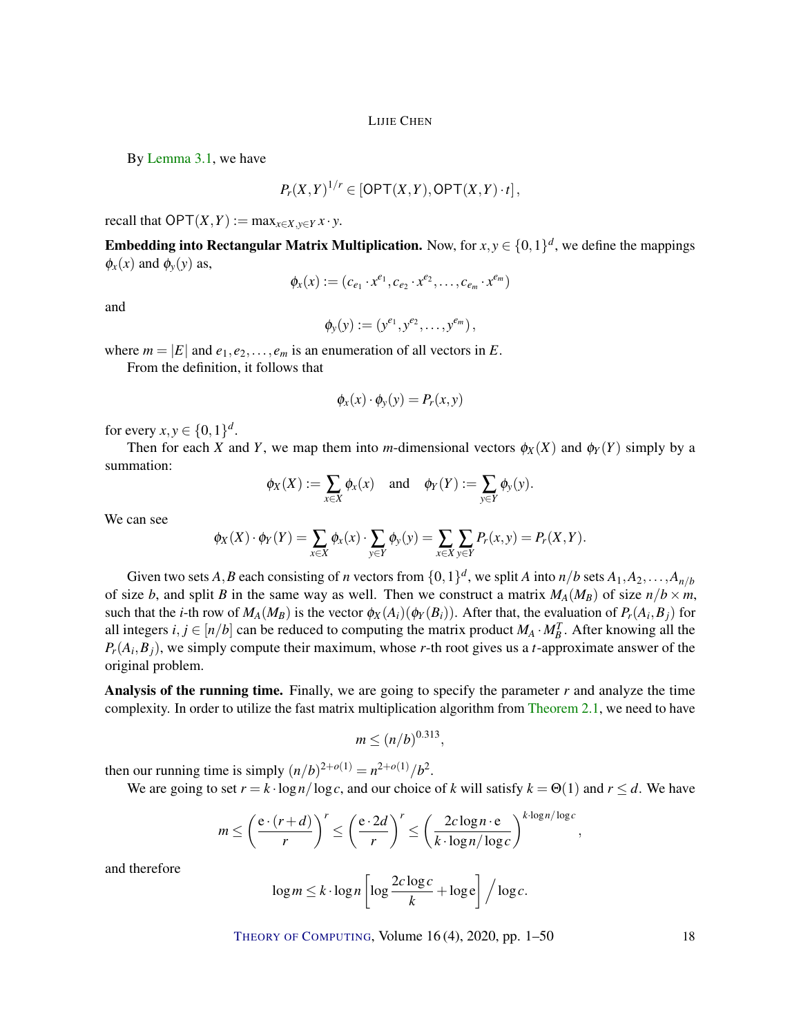By Lemma 3.1, we have

$$P_r(X,Y)^{1/r} \in [\mathsf{OPT}(X,Y), \mathsf{OPT}(X,Y) \cdot t],$$

recall that $\mathsf{OPT}(X,Y) := \max_{x \in X, y \in Y} x \cdot y$.

**Embedding into Rectangular Matrix Multiplication.** Now, for $x, y \in \{0,1\}^d$, we define the mappings $\phi_x(x)$ and $\phi_y(y)$ as,

$$\phi_x(x) := (c_{e_1} \cdot x^{e_1}, c_{e_2} \cdot x^{e_2}, \ldots, c_{e_m} \cdot x^{e_m})$$

and

$$\phi_y(y) := (y^{e_1}, y^{e_2}, \ldots, y^{e_m}),$$

where $m = |E|$ and $e_1, e_2, \ldots, e_m$ is an enumeration of all vectors in $E$.

From the definition, it follows that

$$\phi_x(x) \cdot \phi_y(y) = P_r(x,y)$$

for every $x, y \in \{0,1\}^d$.

Then for each $X$ and $Y$, we map them into $m$-dimensional vectors $\phi_X(X)$ and $\phi_Y(Y)$ simply by a summation:

$$\phi_X(X) := \sum_{x \in X} \phi_x(x) \quad \text{and} \quad \phi_Y(Y) := \sum_{y \in Y} \phi_y(y).$$

We can see

$$\phi_X(X) \cdot \phi_Y(Y) = \sum_{x \in X} \phi_x(x) \cdot \sum_{y \in Y} \phi_y(y) = \sum_{x \in X} \sum_{y \in Y} P_r(x,y) = P_r(X,Y).$$

Given two sets $A, B$ each consisting of $n$ vectors from $\{0,1\}^d$, we split $A$ into $n/b$ sets $A_1, A_2, \ldots, A_{n/b}$ of size $b$, and split $B$ in the same way as well. Then we construct a matrix $M_A(M_B)$ of size $n/b \times m$, such that the $i$-th row of $M_A(M_B)$ is the vector $\phi_X(A_i)(\phi_Y(B_i))$. After that, the evaluation of $P_r(A_i, B_j)$ for all integers $i, j \in [n/b]$ can be reduced to computing the matrix product $M_A \cdot M_B^T$. After knowing all the $P_r(A_i, B_j)$, we simply compute their maximum, whose $r$-th root gives us a $t$-approximate answer of the original problem.

**Analysis of the running time.** Finally, we are going to specify the parameter $r$ and analyze the time complexity. In order to utilize the fast matrix multiplication algorithm from Theorem 2.1, we need to have

$$m \le (n/b)^{0.313},$$

then our running time is simply $(n/b)^{2+o(1)} = n^{2+o(1)}/b^2$.

We are going to set $r = k \cdot \log n / \log c$, and our choice of $k$ will satisfy $k = \Theta(1)$ and $r \le d$. We have

$$m \le \left(\frac{\mathrm{e} \cdot (r+d)}{r}\right)^r \le \left(\frac{\mathrm{e} \cdot 2d}{r}\right)^r \le \left(\frac{2c \log n \cdot \mathrm{e}}{k \cdot \log n / \log c}\right)^{k \cdot \log n / \log c},$$

and therefore

$$\log m \le k \cdot \log n \left[\log \frac{2c \log c}{k} + \log \mathrm{e}\right] \Big/ \log c.$$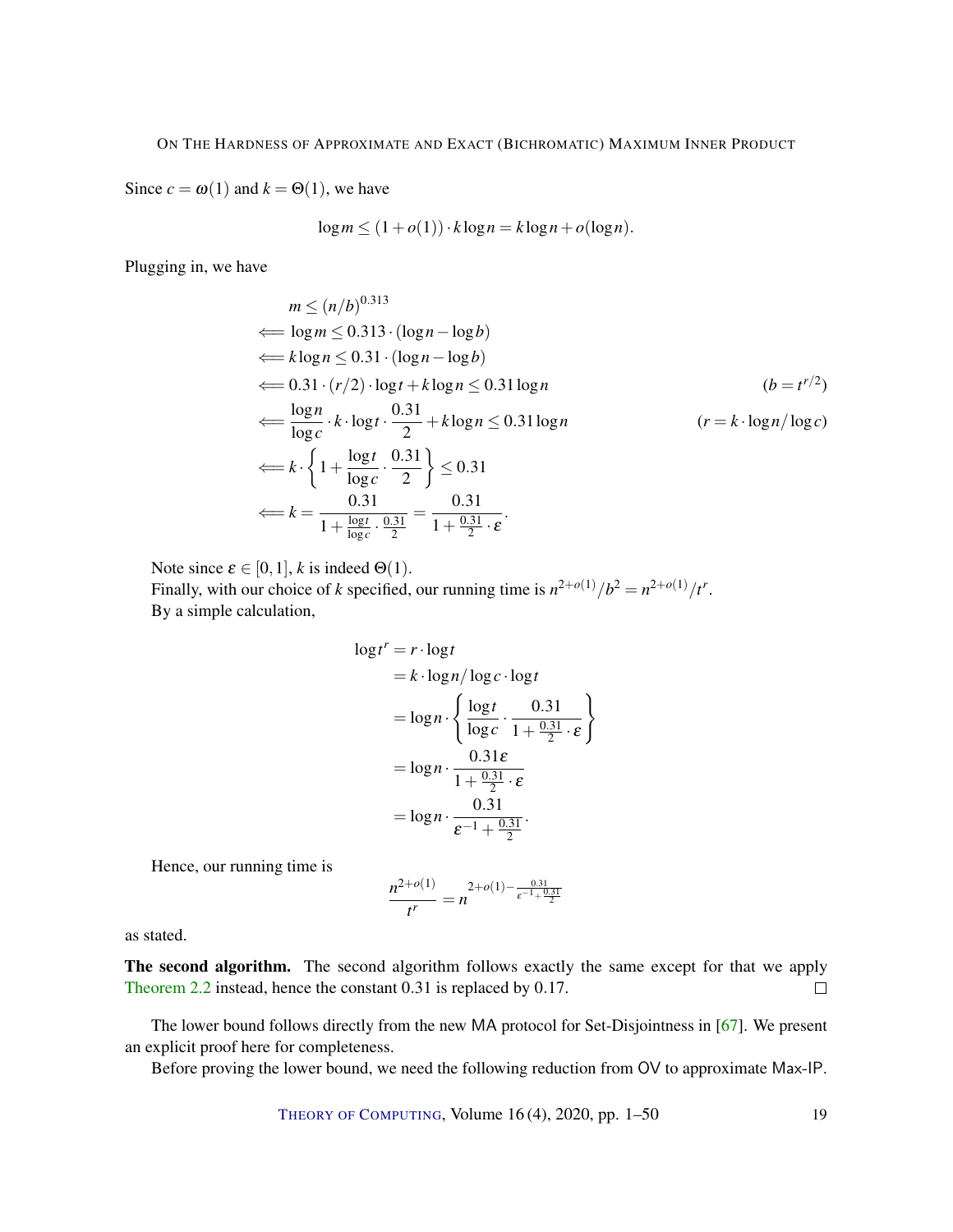Since $c = \omega(1)$ and $k = \Theta(1)$, we have

$$\log m \leq (1 + o(1)) \cdot k \log n = k \log n + o(\log n).$$

Plugging in, we have

$$
\begin{aligned}
& m \leq (n/b)^{0.313} \\
\Longleftarrow\ & \log m \leq 0.313 \cdot (\log n - \log b) \\
\Longleftarrow\ & k \log n \leq 0.31 \cdot (\log n - \log b) \\
\Longleftarrow\ & 0.31 \cdot (r/2) \cdot \log t + k \log n \leq 0.31 \log n && (b = t^{r/2}) \\
\Longleftarrow\ & \frac{\log n}{\log c} \cdot k \cdot \log t \cdot \frac{0.31}{2} + k \log n \leq 0.31 \log n && (r = k \cdot \log n / \log c) \\
\Longleftarrow\ & k \cdot \left\{ 1 + \frac{\log t}{\log c} \cdot \frac{0.31}{2} \right\} \leq 0.31 \\
\Longleftarrow\ & k = \frac{0.31}{1 + \frac{\log t}{\log c} \cdot \frac{0.31}{2}} = \frac{0.31}{1 + \frac{0.31}{2} \cdot \varepsilon}.
\end{aligned}
$$

Note since $\varepsilon \in [0, 1]$, $k$ is indeed $\Theta(1)$.

Finally, with our choice of $k$ specified, our running time is $n^{2+o(1)}/b^2 = n^{2+o(1)}/t^r$.

By a simple calculation,

$$
\begin{aligned}
\log t^r &= r \cdot \log t \\
&= k \cdot \log n / \log c \cdot \log t \\
&= \log n \cdot \left\{ \frac{\log t}{\log c} \cdot \frac{0.31}{1 + \frac{0.31}{2} \cdot \varepsilon} \right\} \\
&= \log n \cdot \frac{0.31 \varepsilon}{1 + \frac{0.31}{2} \cdot \varepsilon} \\
&= \log n \cdot \frac{0.31}{\varepsilon^{-1} + \frac{0.31}{2}}.
\end{aligned}
$$

Hence, our running time is

$$\frac{n^{2+o(1)}}{t^r} = n^{2 + o(1) - \frac{0.31}{\varepsilon^{-1} + \frac{0.31}{2}}}$$

as stated.

**The second algorithm.** The second algorithm follows exactly the same except for that we apply Theorem 2.2 instead, hence the constant 0.31 is replaced by 0.17. □

The lower bound follows directly from the new MA protocol for Set-Disjointness in [67]. We present an explicit proof here for completeness.

Before proving the lower bound, we need the following reduction from OV to approximate Max-IP.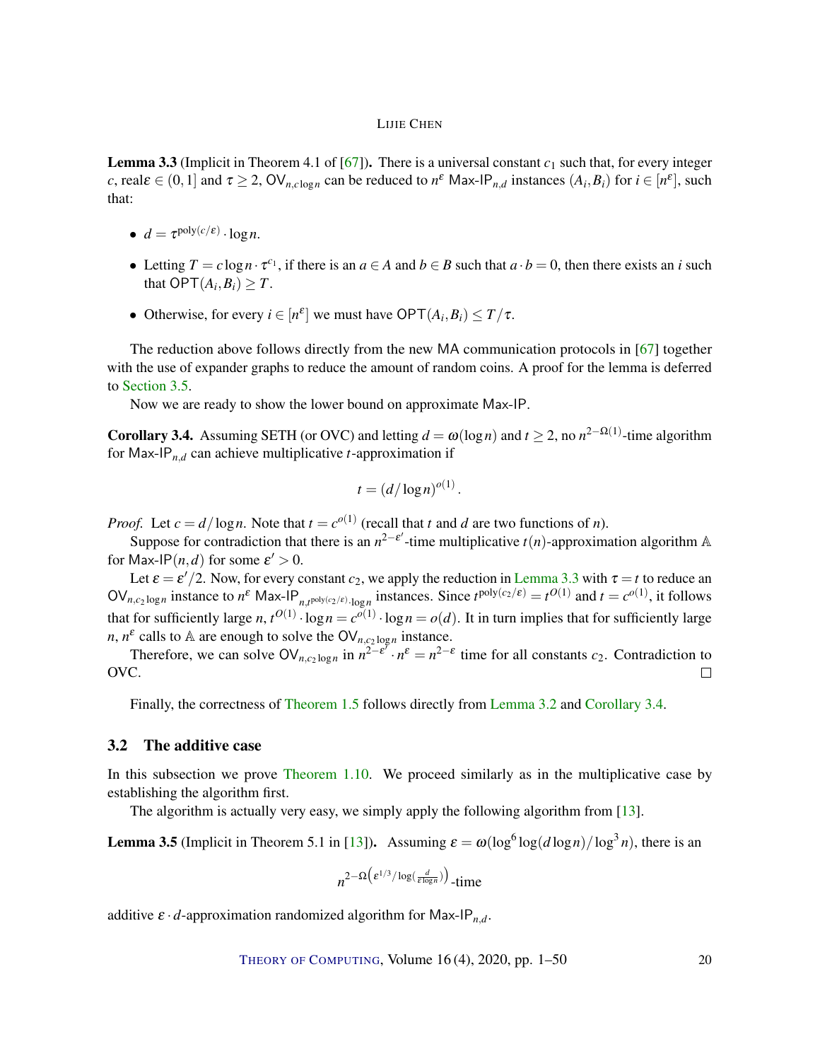**Lemma 3.3** (Implicit in Theorem 4.1 of [67]). There is a universal constant $c_1$ such that, for every integer $c$, real $\varepsilon \in (0,1]$ and $\tau \geq 2$, $\mathsf{OV}_{n,c\log n}$ can be reduced to $n^{\varepsilon}$ $\mathsf{Max}\text{-}\mathsf{IP}_{n,d}$ instances $(A_i, B_i)$ for $i \in [n^{\varepsilon}]$, such that:

- $d = \tau^{\mathrm{poly}(c/\varepsilon)} \cdot \log n$.
- Letting $T = c\log n \cdot \tau^{c_1}$, if there is an $a \in A$ and $b \in B$ such that $a \cdot b = 0$, then there exists an $i$ such that $\mathsf{OPT}(A_i, B_i) \geq T$.
- Otherwise, for every $i \in [n^{\varepsilon}]$ we must have $\mathsf{OPT}(A_i, B_i) \leq T/\tau$.

The reduction above follows directly from the new MA communication protocols in [67] together with the use of expander graphs to reduce the amount of random coins. A proof for the lemma is deferred to Section 3.5.

Now we are ready to show the lower bound on approximate Max-IP.

**Corollary 3.4.** Assuming SETH (or OVC) and letting $d = \omega(\log n)$ and $t \geq 2$, no $n^{2-\Omega(1)}$-time algorithm for $\mathsf{Max}\text{-}\mathsf{IP}_{n,d}$ can achieve multiplicative $t$-approximation if

$$t = (d/\log n)^{o(1)}.$$

*Proof.* Let $c = d/\log n$. Note that $t = c^{o(1)}$ (recall that $t$ and $d$ are two functions of $n$).

Suppose for contradiction that there is an $n^{2-\varepsilon'}$-time multiplicative $t(n)$-approximation algorithm $\mathbb{A}$ for $\mathsf{Max}\text{-}\mathsf{IP}(n,d)$ for some $\varepsilon' > 0$.

Let $\varepsilon = \varepsilon'/2$. Now, for every constant $c_2$, we apply the reduction in Lemma 3.3 with $\tau = t$ to reduce an $\mathsf{OV}_{n,c_2\log n}$ instance to $n^{\varepsilon}$ $\mathsf{Max}\text{-}\mathsf{IP}_{n,t^{\mathrm{poly}(c_2/\varepsilon)}\cdot\log n}$ instances. Since $t^{\mathrm{poly}(c_2/\varepsilon)} = t^{O(1)}$ and $t = c^{o(1)}$, it follows that for sufficiently large $n$, $t^{O(1)} \cdot \log n = c^{o(1)} \cdot \log n = o(d)$. It in turn implies that for sufficiently large $n$, $n^{\varepsilon}$ calls to $\mathbb{A}$ are enough to solve the $\mathsf{OV}_{n,c_2\log n}$ instance.

Therefore, we can solve $\mathsf{OV}_{n,c_2\log n}$ in $n^{2-\varepsilon'} \cdot n^{\varepsilon} = n^{2-\varepsilon}$ time for all constants $c_2$. Contradiction to OVC. $\square$

Finally, the correctness of Theorem 1.5 follows directly from Lemma 3.2 and Corollary 3.4.

### 3.2 The additive case

In this subsection we prove Theorem 1.10. We proceed similarly as in the multiplicative case by establishing the algorithm first.

The algorithm is actually very easy, we simply apply the following algorithm from [13].

**Lemma 3.5** (Implicit in Theorem 5.1 in [13]). Assuming $\varepsilon = \omega(\log^6 \log(d\log n)/\log^3 n)$, there is an

$$n^{2-\Omega\left(\varepsilon^{1/3}/\log\left(\frac{d}{\varepsilon\log n}\right)\right)}\text{-time}$$

additive $\varepsilon \cdot d$-approximation randomized algorithm for $\mathsf{Max}\text{-}\mathsf{IP}_{n,d}$.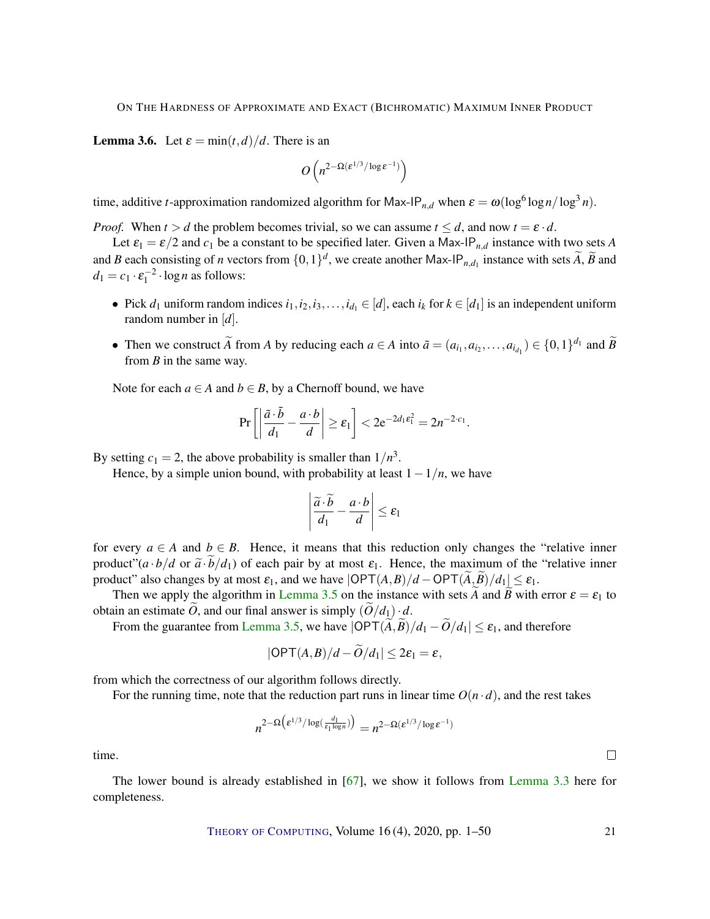**Lemma 3.6.** Let $\varepsilon = \min(t,d)/d$. There is an

$$O\left(n^{2-\Omega(\varepsilon^{1/3}/\log \varepsilon^{-1})}\right)$$

time, additive $t$-approximation randomized algorithm for $\mathsf{Max\text{-}IP}_{n,d}$ when $\varepsilon = \omega(\log^6 \log n / \log^3 n)$.

*Proof.* When $t > d$ the problem becomes trivial, so we can assume $t \le d$, and now $t = \varepsilon \cdot d$.

Let $\varepsilon_1 = \varepsilon/2$ and $c_1$ be a constant to be specified later. Given a $\mathsf{Max\text{-}IP}_{n,d}$ instance with two sets $A$ and $B$ each consisting of $n$ vectors from $\{0,1\}^d$, we create another $\mathsf{Max\text{-}IP}_{n,d_1}$ instance with sets $\widetilde{A}$, $\widetilde{B}$ and $d_1 = c_1 \cdot \varepsilon_1^{-2} \cdot \log n$ as follows:

- Pick $d_1$ uniform random indices $i_1, i_2, i_3, \dots, i_{d_1} \in [d]$, each $i_k$ for $k \in [d_1]$ is an independent uniform random number in $[d]$.
- Then we construct $\widetilde{A}$ from $A$ by reducing each $a \in A$ into $\tilde{a} = (a_{i_1}, a_{i_2}, \dots, a_{i_{d_1}}) \in \{0,1\}^{d_1}$ and $\widetilde{B}$ from $B$ in the same way.

Note for each $a \in A$ and $b \in B$, by a Chernoff bound, we have

$$\Pr\left[\left|\frac{\tilde{a}\cdot\tilde{b}}{d_1} - \frac{a\cdot b}{d}\right| \ge \varepsilon_1\right] < 2\mathrm{e}^{-2d_1\varepsilon_1^2} = 2n^{-2\cdot c_1}.$$

By setting $c_1 = 2$, the above probability is smaller than $1/n^3$.

Hence, by a simple union bound, with probability at least $1 - 1/n$, we have

$$\left|\frac{\widetilde{a}\cdot\widetilde{b}}{d_1} - \frac{a\cdot b}{d}\right| \le \varepsilon_1$$

for every $a \in A$ and $b \in B$. Hence, it means that this reduction only changes the "relative inner product"($a\cdot b/d$ or $\widetilde{a}\cdot\widetilde{b}/d_1$) of each pair by at most $\varepsilon_1$. Hence, the maximum of the "relative inner product" also changes by at most $\varepsilon_1$, and we have $|\mathsf{OPT}(A,B)/d - \mathsf{OPT}(\widetilde{A},\widetilde{B})/d_1| \le \varepsilon_1$.

Then we apply the algorithm in Lemma 3.5 on the instance with sets $\widetilde{A}$ and $\widetilde{B}$ with error $\varepsilon = \varepsilon_1$ to obtain an estimate $\widetilde{O}$, and our final answer is simply $(\widetilde{O}/d_1)\cdot d$.

From the guarantee from Lemma 3.5, we have $|\mathsf{OPT}(\widetilde{A},\widetilde{B})/d_1 - \widetilde{O}/d_1| \le \varepsilon_1$, and therefore

$$|\mathsf{OPT}(A,B)/d - \widetilde{O}/d_1| \le 2\varepsilon_1 = \varepsilon,$$

from which the correctness of our algorithm follows directly.

For the running time, note that the reduction part runs in linear time $O(n\cdot d)$, and the rest takes

$$n^{2-\Omega\left(\varepsilon^{1/3}/\log\left(\frac{d_1}{\varepsilon_1 \log n}\right)\right)} = n^{2-\Omega(\varepsilon^{1/3}/\log \varepsilon^{-1})}$$

time. $\square$

The lower bound is already established in [67], we show it follows from Lemma 3.3 here for completeness.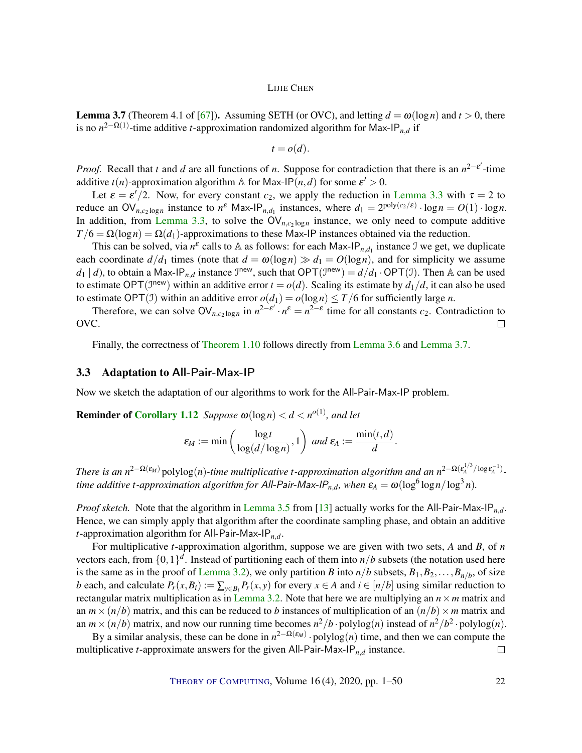**Lemma 3.7** (Theorem 4.1 of [67]). Assuming SETH (or OVC), and letting $d = \omega(\log n)$ and $t > 0$, there is no $n^{2-\Omega(1)}$-time additive $t$-approximation randomized algorithm for $\mathsf{Max\text{-}IP}_{n,d}$ if

$$t = o(d).$$

*Proof.* Recall that $t$ and $d$ are all functions of $n$. Suppose for contradiction that there is an $n^{2-\varepsilon'}$-time additive $t(n)$-approximation algorithm $\mathbb{A}$ for $\mathsf{Max\text{-}IP}(n,d)$ for some $\varepsilon' > 0$.

Let $\varepsilon = \varepsilon'/2$. Now, for every constant $c_2$, we apply the reduction in Lemma 3.3 with $\tau = 2$ to reduce an $\mathsf{OV}_{n,c_2 \log n}$ instance to $n^{\varepsilon}$ $\mathsf{Max\text{-}IP}_{n,d_1}$ instances, where $d_1 = 2^{\mathrm{poly}(c_2/\varepsilon)} \cdot \log n = O(1) \cdot \log n$. In addition, from Lemma 3.3, to solve the $\mathsf{OV}_{n,c_2 \log n}$ instance, we only need to compute additive $T/6 = \Omega(\log n) = \Omega(d_1)$-approximations to these Max-IP instances obtained via the reduction.

This can be solved, via $n^{\varepsilon}$ calls to $\mathbb{A}$ as follows: for each $\mathsf{Max\text{-}IP}_{n,d_1}$ instance $\mathcal{I}$ we get, we duplicate each coordinate $d/d_1$ times (note that $d = \omega(\log n) \gg d_1 = O(\log n)$, and for simplicity we assume $d_1 \mid d$), to obtain a $\mathsf{Max\text{-}IP}_{n,d}$ instance $\mathcal{I}^{\mathsf{new}}$, such that $\mathsf{OPT}(\mathcal{I}^{\mathsf{new}}) = d/d_1 \cdot \mathsf{OPT}(\mathcal{I})$. Then $\mathbb{A}$ can be used to estimate $\mathsf{OPT}(\mathcal{I}^{\mathsf{new}})$ within an additive error $t = o(d)$. Scaling its estimate by $d_1/d$, it can also be used to estimate $\mathsf{OPT}(\mathcal{I})$ within an additive error $o(d_1) = o(\log n) \le T/6$ for sufficiently large $n$.

Therefore, we can solve $\mathsf{OV}_{n,c_2 \log n}$ in $n^{2-\varepsilon'} \cdot n^{\varepsilon} = n^{2-\varepsilon}$ time for all constants $c_2$. Contradiction to OVC. $\square$

Finally, the correctness of Theorem 1.10 follows directly from Lemma 3.6 and Lemma 3.7.

### 3.3 Adaptation to All-Pair-Max-IP

Now we sketch the adaptation of our algorithms to work for the All-Pair-Max-IP problem.

**Reminder of Corollary 1.12** *Suppose $\omega(\log n) < d < n^{o(1)}$, and let*

$$\varepsilon_M := \min\left(\frac{\log t}{\log(d/\log n)}, 1\right) \text{ and } \varepsilon_A := \frac{\min(t,d)}{d}.$$

*There is an $n^{2-\Omega(\varepsilon_M)}\,\mathrm{polylog}(n)$-time multiplicative $t$-approximation algorithm and an $n^{2-\Omega(\varepsilon_A^{1/3}/\log \varepsilon_A^{-1})}$-time additive $t$-approximation algorithm for $\mathsf{All\text{-}Pair\text{-}Max\text{-}IP}_{n,d}$, when $\varepsilon_A = \omega(\log^6 \log n/\log^3 n)$.*

*Proof sketch.* Note that the algorithm in Lemma 3.5 from [13] actually works for the $\mathsf{All\text{-}Pair\text{-}Max\text{-}IP}_{n,d}$. Hence, we can simply apply that algorithm after the coordinate sampling phase, and obtain an additive $t$-approximation algorithm for $\mathsf{All\text{-}Pair\text{-}Max\text{-}IP}_{n,d}$.

For multiplicative $t$-approximation algorithm, suppose we are given with two sets, $A$ and $B$, of $n$ vectors each, from $\{0,1\}^d$. Instead of partitioning each of them into $n/b$ subsets (the notation used here is the same as in the proof of Lemma 3.2), we only partition $B$ into $n/b$ subsets, $B_1, B_2, \ldots, B_{n/b}$, of size $b$ each, and calculate $P_r(x, B_i) := \sum_{y \in B_i} P_r(x,y)$ for every $x \in A$ and $i \in [n/b]$ using similar reduction to rectangular matrix multiplication as in Lemma 3.2. Note that here we are multiplying an $n \times m$ matrix and an $m \times (n/b)$ matrix, and this can be reduced to $b$ instances of multiplication of an $(n/b) \times m$ matrix and an $m \times (n/b)$ matrix, and now our running time becomes $n^2/b \cdot \mathrm{polylog}(n)$ instead of $n^2/b^2 \cdot \mathrm{polylog}(n)$.

By a similar analysis, these can be done in $n^{2-\Omega(\varepsilon_M)} \cdot \mathrm{polylog}(n)$ time, and then we can compute the multiplicative $t$-approximate answers for the given $\mathsf{All\text{-}Pair\text{-}Max\text{-}IP}_{n,d}$ instance. $\square$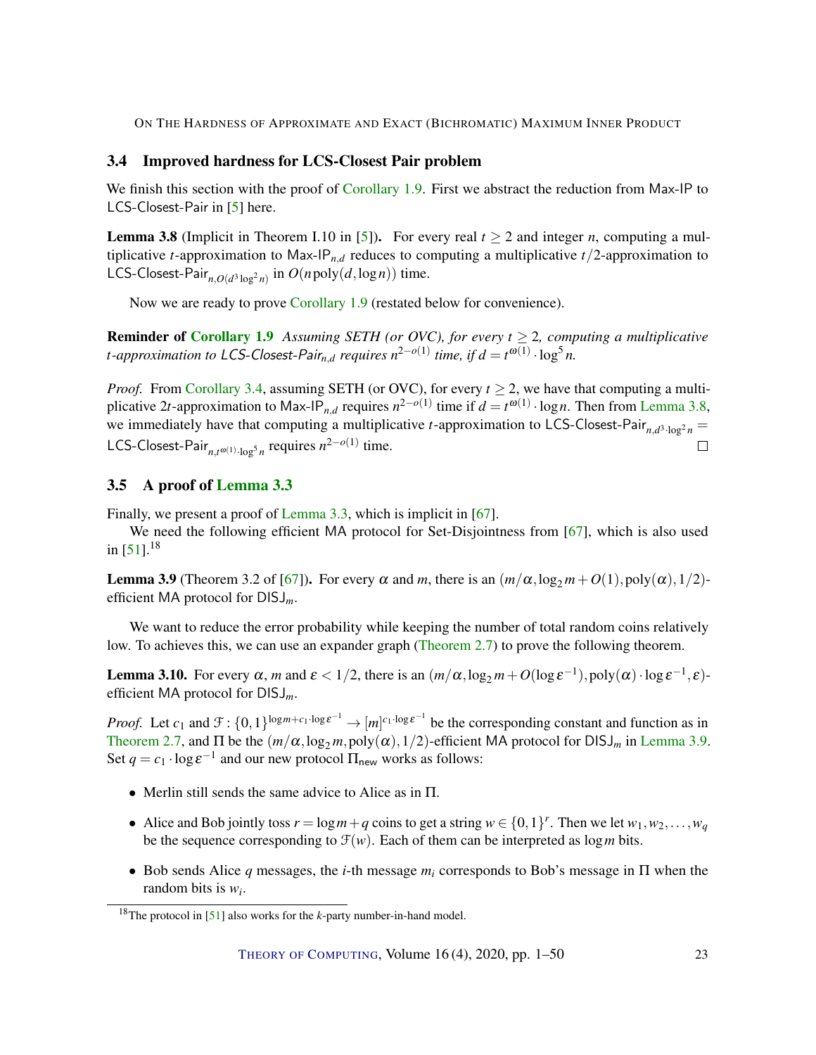## 3.4 Improved hardness for LCS-Closest Pair problem

We finish this section with the proof of Corollary 1.9. First we abstract the reduction from Max-IP to LCS-Closest-Pair in [5] here.

**Lemma 3.8** (Implicit in Theorem I.10 in [5]). For every real $t \geq 2$ and integer $n$, computing a multiplicative $t$-approximation to $\mathsf{Max\text{-}IP}_{n,d}$ reduces to computing a multiplicative $t/2$-approximation to $\mathsf{LCS\text{-}Closest\text{-}Pair}_{n,O(d^3 \log^2 n)}$ in $O(n \operatorname{poly}(d, \log n))$ time.

Now we are ready to prove Corollary 1.9 (restated below for convenience).

**Reminder of Corollary 1.9** *Assuming SETH (or OVC), for every $t \geq 2$, computing a multiplicative $t$-approximation to $\mathsf{LCS\text{-}Closest\text{-}Pair}_{n,d}$ requires $n^{2-o(1)}$ time, if $d = t^{\omega(1)} \cdot \log^5 n$.*

*Proof.* From Corollary 3.4, assuming SETH (or OVC), for every $t \geq 2$, we have that computing a multiplicative $2t$-approximation to $\mathsf{Max\text{-}IP}_{n,d}$ requires $n^{2-o(1)}$ time if $d = t^{\omega(1)} \cdot \log n$. Then from Lemma 3.8, we immediately have that computing a multiplicative $t$-approximation to $\mathsf{LCS\text{-}Closest\text{-}Pair}_{n,d^3 \cdot \log^2 n} = \mathsf{LCS\text{-}Closest\text{-}Pair}_{n,t^{\omega(1)} \cdot \log^5 n}$ requires $n^{2-o(1)}$ time. □

## 3.5 A proof of Lemma 3.3

Finally, we present a proof of Lemma 3.3, which is implicit in [67].

We need the following efficient MA protocol for Set-Disjointness from [67], which is also used in [51].[18]

**Lemma 3.9** (Theorem 3.2 of [67]). For every $\alpha$ and $m$, there is an $(m/\alpha, \log_2 m + O(1), \operatorname{poly}(\alpha), 1/2)$-efficient MA protocol for $\mathsf{DISJ}_m$.

We want to reduce the error probability while keeping the number of total random coins relatively low. To achieves this, we can use an expander graph (Theorem 2.7) to prove the following theorem.

**Lemma 3.10.** For every $\alpha$, $m$ and $\varepsilon < 1/2$, there is an $(m/\alpha, \log_2 m + O(\log \varepsilon^{-1}), \operatorname{poly}(\alpha) \cdot \log \varepsilon^{-1}, \varepsilon)$-efficient MA protocol for $\mathsf{DISJ}_m$.

*Proof.* Let $c_1$ and $\mathcal{F} : \{0,1\}^{\log m + c_1 \cdot \log \varepsilon^{-1}} \to [m]^{c_1 \cdot \log \varepsilon^{-1}}$ be the corresponding constant and function as in Theorem 2.7, and $\Pi$ be the $(m/\alpha, \log_2 m, \operatorname{poly}(\alpha), 1/2)$-efficient MA protocol for $\mathsf{DISJ}_m$ in Lemma 3.9. Set $q = c_1 \cdot \log \varepsilon^{-1}$ and our new protocol $\Pi_{\mathsf{new}}$ works as follows:

- Merlin still sends the same advice to Alice as in $\Pi$.
- Alice and Bob jointly toss $r = \log m + q$ coins to get a string $w \in \{0,1\}^r$. Then we let $w_1, w_2, \ldots, w_q$ be the sequence corresponding to $\mathcal{F}(w)$. Each of them can be interpreted as $\log m$ bits.
- Bob sends Alice $q$ messages, the $i$-th message $m_i$ corresponds to Bob's message in $\Pi$ when the random bits is $w_i$.

[18] The protocol in [51] also works for the $k$-party number-in-hand model.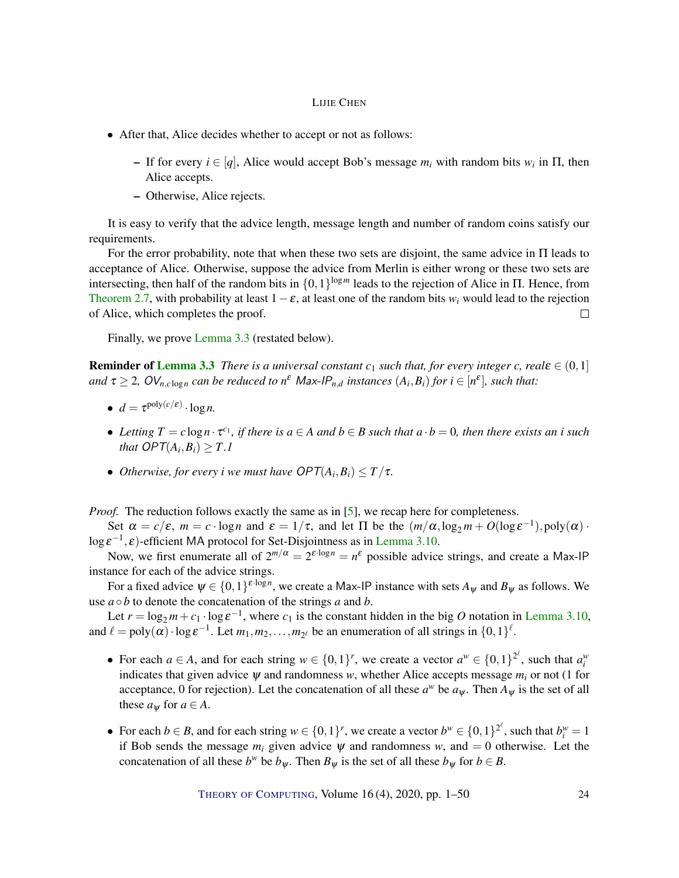- After that, Alice decides whether to accept or not as follows:
  - If for every $i \in [q]$, Alice would accept Bob's message $m_i$ with random bits $w_i$ in $\Pi$, then Alice accepts.
  - Otherwise, Alice rejects.

It is easy to verify that the advice length, message length and number of random coins satisfy our requirements.

For the error probability, note that when these two sets are disjoint, the same advice in $\Pi$ leads to acceptance of Alice. Otherwise, suppose the advice from Merlin is either wrong or these two sets are intersecting, then half of the random bits in $\{0,1\}^{\log m}$ leads to the rejection of Alice in $\Pi$. Hence, from Theorem 2.7, with probability at least $1-\varepsilon$, at least one of the random bits $w_i$ would lead to the rejection of Alice, which completes the proof. □

Finally, we prove Lemma 3.3 (restated below).

**Reminder of Lemma 3.3** *There is a universal constant $c_1$ such that, for every integer $c$, real $\varepsilon \in (0,1]$ and $\tau \geq 2$, $\mathsf{OV}_{n,c\log n}$ can be reduced to $n^{\varepsilon}$ $\mathsf{Max\text{-}IP}_{n,d}$ instances $(A_i,B_i)$ for $i \in [n^{\varepsilon}]$, such that:*

- $d = \tau^{\mathrm{poly}(c/\varepsilon)} \cdot \log n$.
- *Letting $T = c\log n \cdot \tau^{c_1}$, if there is $a \in A$ and $b \in B$ such that $a \cdot b = 0$, then there exists an $i$ such that $\mathsf{OPT}(A_i,B_i) \geq T$.1*
- *Otherwise, for every $i$ we must have $\mathsf{OPT}(A_i,B_i) \leq T/\tau$.*

*Proof.* The reduction follows exactly the same as in [5], we recap here for completeness.

Set $\alpha = c/\varepsilon$, $m = c \cdot \log n$ and $\varepsilon = 1/\tau$, and let $\Pi$ be the $(m/\alpha, \log_2 m + O(\log \varepsilon^{-1}), \mathrm{poly}(\alpha) \cdot \log \varepsilon^{-1}, \varepsilon)$-efficient MA protocol for Set-Disjointness as in Lemma 3.10.

Now, we first enumerate all of $2^{m/\alpha} = 2^{\varepsilon \cdot \log n} = n^{\varepsilon}$ possible advice strings, and create a Max-IP instance for each of the advice strings.

For a fixed advice $\psi \in \{0,1\}^{\varepsilon \cdot \log n}$, we create a Max-IP instance with sets $A_\psi$ and $B_\psi$ as follows. We use $a \circ b$ to denote the concatenation of the strings $a$ and $b$.

Let $r = \log_2 m + c_1 \cdot \log \varepsilon^{-1}$, where $c_1$ is the constant hidden in the big $O$ notation in Lemma 3.10, and $\ell = \mathrm{poly}(\alpha) \cdot \log \varepsilon^{-1}$. Let $m_1, m_2, \ldots, m_{2^\ell}$ be an enumeration of all strings in $\{0,1\}^{\ell}$.

- For each $a \in A$, and for each string $w \in \{0,1\}^r$, we create a vector $a^w \in \{0,1\}^{2^\ell}$, such that $a_i^w$ indicates that given advice $\psi$ and randomness $w$, whether Alice accepts message $m_i$ or not (1 for acceptance, 0 for rejection). Let the concatenation of all these $a^w$ be $a_\psi$. Then $A_\psi$ is the set of all these $a_\psi$ for $a \in A$.
- For each $b \in B$, and for each string $w \in \{0,1\}^r$, we create a vector $b^w \in \{0,1\}^{2^\ell}$, such that $b_i^w = 1$ if Bob sends the message $m_i$ given advice $\psi$ and randomness $w$, and $= 0$ otherwise. Let the concatenation of all these $b^w$ be $b_\psi$. Then $B_\psi$ is the set of all these $b_\psi$ for $b \in B$.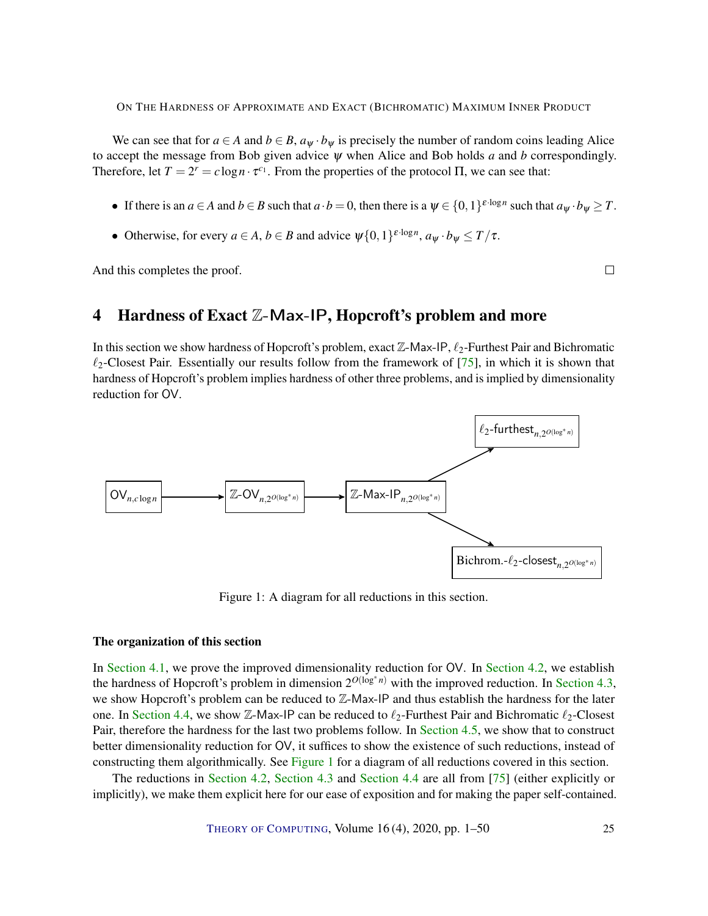We can see that for $a \in A$ and $b \in B$, $a_\psi \cdot b_\psi$ is precisely the number of random coins leading Alice to accept the message from Bob given advice $\psi$ when Alice and Bob holds $a$ and $b$ correspondingly. Therefore, let $T = 2^r = c\log n \cdot \tau^{c_1}$. From the properties of the protocol $\Pi$, we can see that:

- If there is an $a \in A$ and $b \in B$ such that $a \cdot b = 0$, then there is a $\psi \in \{0,1\}^{\varepsilon \cdot \log n}$ such that $a_\psi \cdot b_\psi \geq T$.
- Otherwise, for every $a \in A$, $b \in B$ and advice $\psi\{0,1\}^{\varepsilon \cdot \log n}$, $a_\psi \cdot b_\psi \leq T/\tau$.

And this completes the proof. □

## 4 Hardness of Exact $\mathbb{Z}$-Max-IP, Hopcroft's problem and more

In this section we show hardness of Hopcroft's problem, exact $\mathbb{Z}$-Max-IP, $\ell_2$-Furthest Pair and Bichromatic $\ell_2$-Closest Pair. Essentially our results follow from the framework of [75], in which it is shown that hardness of Hopcroft's problem implies hardness of other three problems, and is implied by dimensionality reduction for OV.

$\mathsf{OV}_{n,c\log n} \rightarrow \mathbb{Z}\text{-}\mathsf{OV}_{n,2^{O(\log^* n)}} \rightarrow \mathbb{Z}\text{-}\mathsf{Max}\text{-}\mathsf{IP}_{n,2^{O(\log^* n)}} \rightarrow \ell_2\text{-}\mathsf{furthest}_{n,2^{O(\log^* n)}}$ and $\mathbb{Z}\text{-}\mathsf{Max}\text{-}\mathsf{IP}_{n,2^{O(\log^* n)}} \rightarrow \text{Bichrom.-}\ell_2\text{-}\mathsf{closest}_{n,2^{O(\log^* n)}}$

Figure 1: A diagram for all reductions in this section.

#### The organization of this section

In Section 4.1, we prove the improved dimensionality reduction for OV. In Section 4.2, we establish the hardness of Hopcroft's problem in dimension $2^{O(\log^* n)}$ with the improved reduction. In Section 4.3, we show Hopcroft's problem can be reduced to $\mathbb{Z}$-Max-IP and thus establish the hardness for the later one. In Section 4.4, we show $\mathbb{Z}$-Max-IP can be reduced to $\ell_2$-Furthest Pair and Bichromatic $\ell_2$-Closest Pair, therefore the hardness for the last two problems follow. In Section 4.5, we show that to construct better dimensionality reduction for OV, it suffices to show the existence of such reductions, instead of constructing them algorithmically. See Figure 1 for a diagram of all reductions covered in this section.

The reductions in Section 4.2, Section 4.3 and Section 4.4 are all from [75] (either explicitly or implicitly), we make them explicit here for our ease of exposition and for making the paper self-contained.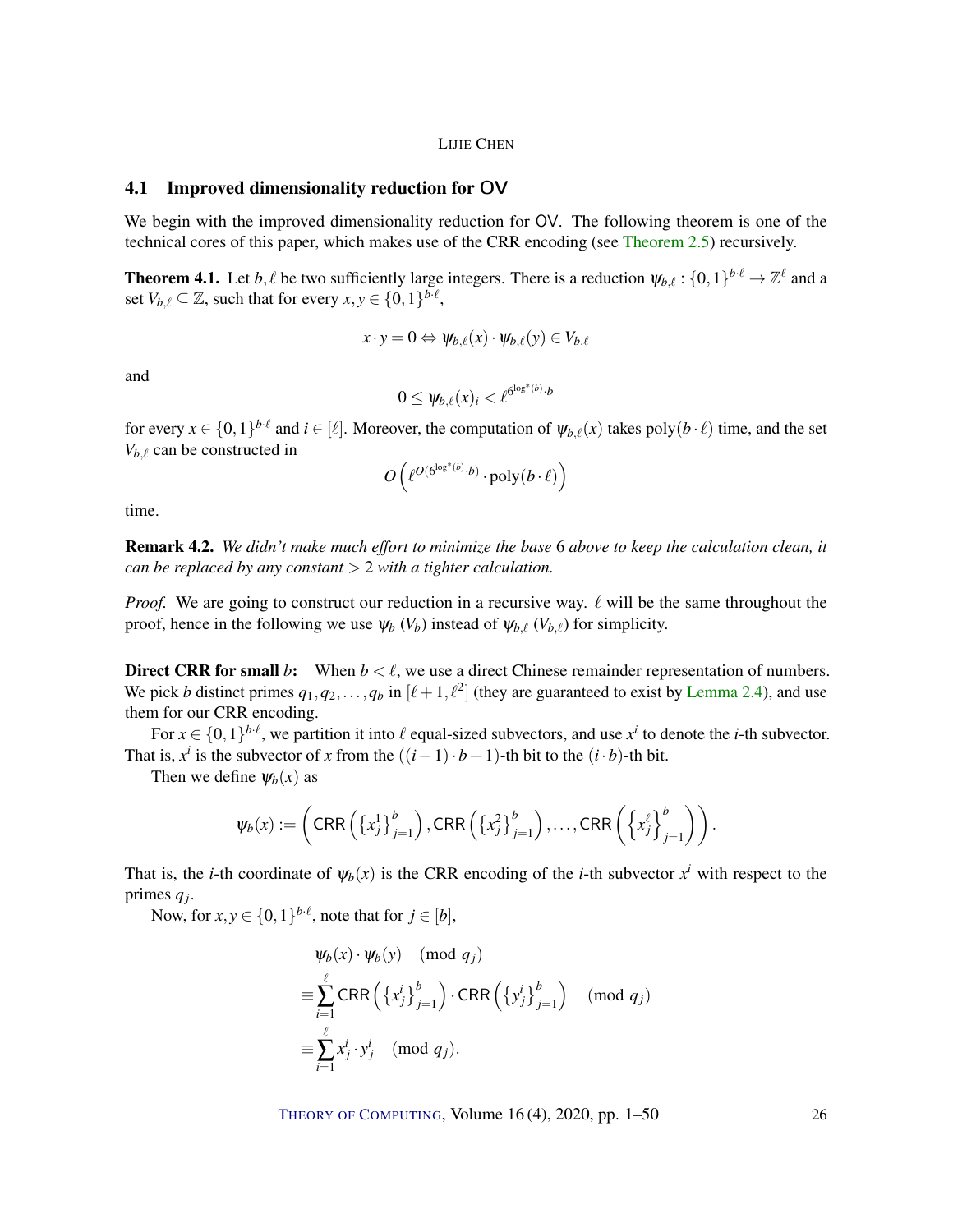### 4.1 Improved dimensionality reduction for OV

We begin with the improved dimensionality reduction for OV. The following theorem is one of the technical cores of this paper, which makes use of the CRR encoding (see Theorem 2.5) recursively.

**Theorem 4.1.** Let $b,\ell$ be two sufficiently large integers. There is a reduction $\psi_{b,\ell} : \{0,1\}^{b\cdot\ell} \to \mathbb{Z}^{\ell}$ and a set $V_{b,\ell} \subseteq \mathbb{Z}$, such that for every $x,y \in \{0,1\}^{b\cdot\ell}$,

$$x \cdot y = 0 \Leftrightarrow \psi_{b,\ell}(x) \cdot \psi_{b,\ell}(y) \in V_{b,\ell}$$

and

$$0 \le \psi_{b,\ell}(x)_i < \ell^{6^{\log^*(b)}\cdot b}$$

for every $x \in \{0,1\}^{b\cdot\ell}$ and $i \in [\ell]$. Moreover, the computation of $\psi_{b,\ell}(x)$ takes $\mathrm{poly}(b\cdot\ell)$ time, and the set $V_{b,\ell}$ can be constructed in

$$O\left(\ell^{O(6^{\log^*(b)}\cdot b)} \cdot \mathrm{poly}(b\cdot\ell)\right)$$

time.

**Remark 4.2.** *We didn't make much effort to minimize the base* 6 *above to keep the calculation clean, it can be replaced by any constant* $>2$ *with a tighter calculation.*

*Proof.* We are going to construct our reduction in a recursive way. $\ell$ will be the same throughout the proof, hence in the following we use $\psi_b$ ($V_b$) instead of $\psi_{b,\ell}$ ($V_{b,\ell}$) for simplicity.

**Direct CRR for small $b$:** When $b<\ell$, we use a direct Chinese remainder representation of numbers. We pick $b$ distinct primes $q_1,q_2,\dots,q_b$ in $[\ell+1,\ell^2]$ (they are guaranteed to exist by Lemma 2.4), and use them for our CRR encoding.

For $x \in \{0,1\}^{b\cdot\ell}$, we partition it into $\ell$ equal-sized subvectors, and use $x^i$ to denote the $i$-th subvector. That is, $x^i$ is the subvector of $x$ from the $((i-1)\cdot b+1)$-th bit to the $(i\cdot b)$-th bit.

Then we define $\psi_b(x)$ as

$$\psi_b(x) := \left(\mathsf{CRR}\left(\left\{x^1_j\right\}_{j=1}^{b}\right), \mathsf{CRR}\left(\left\{x^2_j\right\}_{j=1}^{b}\right), \dots, \mathsf{CRR}\left(\left\{x^{\ell}_j\right\}_{j=1}^{b}\right)\right).$$

That is, the $i$-th coordinate of $\psi_b(x)$ is the CRR encoding of the $i$-th subvector $x^i$ with respect to the primes $q_j$.

Now, for $x,y \in \{0,1\}^{b\cdot\ell}$, note that for $j \in [b]$,

$$\begin{aligned}
&\psi_b(x)\cdot\psi_b(y) \pmod{q_j}\\
\equiv&\sum_{i=1}^{\ell} \mathsf{CRR}\left(\left\{x^i_j\right\}_{j=1}^{b}\right)\cdot \mathsf{CRR}\left(\left\{y^i_j\right\}_{j=1}^{b}\right) \pmod{q_j}\\
\equiv&\sum_{i=1}^{\ell} x^i_j \cdot y^i_j \pmod{q_j}.
\end{aligned}$$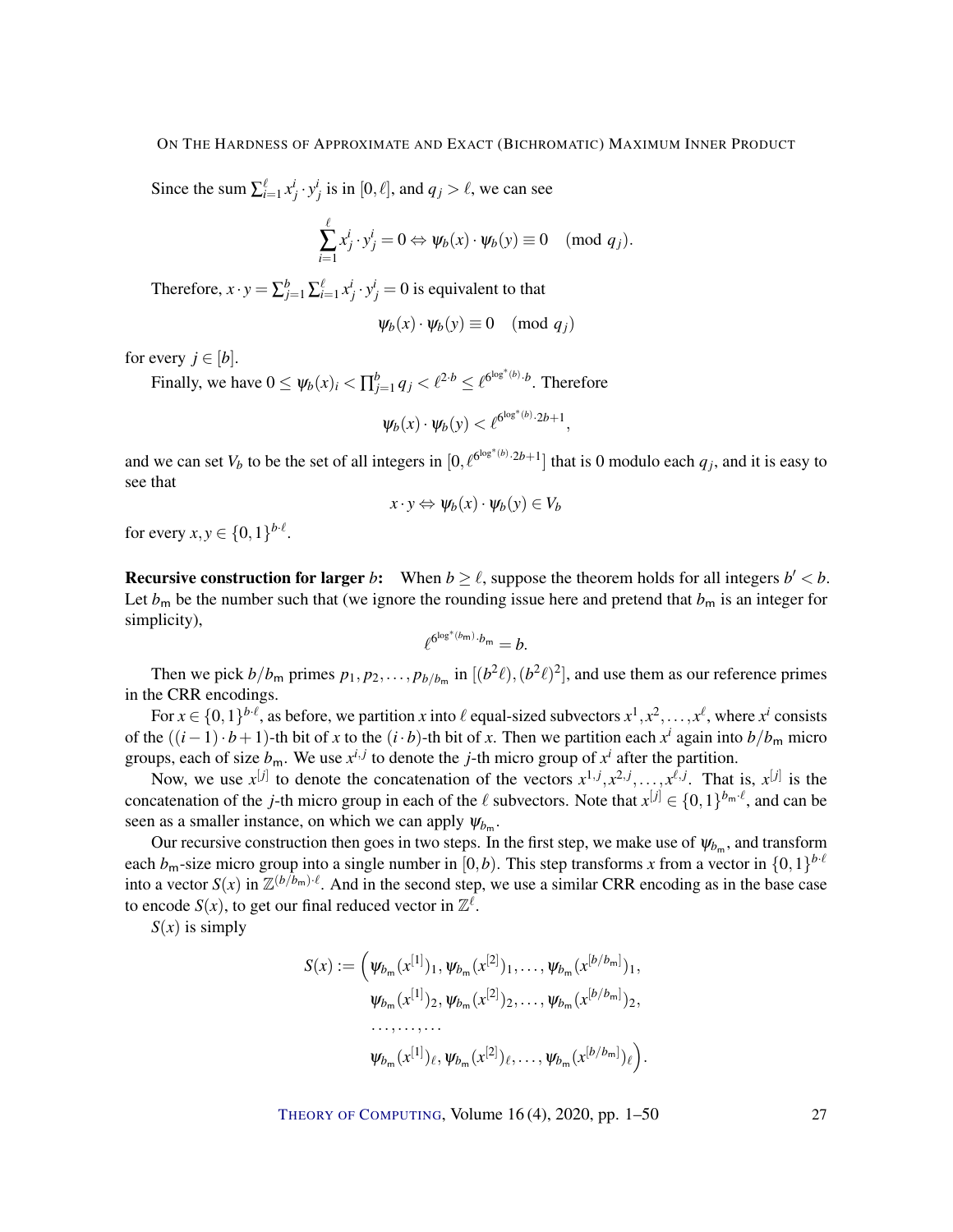Since the sum $\sum_{i=1}^{\ell} x_j^i \cdot y_j^i$ is in $[0,\ell]$, and $q_j > \ell$, we can see

$$\sum_{i=1}^{\ell} x_j^i \cdot y_j^i = 0 \Leftrightarrow \psi_b(x) \cdot \psi_b(y) \equiv 0 \pmod{q_j}.$$

Therefore, $x \cdot y = \sum_{j=1}^{b} \sum_{i=1}^{\ell} x_j^i \cdot y_j^i = 0$ is equivalent to that

$$\psi_b(x) \cdot \psi_b(y) \equiv 0 \pmod{q_j}$$

for every $j \in [b]$.

Finally, we have $0 \le \psi_b(x)_i < \prod_{j=1}^{b} q_j < \ell^{2 \cdot b} \le \ell^{6^{\log^*(b)} \cdot b}$. Therefore

$$\psi_b(x) \cdot \psi_b(y) < \ell^{6^{\log^*(b)} \cdot 2b+1},$$

and we can set $V_b$ to be the set of all integers in $[0, \ell^{6^{\log^*(b)} \cdot 2b+1}]$ that is 0 modulo each $q_j$, and it is easy to see that

$$x \cdot y \Leftrightarrow \psi_b(x) \cdot \psi_b(y) \in V_b$$

for every $x, y \in \{0,1\}^{b \cdot \ell}$.

**Recursive construction for larger $b$:** When $b \ge \ell$, suppose the theorem holds for all integers $b' < b$. Let $b_{\mathsf{m}}$ be the number such that (we ignore the rounding issue here and pretend that $b_{\mathsf{m}}$ is an integer for simplicity),

$$\ell^{6^{\log^*(b_{\mathsf{m}})} \cdot b_{\mathsf{m}}} = b.$$

Then we pick $b/b_{\mathsf{m}}$ primes $p_1, p_2, \ldots, p_{b/b_{\mathsf{m}}}$ in $[(b^2\ell), (b^2\ell)^2]$, and use them as our reference primes in the CRR encodings.

For $x \in \{0,1\}^{b \cdot \ell}$, as before, we partition $x$ into $\ell$ equal-sized subvectors $x^1, x^2, \ldots, x^{\ell}$, where $x^i$ consists of the $((i-1) \cdot b + 1)$-th bit of $x$ to the $(i \cdot b)$-th bit of $x$. Then we partition each $x^i$ again into $b/b_{\mathsf{m}}$ micro groups, each of size $b_{\mathsf{m}}$. We use $x^{i,j}$ to denote the $j$-th micro group of $x^i$ after the partition.

Now, we use $x^{[j]}$ to denote the concatenation of the vectors $x^{1,j}, x^{2,j}, \ldots, x^{\ell,j}$. That is, $x^{[j]}$ is the concatenation of the $j$-th micro group in each of the $\ell$ subvectors. Note that $x^{[j]} \in \{0,1\}^{b_{\mathsf{m}} \cdot \ell}$, and can be seen as a smaller instance, on which we can apply $\psi_{b_{\mathsf{m}}}$.

Our recursive construction then goes in two steps. In the first step, we make use of $\psi_{b_{\mathsf{m}}}$, and transform each $b_{\mathsf{m}}$-size micro group into a single number in $[0,b)$. This step transforms $x$ from a vector in $\{0,1\}^{b \cdot \ell}$ into a vector $S(x)$ in $\mathbb{Z}^{(b/b_{\mathsf{m}}) \cdot \ell}$. And in the second step, we use a similar CRR encoding as in the base case to encode $S(x)$, to get our final reduced vector in $\mathbb{Z}^{\ell}$.

$S(x)$ is simply

$$\begin{aligned} S(x) := \Big( &\psi_{b_{\mathsf{m}}}(x^{[1]})_1, \psi_{b_{\mathsf{m}}}(x^{[2]})_1, \ldots, \psi_{b_{\mathsf{m}}}(x^{[b/b_{\mathsf{m}}]})_1, \\ &\psi_{b_{\mathsf{m}}}(x^{[1]})_2, \psi_{b_{\mathsf{m}}}(x^{[2]})_2, \ldots, \psi_{b_{\mathsf{m}}}(x^{[b/b_{\mathsf{m}}]})_2, \\ &\ldots, \ldots, \ldots \\ &\psi_{b_{\mathsf{m}}}(x^{[1]})_{\ell}, \psi_{b_{\mathsf{m}}}(x^{[2]})_{\ell}, \ldots, \psi_{b_{\mathsf{m}}}(x^{[b/b_{\mathsf{m}}]})_{\ell} \Big). \end{aligned}$$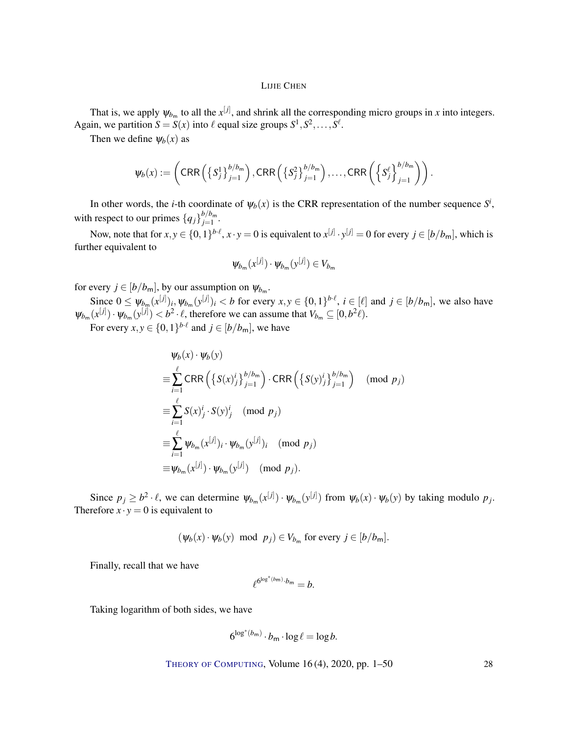That is, we apply $\psi_{b_{\mathsf{m}}}$ to all the $x^{[j]}$, and shrink all the corresponding micro groups in $x$ into integers. Again, we partition $S = S(x)$ into $\ell$ equal size groups $S^1, S^2, \ldots, S^\ell$.

Then we define $\psi_b(x)$ as

$$\psi_b(x) := \left( \mathsf{CRR}\left( \left\{ S^1_j \right\}_{j=1}^{b/b_{\mathsf{m}}} \right), \mathsf{CRR}\left( \left\{ S^2_j \right\}_{j=1}^{b/b_{\mathsf{m}}} \right), \ldots, \mathsf{CRR}\left( \left\{ S^\ell_j \right\}_{j=1}^{b/b_{\mathsf{m}}} \right) \right).$$

In other words, the $i$-th coordinate of $\psi_b(x)$ is the CRR representation of the number sequence $S^i$, with respect to our primes $\{q_j\}_{j=1}^{b/b_{\mathsf{m}}}$.

Now, note that for $x, y \in \{0,1\}^{b \cdot \ell}$, $x \cdot y = 0$ is equivalent to $x^{[j]} \cdot y^{[j]} = 0$ for every $j \in [b/b_{\mathsf{m}}]$, which is further equivalent to

$$\psi_{b_{\mathsf{m}}}(x^{[j]}) \cdot \psi_{b_{\mathsf{m}}}(y^{[j]}) \in V_{b_{\mathsf{m}}}$$

for every $j \in [b/b_{\mathsf{m}}]$, by our assumption on $\psi_{b_{\mathsf{m}}}$.

Since $0 \le \psi_{b_{\mathsf{m}}}(x^{[j]})_i, \psi_{b_{\mathsf{m}}}(y^{[j]})_i < b$ for every $x, y \in \{0,1\}^{b \cdot \ell}$, $i \in [\ell]$ and $j \in [b/b_{\mathsf{m}}]$, we also have $\psi_{b_{\mathsf{m}}}(x^{[j]}) \cdot \psi_{b_{\mathsf{m}}}(y^{[j]}) < b^2 \cdot \ell$, therefore we can assume that $V_{b_{\mathsf{m}}} \subseteq [0, b^2 \ell)$.

For every $x, y \in \{0,1\}^{b \cdot \ell}$ and $j \in [b/b_{\mathsf{m}}]$, we have

$$\begin{aligned}
& \psi_b(x) \cdot \psi_b(y) \\
\equiv & \sum_{i=1}^{\ell} \mathsf{CRR}\left( \left\{ S(x)^i_j \right\}_{j=1}^{b/b_{\mathsf{m}}} \right) \cdot \mathsf{CRR}\left( \left\{ S(y)^i_j \right\}_{j=1}^{b/b_{\mathsf{m}}} \right) \pmod{p_j} \\
\equiv & \sum_{i=1}^{\ell} S(x)^i_j \cdot S(y)^i_j \pmod{p_j} \\
\equiv & \sum_{i=1}^{\ell} \psi_{b_{\mathsf{m}}}(x^{[j]})_i \cdot \psi_{b_{\mathsf{m}}}(y^{[j]})_i \pmod{p_j} \\
\equiv & \psi_{b_{\mathsf{m}}}(x^{[j]}) \cdot \psi_{b_{\mathsf{m}}}(y^{[j]}) \pmod{p_j}.
\end{aligned}$$

Since $p_j \ge b^2 \cdot \ell$, we can determine $\psi_{b_{\mathsf{m}}}(x^{[j]}) \cdot \psi_{b_{\mathsf{m}}}(y^{[j]})$ from $\psi_b(x) \cdot \psi_b(y)$ by taking modulo $p_j$. Therefore $x \cdot y = 0$ is equivalent to

$$(\psi_b(x) \cdot \psi_b(y) \mod p_j) \in V_{b_{\mathsf{m}}} \text{ for every } j \in [b/b_{\mathsf{m}}].$$

Finally, recall that we have

$$\ell^{6^{\log^*(b_{\mathsf{m}})} \cdot b_{\mathsf{m}}} = b.$$

Taking logarithm of both sides, we have

$$6^{\log^*(b_{\mathsf{m}})} \cdot b_{\mathsf{m}} \cdot \log \ell = \log b.$$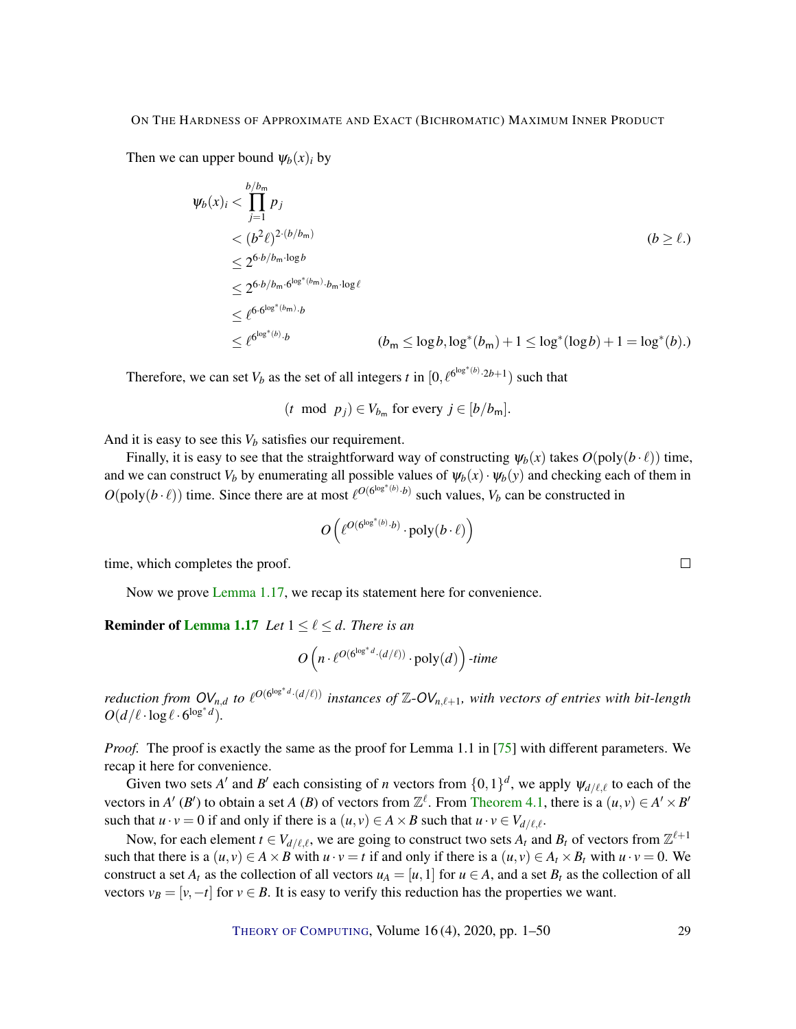Then we can upper bound $\psi_b(x)_i$ by

$$
\begin{aligned}
\psi_b(x)_i &< \prod_{j=1}^{b/b_{\mathsf{m}}} p_j \\
&< (b^2\ell)^{2\cdot(b/b_{\mathsf{m}})} && (b \geq \ell.) \\
&\leq 2^{6\cdot b/b_{\mathsf{m}}\cdot \log b} \\
&\leq 2^{6\cdot b/b_{\mathsf{m}}\cdot 6^{\log^*(b_{\mathsf{m}})}\cdot b_{\mathsf{m}}\cdot \log \ell} \\
&\leq \ell^{6\cdot 6^{\log^*(b_{\mathsf{m}})}\cdot b} \\
&\leq \ell^{6^{\log^*(b)}\cdot b} && (b_{\mathsf{m}} \leq \log b, \log^*(b_{\mathsf{m}})+1 \leq \log^*(\log b)+1 = \log^*(b).)
\end{aligned}
$$

Therefore, we can set $V_b$ as the set of all integers $t$ in $[0, \ell^{6^{\log^*(b)}\cdot 2b+1})$ such that

$$(t \mod p_j) \in V_{b_{\mathsf{m}}} \text{ for every } j \in [b/b_{\mathsf{m}}].$$

And it is easy to see this $V_b$ satisfies our requirement.

Finally, it is easy to see that the straightforward way of constructing $\psi_b(x)$ takes $O(\mathrm{poly}(b\cdot\ell))$ time, and we can construct $V_b$ by enumerating all possible values of $\psi_b(x)\cdot\psi_b(y)$ and checking each of them in $O(\mathrm{poly}(b\cdot\ell))$ time. Since there are at most $\ell^{O(6^{\log^*(b)}\cdot b)}$ such values, $V_b$ can be constructed in

$$O\left(\ell^{O(6^{\log^*(b)}\cdot b)}\cdot \mathrm{poly}(b\cdot\ell)\right)$$

time, which completes the proof. □

Now we prove Lemma 1.17, we recap its statement here for convenience.

**Reminder of Lemma 1.17** *Let $1 \leq \ell \leq d$. There is an*

$$O\left(n\cdot \ell^{O(6^{\log^* d}\cdot(d/\ell))}\cdot \mathrm{poly}(d)\right)\text{-time}$$

*reduction from $\mathsf{OV}_{n,d}$ to $\ell^{O(6^{\log^* d}\cdot(d/\ell))}$ instances of $\mathbb{Z}$-$\mathsf{OV}_{n,\ell+1}$, with vectors of entries with bit-length $O(d/\ell\cdot\log\ell\cdot 6^{\log^* d})$.*

*Proof.* The proof is exactly the same as the proof for Lemma 1.1 in [75] with different parameters. We recap it here for convenience.

Given two sets $A'$ and $B'$ each consisting of $n$ vectors from $\{0,1\}^d$, we apply $\psi_{d/\ell,\ell}$ to each of the vectors in $A'$ ($B'$) to obtain a set $A$ ($B$) of vectors from $\mathbb{Z}^\ell$. From Theorem 4.1, there is a $(u,v) \in A'\times B'$ such that $u\cdot v = 0$ if and only if there is a $(u,v) \in A\times B$ such that $u\cdot v \in V_{d/\ell,\ell}$.

Now, for each element $t \in V_{d/\ell,\ell}$, we are going to construct two sets $A_t$ and $B_t$ of vectors from $\mathbb{Z}^{\ell+1}$ such that there is a $(u,v) \in A\times B$ with $u\cdot v = t$ if and only if there is a $(u,v) \in A_t\times B_t$ with $u\cdot v = 0$. We construct a set $A_t$ as the collection of all vectors $u_A = [u,1]$ for $u \in A$, and a set $B_t$ as the collection of all vectors $v_B = [v,-t]$ for $v \in B$. It is easy to verify this reduction has the properties we want.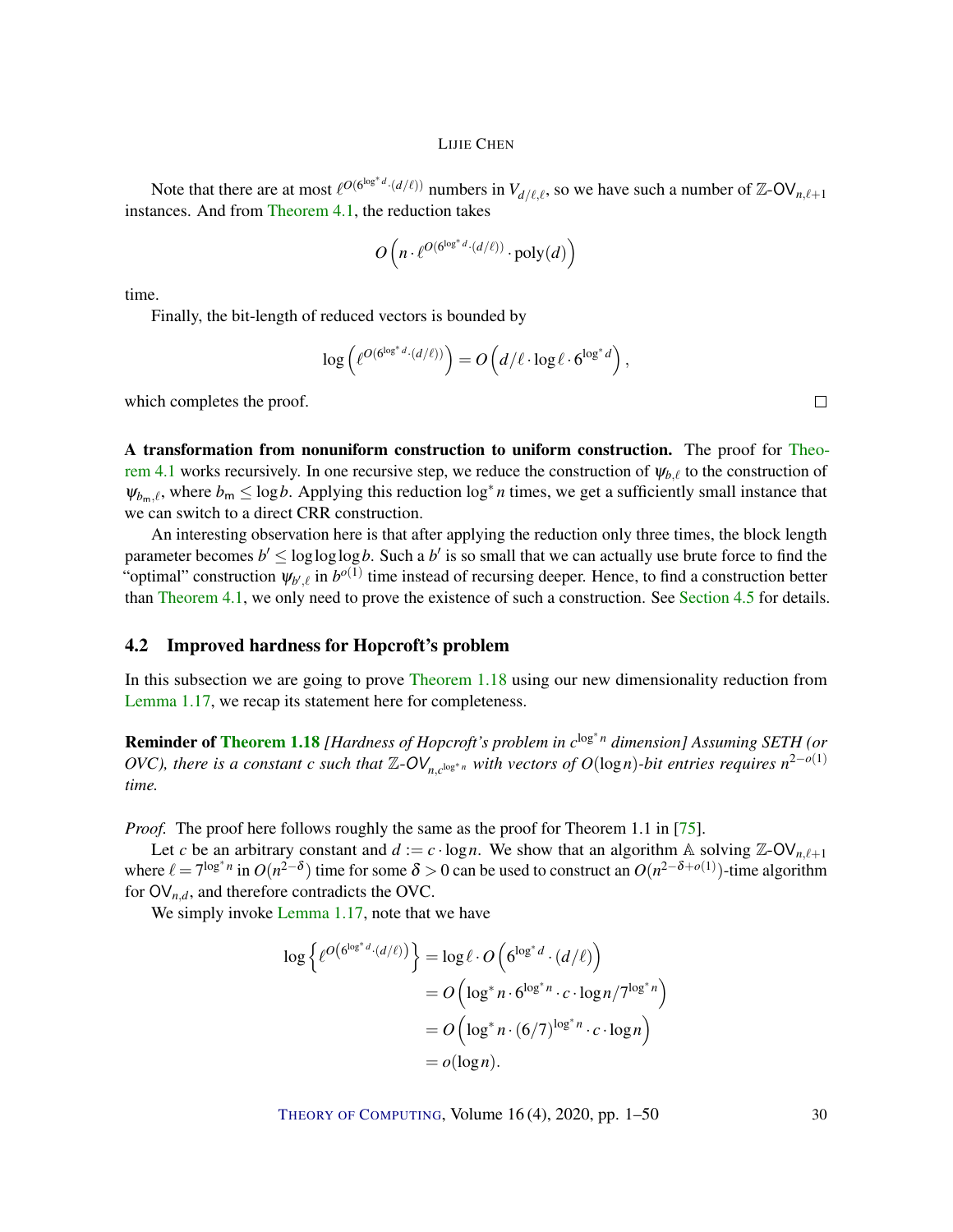Note that there are at most $\ell^{O(6^{\log^* d} \cdot (d/\ell))}$ numbers in $V_{d/\ell,\ell}$, so we have such a number of $\mathbb{Z}\text{-}\mathsf{OV}_{n,\ell+1}$ instances. And from Theorem 4.1, the reduction takes

$$O\left(n \cdot \ell^{O(6^{\log^* d} \cdot (d/\ell))} \cdot \mathrm{poly}(d)\right)$$

time.

Finally, the bit-length of reduced vectors is bounded by

$$\log\left(\ell^{O(6^{\log^* d} \cdot (d/\ell))}\right) = O\left(d/\ell \cdot \log \ell \cdot 6^{\log^* d}\right),$$

which completes the proof. □

**A transformation from nonuniform construction to uniform construction.** The proof for Theorem 4.1 works recursively. In one recursive step, we reduce the construction of $\psi_{b,\ell}$ to the construction of $\psi_{b_{\mathsf{m}},\ell}$, where $b_{\mathsf{m}} \le \log b$. Applying this reduction $\log^* n$ times, we get a sufficiently small instance that we can switch to a direct CRR construction.

An interesting observation here is that after applying the reduction only three times, the block length parameter becomes $b' \le \log\log\log b$. Such a $b'$ is so small that we can actually use brute force to find the "optimal" construction $\psi_{b',\ell}$ in $b^{o(1)}$ time instead of recursing deeper. Hence, to find a construction better than Theorem 4.1, we only need to prove the existence of such a construction. See Section 4.5 for details.

## 4.2 Improved hardness for Hopcroft's problem

In this subsection we are going to prove Theorem 1.18 using our new dimensionality reduction from Lemma 1.17, we recap its statement here for completeness.

**Reminder of Theorem 1.18** *[Hardness of Hopcroft's problem in $c^{\log^* n}$ dimension] Assuming SETH (or OVC), there is a constant $c$ such that $\mathbb{Z}\text{-}\mathsf{OV}_{n,c^{\log^* n}}$ with vectors of $O(\log n)$-bit entries requires $n^{2-o(1)}$ time.*

*Proof.* The proof here follows roughly the same as the proof for Theorem 1.1 in [75].

Let $c$ be an arbitrary constant and $d := c \cdot \log n$. We show that an algorithm $\mathbb{A}$ solving $\mathbb{Z}\text{-}\mathsf{OV}_{n,\ell+1}$ where $\ell = 7^{\log^* n}$ in $O(n^{2-\delta})$ time for some $\delta > 0$ can be used to construct an $O(n^{2-\delta+o(1)})$-time algorithm for $\mathsf{OV}_{n,d}$, and therefore contradicts the OVC.

We simply invoke Lemma 1.17, note that we have

$$\begin{aligned}
\log\left\{\ell^{O\left(6^{\log^* d} \cdot (d/\ell)\right)}\right\} &= \log \ell \cdot O\left(6^{\log^* d} \cdot (d/\ell)\right) \\
&= O\left(\log^* n \cdot 6^{\log^* n} \cdot c \cdot \log n / 7^{\log^* n}\right) \\
&= O\left(\log^* n \cdot (6/7)^{\log^* n} \cdot c \cdot \log n\right) \\
&= o(\log n).
\end{aligned}$$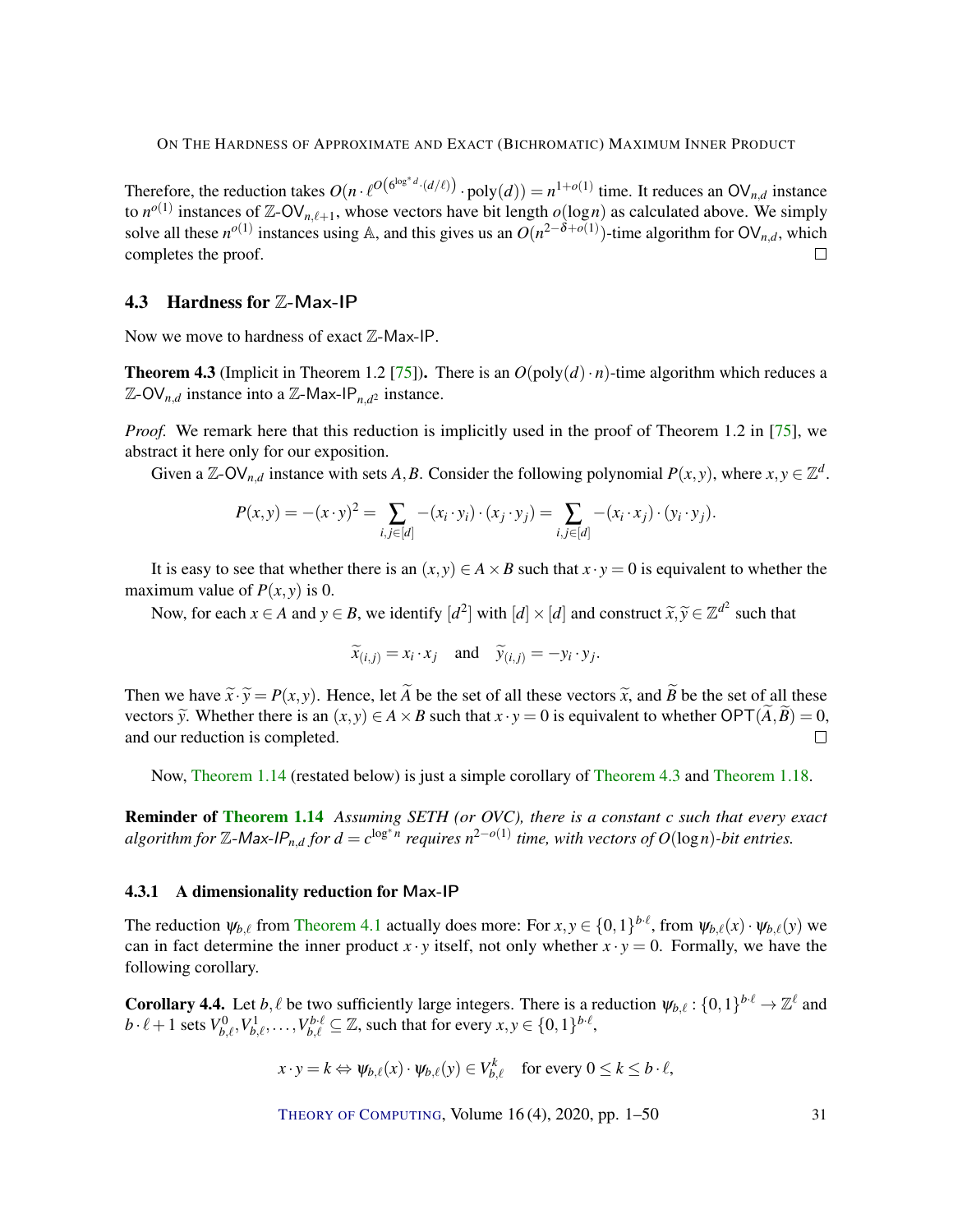Therefore, the reduction takes $O(n \cdot \ell^{O\left(6^{\log^* d} \cdot (d/\ell)\right)} \cdot \mathrm{poly}(d)) = n^{1+o(1)}$ time. It reduces an $\mathsf{OV}_{n,d}$ instance to $n^{o(1)}$ instances of $\mathbb{Z}$-$\mathsf{OV}_{n,\ell+1}$, whose vectors have bit length $o(\log n)$ as calculated above. We simply solve all these $n^{o(1)}$ instances using $\mathbb{A}$, and this gives us an $O(n^{2-\delta+o(1)})$-time algorithm for $\mathsf{OV}_{n,d}$, which completes the proof. □

### 4.3 Hardness for $\mathbb{Z}$-Max-IP

Now we move to hardness of exact $\mathbb{Z}$-Max-IP.

**Theorem 4.3** (Implicit in Theorem 1.2 [75])**.** There is an $O(\mathrm{poly}(d) \cdot n)$-time algorithm which reduces a $\mathbb{Z}$-$\mathsf{OV}_{n,d}$ instance into a $\mathbb{Z}$-$\mathsf{Max}$-$\mathsf{IP}_{n,d^2}$ instance.

*Proof.* We remark here that this reduction is implicitly used in the proof of Theorem 1.2 in [75], we abstract it here only for our exposition.

Given a $\mathbb{Z}$-$\mathsf{OV}_{n,d}$ instance with sets $A, B$. Consider the following polynomial $P(x,y)$, where $x, y \in \mathbb{Z}^d$.

$$P(x,y) = -(x \cdot y)^2 = \sum_{i,j \in [d]} -(x_i \cdot y_i) \cdot (x_j \cdot y_j) = \sum_{i,j \in [d]} -(x_i \cdot x_j) \cdot (y_i \cdot y_j).$$

It is easy to see that whether there is an $(x,y) \in A \times B$ such that $x \cdot y = 0$ is equivalent to whether the maximum value of $P(x,y)$ is 0.

Now, for each $x \in A$ and $y \in B$, we identify $[d^2]$ with $[d] \times [d]$ and construct $\widetilde{x}, \widetilde{y} \in \mathbb{Z}^{d^2}$ such that

$$\widetilde{x}_{(i,j)} = x_i \cdot x_j \quad \text{and} \quad \widetilde{y}_{(i,j)} = -y_i \cdot y_j.$$

Then we have $\widetilde{x} \cdot \widetilde{y} = P(x,y)$. Hence, let $\widetilde{A}$ be the set of all these vectors $\widetilde{x}$, and $\widetilde{B}$ be the set of all these vectors $\widetilde{y}$. Whether there is an $(x,y) \in A \times B$ such that $x \cdot y = 0$ is equivalent to whether $\mathsf{OPT}(\widetilde{A}, \widetilde{B}) = 0$, and our reduction is completed. □

Now, Theorem 1.14 (restated below) is just a simple corollary of Theorem 4.3 and Theorem 1.18.

**Reminder of Theorem 1.14** *Assuming SETH (or OVC), there is a constant $c$ such that every exact algorithm for $\mathbb{Z}$-$\mathsf{Max}$-$\mathsf{IP}_{n,d}$ for $d = c^{\log^* n}$ requires $n^{2-o(1)}$ time, with vectors of $O(\log n)$-bit entries.*

#### 4.3.1 A dimensionality reduction for Max-IP

The reduction $\psi_{b,\ell}$ from Theorem 4.1 actually does more: For $x, y \in \{0,1\}^{b \cdot \ell}$, from $\psi_{b,\ell}(x) \cdot \psi_{b,\ell}(y)$ we can in fact determine the inner product $x \cdot y$ itself, not only whether $x \cdot y = 0$. Formally, we have the following corollary.

**Corollary 4.4.** Let $b, \ell$ be two sufficiently large integers. There is a reduction $\psi_{b,\ell} : \{0,1\}^{b \cdot \ell} \to \mathbb{Z}^\ell$ and $b \cdot \ell + 1$ sets $V^0_{b,\ell}, V^1_{b,\ell}, \ldots, V^{b \cdot \ell}_{b,\ell} \subseteq \mathbb{Z}$, such that for every $x, y \in \{0,1\}^{b \cdot \ell}$,

$$x \cdot y = k \Leftrightarrow \psi_{b,\ell}(x) \cdot \psi_{b,\ell}(y) \in V^k_{b,\ell} \quad \text{for every } 0 \le k \le b \cdot \ell,$$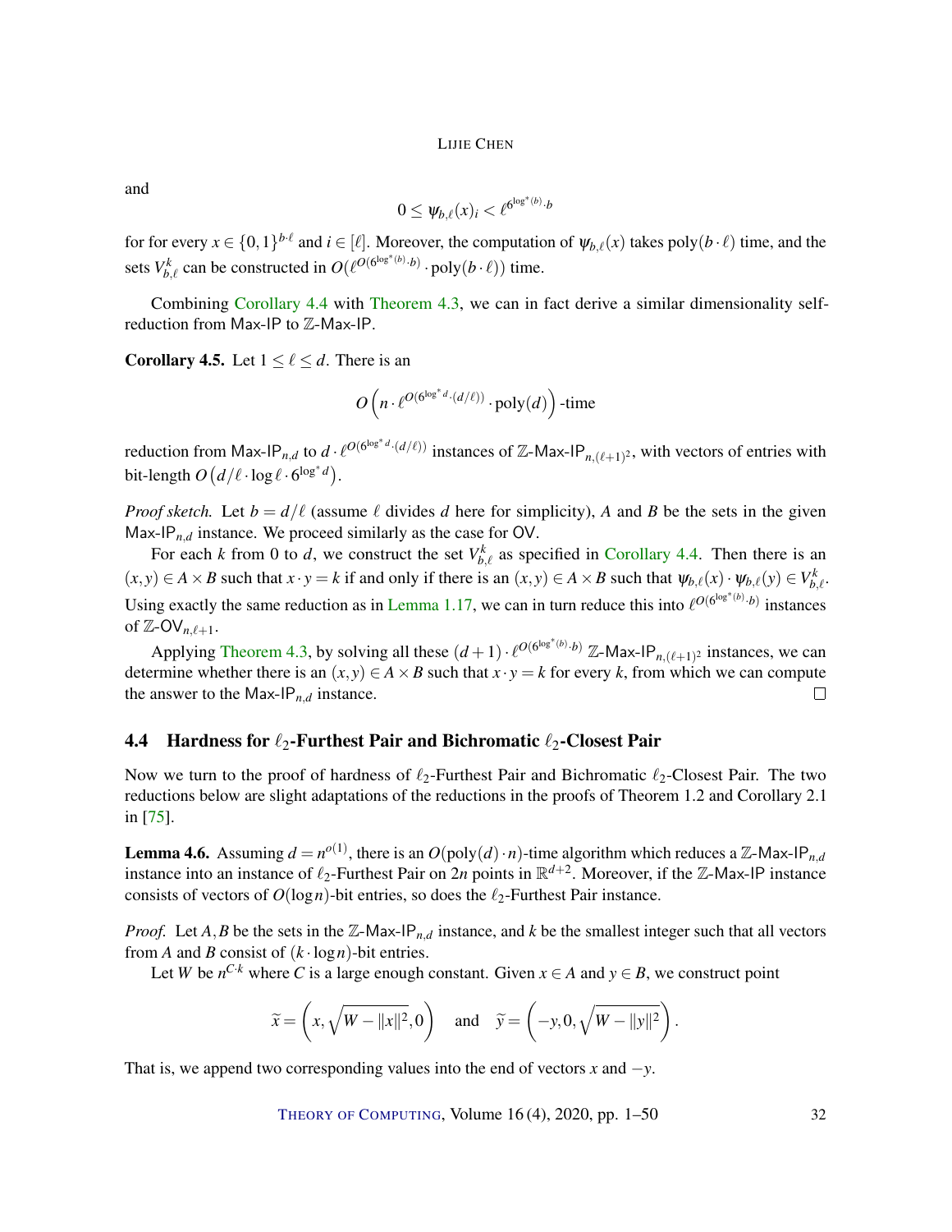and

$$0 \le \psi_{b,\ell}(x)_i < \ell^{6^{\log^*(b)} \cdot b}$$

for for every $x \in \{0,1\}^{b \cdot \ell}$ and $i \in [\ell]$. Moreover, the computation of $\psi_{b,\ell}(x)$ takes $\mathrm{poly}(b \cdot \ell)$ time, and the sets $V_{b,\ell}^k$ can be constructed in $O(\ell^{O(6^{\log^*(b)} \cdot b)} \cdot \mathrm{poly}(b \cdot \ell))$ time.

Combining Corollary 4.4 with Theorem 4.3, we can in fact derive a similar dimensionality self-reduction from Max-IP to $\mathbb{Z}$-Max-IP.

**Corollary 4.5.** Let $1 \le \ell \le d$. There is an

$$O\left(n \cdot \ell^{O(6^{\log^* d} \cdot (d/\ell))} \cdot \mathrm{poly}(d)\right)\text{-time}$$

reduction from Max-IP$_{n,d}$ to $d \cdot \ell^{O(6^{\log^* d} \cdot (d/\ell))}$ instances of $\mathbb{Z}$-Max-IP$_{n,(\ell+1)^2}$, with vectors of entries with bit-length $O\left(d/\ell \cdot \log \ell \cdot 6^{\log^* d}\right)$.

*Proof sketch.* Let $b = d/\ell$ (assume $\ell$ divides $d$ here for simplicity), $A$ and $B$ be the sets in the given Max-IP$_{n,d}$ instance. We proceed similarly as the case for OV.

For each $k$ from 0 to $d$, we construct the set $V_{b,\ell}^k$ as specified in Corollary 4.4. Then there is an $(x,y) \in A \times B$ such that $x \cdot y = k$ if and only if there is an $(x,y) \in A \times B$ such that $\psi_{b,\ell}(x) \cdot \psi_{b,\ell}(y) \in V_{b,\ell}^k$. Using exactly the same reduction as in Lemma 1.17, we can in turn reduce this into $\ell^{O(6^{\log^*(b)} \cdot b)}$ instances of $\mathbb{Z}$-OV$_{n,\ell+1}$.

Applying Theorem 4.3, by solving all these $(d+1) \cdot \ell^{O(6^{\log^*(b)} \cdot b)}$ $\mathbb{Z}$-Max-IP$_{n,(\ell+1)^2}$ instances, we can determine whether there is an $(x,y) \in A \times B$ such that $x \cdot y = k$ for every $k$, from which we can compute the answer to the Max-IP$_{n,d}$ instance. □

### 4.4 Hardness for $\ell_2$-Furthest Pair and Bichromatic $\ell_2$-Closest Pair

Now we turn to the proof of hardness of $\ell_2$-Furthest Pair and Bichromatic $\ell_2$-Closest Pair. The two reductions below are slight adaptations of the reductions in the proofs of Theorem 1.2 and Corollary 2.1 in [75].

**Lemma 4.6.** Assuming $d = n^{o(1)}$, there is an $O(\mathrm{poly}(d) \cdot n)$-time algorithm which reduces a $\mathbb{Z}$-Max-IP$_{n,d}$ instance into an instance of $\ell_2$-Furthest Pair on $2n$ points in $\mathbb{R}^{d+2}$. Moreover, if the $\mathbb{Z}$-Max-IP instance consists of vectors of $O(\log n)$-bit entries, so does the $\ell_2$-Furthest Pair instance.

*Proof.* Let $A, B$ be the sets in the $\mathbb{Z}$-Max-IP$_{n,d}$ instance, and $k$ be the smallest integer such that all vectors from $A$ and $B$ consist of $(k \cdot \log n)$-bit entries.

Let $W$ be $n^{C \cdot k}$ where $C$ is a large enough constant. Given $x \in A$ and $y \in B$, we construct point

$$\widetilde{x} = \left(x, \sqrt{W - \|x\|^2}, 0\right) \quad \text{and} \quad \widetilde{y} = \left(-y, 0, \sqrt{W - \|y\|^2}\right).$$

That is, we append two corresponding values into the end of vectors $x$ and $-y$.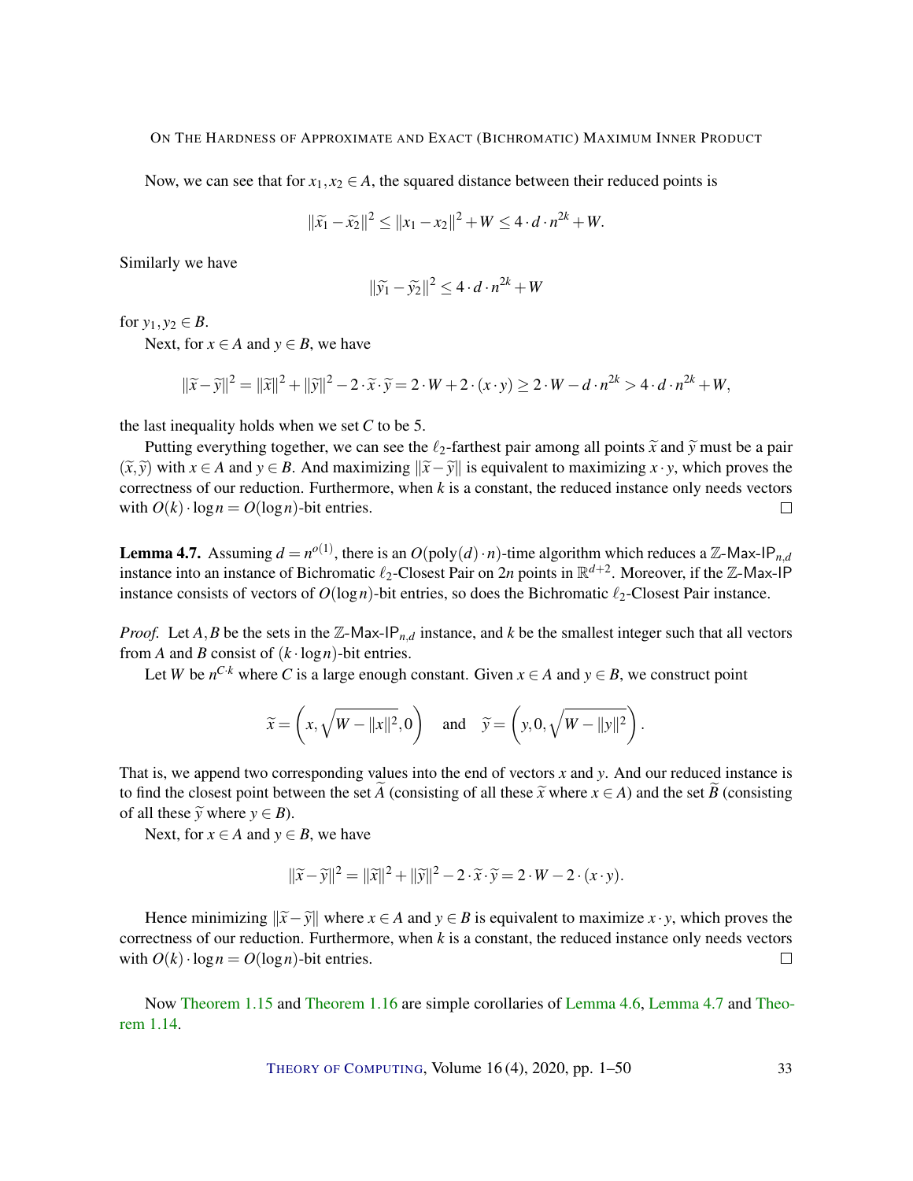Now, we can see that for $x_1, x_2 \in A$, the squared distance between their reduced points is

$$\|\widetilde{x_1} - \widetilde{x_2}\|^2 \leq \|x_1 - x_2\|^2 + W \leq 4 \cdot d \cdot n^{2k} + W.$$

Similarly we have

$$\|\widetilde{y_1} - \widetilde{y_2}\|^2 \leq 4 \cdot d \cdot n^{2k} + W$$

for $y_1, y_2 \in B$.

Next, for $x \in A$ and $y \in B$, we have

$$\|\widetilde{x} - \widetilde{y}\|^2 = \|\widetilde{x}\|^2 + \|\widetilde{y}\|^2 - 2 \cdot \widetilde{x} \cdot \widetilde{y} = 2 \cdot W + 2 \cdot (x \cdot y) \geq 2 \cdot W - d \cdot n^{2k} > 4 \cdot d \cdot n^{2k} + W,$$

the last inequality holds when we set $C$ to be 5.

Putting everything together, we can see the $\ell_2$-farthest pair among all points $\widetilde{x}$ and $\widetilde{y}$ must be a pair $(\widetilde{x}, \widetilde{y})$ with $x \in A$ and $y \in B$. And maximizing $\|\widetilde{x} - \widetilde{y}\|$ is equivalent to maximizing $x \cdot y$, which proves the correctness of our reduction. Furthermore, when $k$ is a constant, the reduced instance only needs vectors with $O(k) \cdot \log n = O(\log n)$-bit entries. □

**Lemma 4.7.** Assuming $d = n^{o(1)}$, there is an $O(\mathrm{poly}(d) \cdot n)$-time algorithm which reduces a $\mathbb{Z}$-$\mathsf{Max}$-$\mathsf{IP}_{n,d}$ instance into an instance of Bichromatic $\ell_2$-Closest Pair on $2n$ points in $\mathbb{R}^{d+2}$. Moreover, if the $\mathbb{Z}$-$\mathsf{Max}$-$\mathsf{IP}$ instance consists of vectors of $O(\log n)$-bit entries, so does the Bichromatic $\ell_2$-Closest Pair instance.

*Proof.* Let $A, B$ be the sets in the $\mathbb{Z}$-$\mathsf{Max}$-$\mathsf{IP}_{n,d}$ instance, and $k$ be the smallest integer such that all vectors from $A$ and $B$ consist of $(k \cdot \log n)$-bit entries.

Let $W$ be $n^{C \cdot k}$ where $C$ is a large enough constant. Given $x \in A$ and $y \in B$, we construct point

$$\widetilde{x} = \left(x, \sqrt{W - \|x\|^2}, 0\right) \quad \text{and} \quad \widetilde{y} = \left(y, 0, \sqrt{W - \|y\|^2}\right).$$

That is, we append two corresponding values into the end of vectors $x$ and $y$. And our reduced instance is to find the closest point between the set $\widetilde{A}$ (consisting of all these $\widetilde{x}$ where $x \in A$) and the set $\widetilde{B}$ (consisting of all these $\widetilde{y}$ where $y \in B$).

Next, for $x \in A$ and $y \in B$, we have

$$\|\widetilde{x} - \widetilde{y}\|^2 = \|\widetilde{x}\|^2 + \|\widetilde{y}\|^2 - 2 \cdot \widetilde{x} \cdot \widetilde{y} = 2 \cdot W - 2 \cdot (x \cdot y).$$

Hence minimizing $\|\widetilde{x} - \widetilde{y}\|$ where $x \in A$ and $y \in B$ is equivalent to maximize $x \cdot y$, which proves the correctness of our reduction. Furthermore, when $k$ is a constant, the reduced instance only needs vectors with $O(k) \cdot \log n = O(\log n)$-bit entries. □

Now Theorem 1.15 and Theorem 1.16 are simple corollaries of Lemma 4.6, Lemma 4.7 and Theorem 1.14.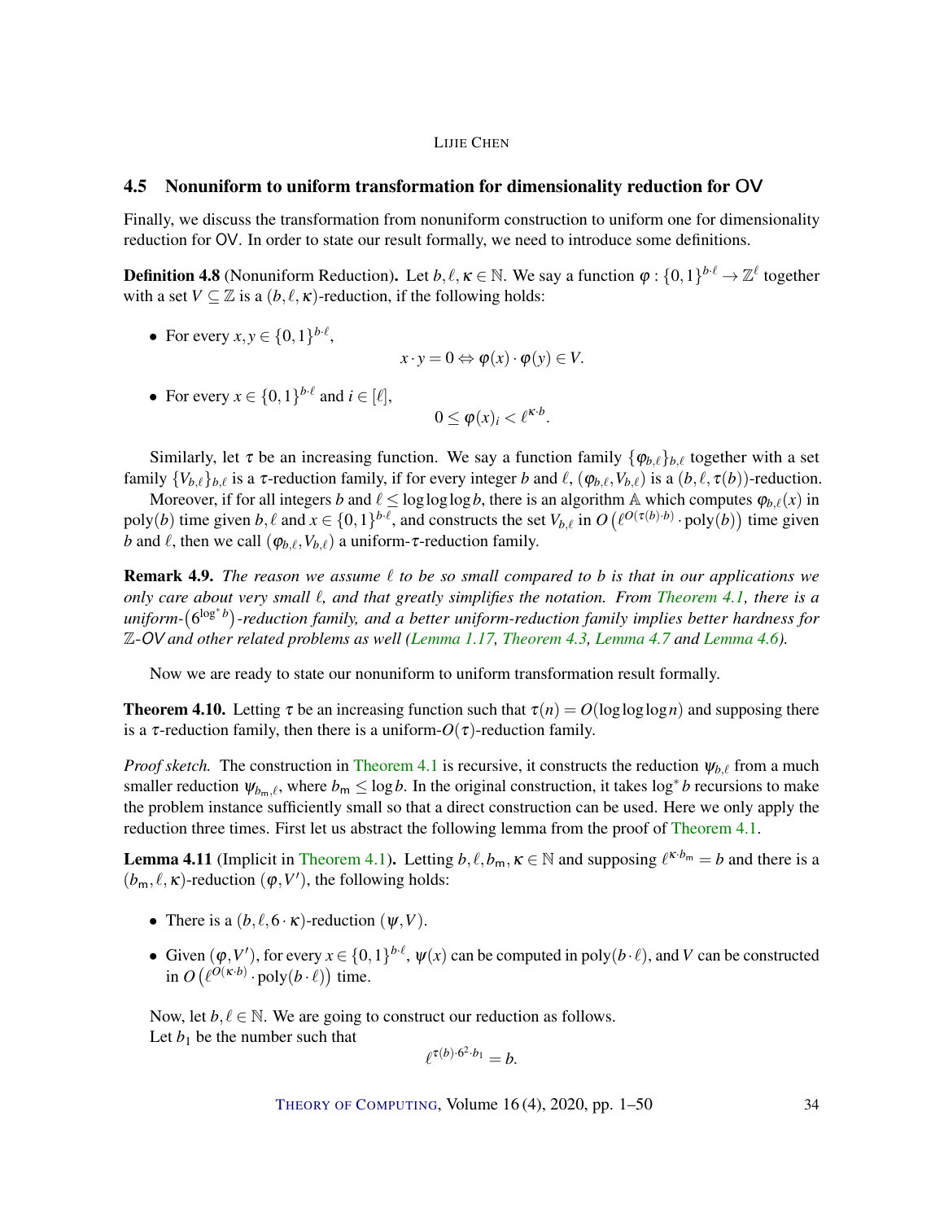## 4.5 Nonuniform to uniform transformation for dimensionality reduction for OV

Finally, we discuss the transformation from nonuniform construction to uniform one for dimensionality reduction for OV. In order to state our result formally, we need to introduce some definitions.

**Definition 4.8** (Nonuniform Reduction)**.** Let $b, \ell, \kappa \in \mathbb{N}$. We say a function $\varphi : \{0,1\}^{b \cdot \ell} \to \mathbb{Z}^{\ell}$ together with a set $V \subseteq \mathbb{Z}$ is a $(b, \ell, \kappa)$-reduction, if the following holds:

- For every $x, y \in \{0,1\}^{b \cdot \ell}$,
$$x \cdot y = 0 \Leftrightarrow \varphi(x) \cdot \varphi(y) \in V.$$
- For every $x \in \{0,1\}^{b \cdot \ell}$ and $i \in [\ell]$,
$$0 \leq \varphi(x)_i < \ell^{\kappa \cdot b}.$$

Similarly, let $\tau$ be an increasing function. We say a function family $\{\varphi_{b,\ell}\}_{b,\ell}$ together with a set family $\{V_{b,\ell}\}_{b,\ell}$ is a $\tau$-reduction family, if for every integer $b$ and $\ell$, $(\varphi_{b,\ell}, V_{b,\ell})$ is a $(b, \ell, \tau(b))$-reduction.

Moreover, if for all integers $b$ and $\ell \leq \log\log\log b$, there is an algorithm $\mathbb{A}$ which computes $\varphi_{b,\ell}(x)$ in $\operatorname{poly}(b)$ time given $b, \ell$ and $x \in \{0,1\}^{b \cdot \ell}$, and constructs the set $V_{b,\ell}$ in $O\left(\ell^{O(\tau(b) \cdot b)} \cdot \operatorname{poly}(b)\right)$ time given $b$ and $\ell$, then we call $(\varphi_{b,\ell}, V_{b,\ell})$ a uniform-$\tau$-reduction family.

**Remark 4.9.** *The reason we assume $\ell$ to be so small compared to $b$ is that in our applications we only care about very small $\ell$, and that greatly simplifies the notation. From Theorem 4.1, there is a uniform-$\left(6^{\log^* b}\right)$-reduction family, and a better uniform-reduction family implies better hardness for $\mathbb{Z}$-OV and other related problems as well (Lemma 1.17, Theorem 4.3, Lemma 4.7 and Lemma 4.6).*

Now we are ready to state our nonuniform to uniform transformation result formally.

**Theorem 4.10.** Letting $\tau$ be an increasing function such that $\tau(n) = O(\log\log\log n)$ and supposing there is a $\tau$-reduction family, then there is a uniform-$O(\tau)$-reduction family.

*Proof sketch.* The construction in Theorem 4.1 is recursive, it constructs the reduction $\psi_{b,\ell}$ from a much smaller reduction $\psi_{b_{\mathsf{m}},\ell}$, where $b_{\mathsf{m}} \leq \log b$. In the original construction, it takes $\log^* b$ recursions to make the problem instance sufficiently small so that a direct construction can be used. Here we only apply the reduction three times. First let us abstract the following lemma from the proof of Theorem 4.1.

**Lemma 4.11** (Implicit in Theorem 4.1)**.** Letting $b, \ell, b_{\mathsf{m}}, \kappa \in \mathbb{N}$ and supposing $\ell^{\kappa \cdot b_{\mathsf{m}}} = b$ and there is a $(b_{\mathsf{m}}, \ell, \kappa)$-reduction $(\varphi, V')$, the following holds:

- There is a $(b, \ell, 6 \cdot \kappa)$-reduction $(\psi, V)$.
- Given $(\varphi, V')$, for every $x \in \{0,1\}^{b \cdot \ell}$, $\psi(x)$ can be computed in $\operatorname{poly}(b \cdot \ell)$, and $V$ can be constructed in $O\left(\ell^{O(\kappa \cdot b)} \cdot \operatorname{poly}(b \cdot \ell)\right)$ time.

Now, let $b, \ell \in \mathbb{N}$. We are going to construct our reduction as follows.

Let $b_1$ be the number such that
$$\ell^{\tau(b) \cdot 6^2 \cdot b_1} = b.$$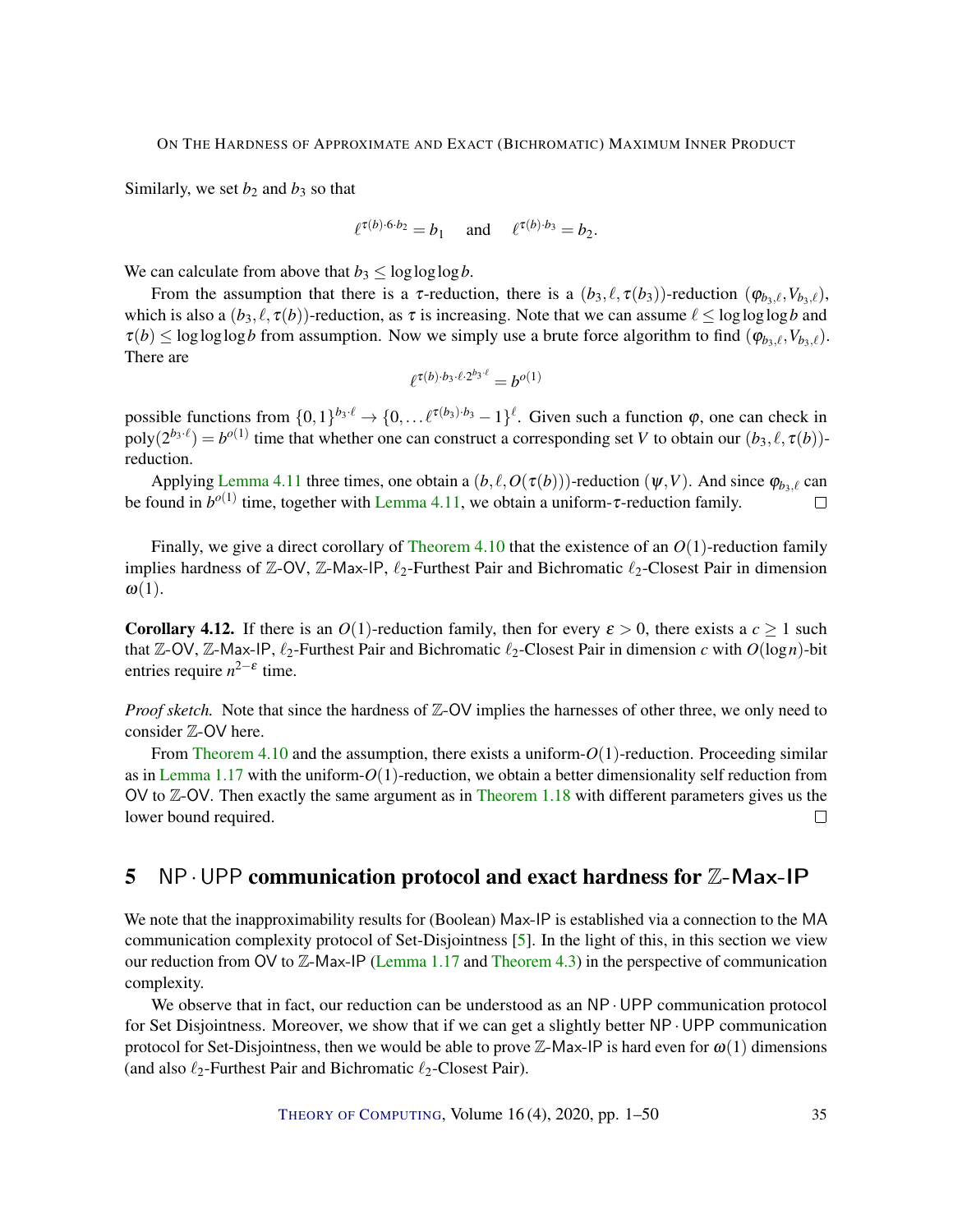Similarly, we set $b_2$ and $b_3$ so that

$$\ell^{\tau(b)\cdot 6\cdot b_2} = b_1 \quad \text{and} \quad \ell^{\tau(b)\cdot b_3} = b_2.$$

We can calculate from above that $b_3 \leq \log\log\log b$.

From the assumption that there is a $\tau$-reduction, there is a $(b_3, \ell, \tau(b_3))$-reduction $(\varphi_{b_3,\ell}, V_{b_3,\ell})$, which is also a $(b_3, \ell, \tau(b))$-reduction, as $\tau$ is increasing. Note that we can assume $\ell \leq \log\log\log b$ and $\tau(b) \leq \log\log\log b$ from assumption. Now we simply use a brute force algorithm to find $(\varphi_{b_3,\ell}, V_{b_3,\ell})$. There are

$$\ell^{\tau(b)\cdot b_3\cdot \ell\cdot 2^{b_3\cdot \ell}} = b^{o(1)}$$

possible functions from $\{0,1\}^{b_3\cdot\ell} \to \{0,\ldots \ell^{\tau(b_3)\cdot b_3} - 1\}^{\ell}$. Given such a function $\varphi$, one can check in $\text{poly}(2^{b_3\cdot\ell}) = b^{o(1)}$ time that whether one can construct a corresponding set $V$ to obtain our $(b_3, \ell, \tau(b))$-reduction.

Applying Lemma 4.11 three times, one obtain a $(b, \ell, O(\tau(b)))$-reduction $(\psi, V)$. And since $\varphi_{b_3,\ell}$ can be found in $b^{o(1)}$ time, together with Lemma 4.11, we obtain a uniform-$\tau$-reduction family. $\square$

Finally, we give a direct corollary of Theorem 4.10 that the existence of an $O(1)$-reduction family implies hardness of $\mathbb{Z}$-OV, $\mathbb{Z}$-Max-IP, $\ell_2$-Furthest Pair and Bichromatic $\ell_2$-Closest Pair in dimension $\omega(1)$.

**Corollary 4.12.** If there is an $O(1)$-reduction family, then for every $\varepsilon > 0$, there exists a $c \geq 1$ such that $\mathbb{Z}$-OV, $\mathbb{Z}$-Max-IP, $\ell_2$-Furthest Pair and Bichromatic $\ell_2$-Closest Pair in dimension $c$ with $O(\log n)$-bit entries require $n^{2-\varepsilon}$ time.

*Proof sketch.* Note that since the hardness of $\mathbb{Z}$-OV implies the harnesses of other three, we only need to consider $\mathbb{Z}$-OV here.

From Theorem 4.10 and the assumption, there exists a uniform-$O(1)$-reduction. Proceeding similar as in Lemma 1.17 with the uniform-$O(1)$-reduction, we obtain a better dimensionality self reduction from OV to $\mathbb{Z}$-OV. Then exactly the same argument as in Theorem 1.18 with different parameters gives us the lower bound required. $\square$

## 5 $\mathsf{NP}\cdot\mathsf{UPP}$ communication protocol and exact hardness for $\mathbb{Z}$-Max-IP

We note that the inapproximability results for (Boolean) Max-IP is established via a connection to the MA communication complexity protocol of Set-Disjointness [5]. In the light of this, in this section we view our reduction from OV to $\mathbb{Z}$-Max-IP (Lemma 1.17 and Theorem 4.3) in the perspective of communication complexity.

We observe that in fact, our reduction can be understood as an $\mathsf{NP}\cdot\mathsf{UPP}$ communication protocol for Set Disjointness. Moreover, we show that if we can get a slightly better $\mathsf{NP}\cdot\mathsf{UPP}$ communication protocol for Set-Disjointness, then we would be able to prove $\mathbb{Z}$-Max-IP is hard even for $\omega(1)$ dimensions (and also $\ell_2$-Furthest Pair and Bichromatic $\ell_2$-Closest Pair).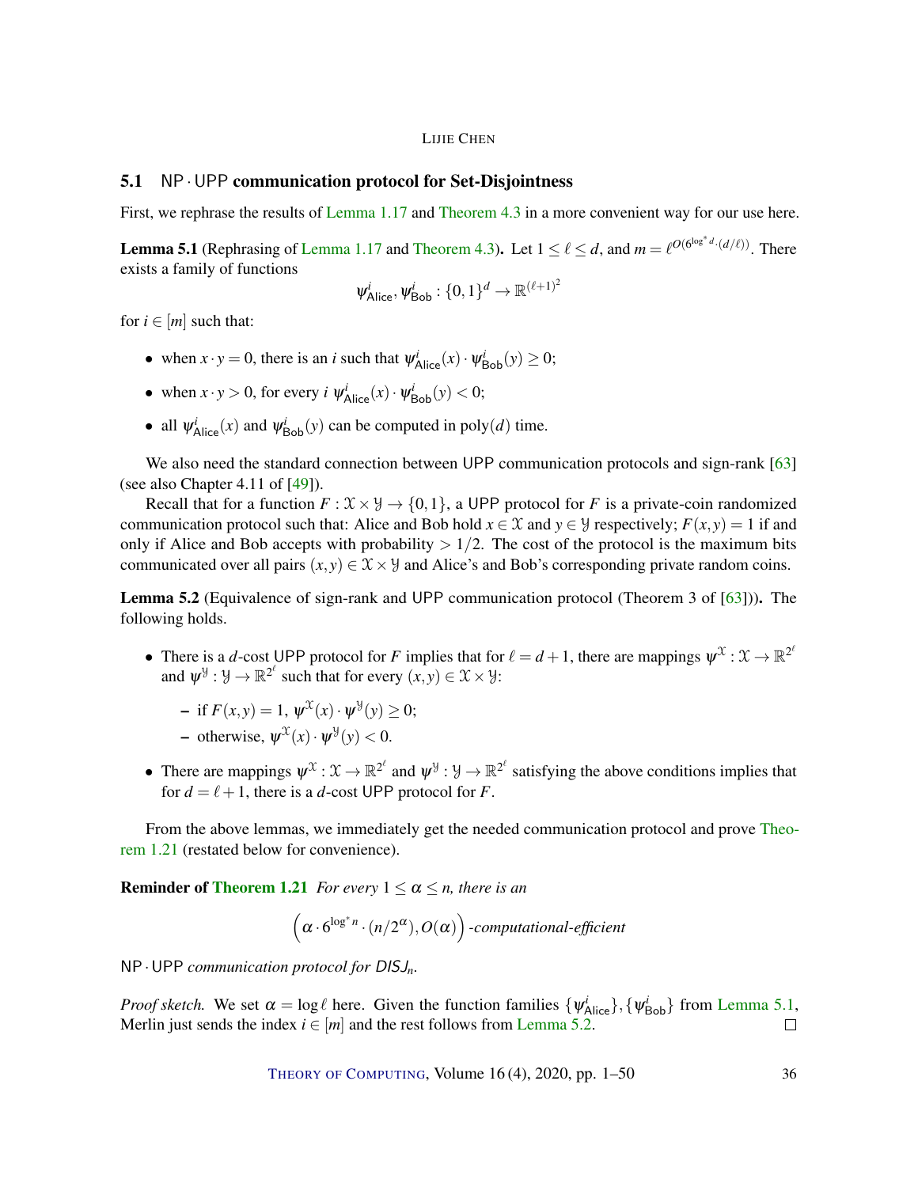### 5.1 $\mathsf{NP} \cdot \mathsf{UPP}$ communication protocol for Set-Disjointness

First, we rephrase the results of Lemma 1.17 and Theorem 4.3 in a more convenient way for our use here.

**Lemma 5.1** (Rephrasing of Lemma 1.17 and Theorem 4.3)**.** Let $1 \le \ell \le d$, and $m = \ell^{O(6^{\log^* d} \cdot (d/\ell))}$. There exists a family of functions

$$\psi^i_{\mathsf{Alice}}, \psi^i_{\mathsf{Bob}} : \{0,1\}^d \to \mathbb{R}^{(\ell+1)^2}$$

for $i \in [m]$ such that:

- when $x \cdot y = 0$, there is an $i$ such that $\psi^i_{\mathsf{Alice}}(x) \cdot \psi^i_{\mathsf{Bob}}(y) \ge 0$;
- when $x \cdot y > 0$, for every $i$ $\psi^i_{\mathsf{Alice}}(x) \cdot \psi^i_{\mathsf{Bob}}(y) < 0$;
- all $\psi^i_{\mathsf{Alice}}(x)$ and $\psi^i_{\mathsf{Bob}}(y)$ can be computed in $\mathrm{poly}(d)$ time.

We also need the standard connection between $\mathsf{UPP}$ communication protocols and sign-rank [63] (see also Chapter 4.11 of [49]).

Recall that for a function $F : \mathcal{X} \times \mathcal{Y} \to \{0,1\}$, a $\mathsf{UPP}$ protocol for $F$ is a private-coin randomized communication protocol such that: Alice and Bob hold $x \in \mathcal{X}$ and $y \in \mathcal{Y}$ respectively; $F(x,y) = 1$ if and only if Alice and Bob accepts with probability $> 1/2$. The cost of the protocol is the maximum bits communicated over all pairs $(x,y) \in \mathcal{X} \times \mathcal{Y}$ and Alice's and Bob's corresponding private random coins.

**Lemma 5.2** (Equivalence of sign-rank and $\mathsf{UPP}$ communication protocol (Theorem 3 of [63]))**.** The following holds.

- There is a $d$-cost $\mathsf{UPP}$ protocol for $F$ implies that for $\ell = d+1$, there are mappings $\psi^{\mathcal{X}} : \mathcal{X} \to \mathbb{R}^{2^\ell}$ and $\psi^{\mathcal{Y}} : \mathcal{Y} \to \mathbb{R}^{2^\ell}$ such that for every $(x,y) \in \mathcal{X} \times \mathcal{Y}$:
  - if $F(x,y) = 1$, $\psi^{\mathcal{X}}(x) \cdot \psi^{\mathcal{Y}}(y) \ge 0$;
  - otherwise, $\psi^{\mathcal{X}}(x) \cdot \psi^{\mathcal{Y}}(y) < 0$.
- There are mappings $\psi^{\mathcal{X}} : \mathcal{X} \to \mathbb{R}^{2^\ell}$ and $\psi^{\mathcal{Y}} : \mathcal{Y} \to \mathbb{R}^{2^\ell}$ satisfying the above conditions implies that for $d = \ell + 1$, there is a $d$-cost $\mathsf{UPP}$ protocol for $F$.

From the above lemmas, we immediately get the needed communication protocol and prove Theorem 1.21 (restated below for convenience).

**Reminder of Theorem 1.21** *For every $1 \le \alpha \le n$, there is an*

$$\left(\alpha \cdot 6^{\log^* n} \cdot (n/2^\alpha), O(\alpha)\right)\text{-computational-efficient}$$

$\mathsf{NP} \cdot \mathsf{UPP}$ *communication protocol for $DISJ_n$.*

*Proof sketch.* We set $\alpha = \log \ell$ here. Given the function families $\{\psi^i_{\mathsf{Alice}}\}, \{\psi^i_{\mathsf{Bob}}\}$ from Lemma 5.1, Merlin just sends the index $i \in [m]$ and the rest follows from Lemma 5.2. $\square$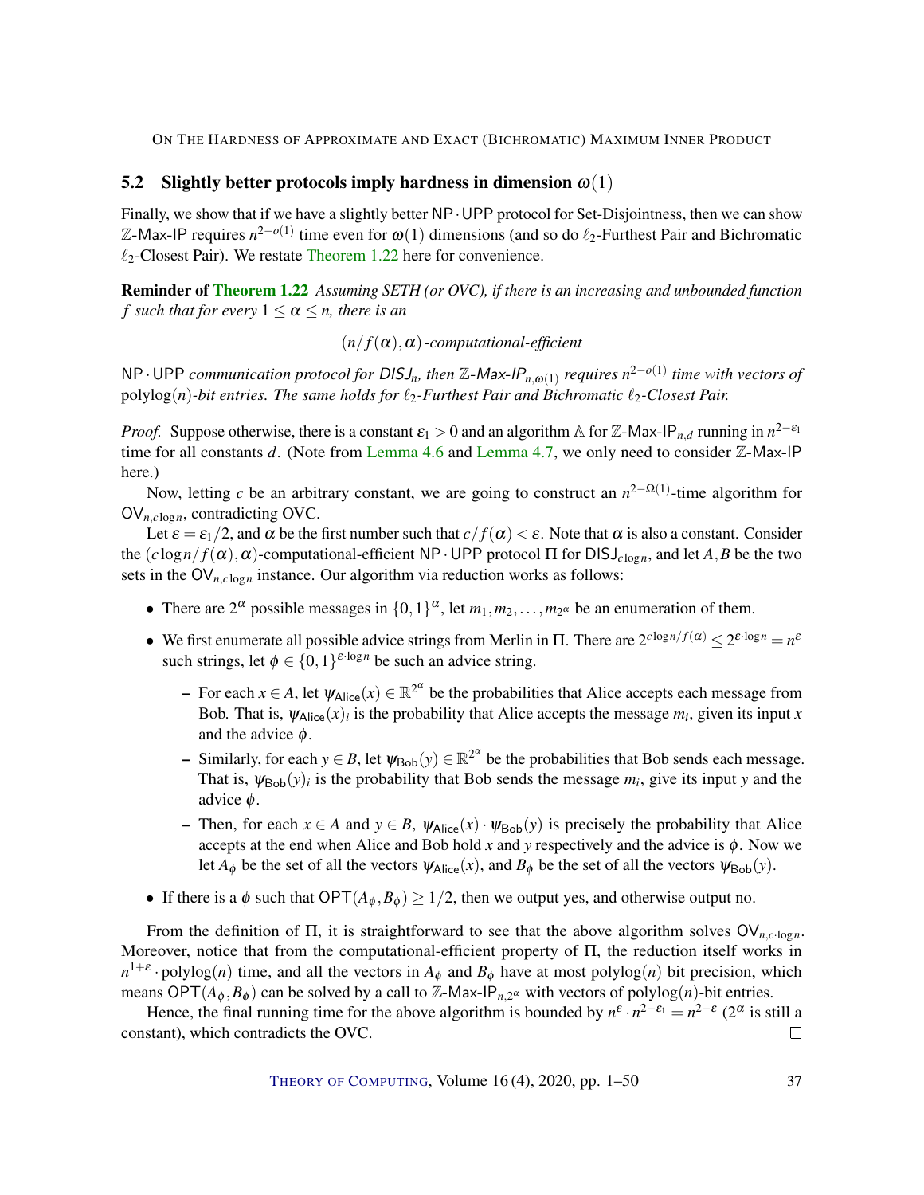### 5.2 Slightly better protocols imply hardness in dimension $\omega(1)$

Finally, we show that if we have a slightly better $\mathsf{NP} \cdot \mathsf{UPP}$ protocol for Set-Disjointness, then we can show $\mathbb{Z}$-Max-IP requires $n^{2-o(1)}$ time even for $\omega(1)$ dimensions (and so do $\ell_2$-Furthest Pair and Bichromatic $\ell_2$-Closest Pair). We restate Theorem 1.22 here for convenience.

**Reminder of Theorem 1.22** *Assuming SETH (or OVC), if there is an increasing and unbounded function $f$ such that for every $1 \le \alpha \le n$, there is an*

$$(n/f(\alpha), \alpha)\text{-computational-efficient}$$

$\mathsf{NP} \cdot \mathsf{UPP}$ *communication protocol for $\mathsf{DISJ}_n$, then $\mathbb{Z}$-Max-$\mathsf{IP}_{n,\omega(1)}$ requires $n^{2-o(1)}$ time with vectors of* $\operatorname{polylog}(n)$*-bit entries. The same holds for $\ell_2$-Furthest Pair and Bichromatic $\ell_2$-Closest Pair.*

*Proof.* Suppose otherwise, there is a constant $\varepsilon_1 > 0$ and an algorithm $\mathbb{A}$ for $\mathbb{Z}$-Max-$\mathsf{IP}_{n,d}$ running in $n^{2-\varepsilon_1}$ time for all constants $d$. (Note from Lemma 4.6 and Lemma 4.7, we only need to consider $\mathbb{Z}$-Max-IP here.)

Now, letting $c$ be an arbitrary constant, we are going to construct an $n^{2-\Omega(1)}$-time algorithm for $\mathsf{OV}_{n,c\log n}$, contradicting OVC.

Let $\varepsilon = \varepsilon_1/2$, and $\alpha$ be the first number such that $c/f(\alpha) < \varepsilon$. Note that $\alpha$ is also a constant. Consider the $(c\log n/f(\alpha), \alpha)$-computational-efficient $\mathsf{NP} \cdot \mathsf{UPP}$ protocol $\Pi$ for $\mathsf{DISJ}_{c\log n}$, and let $A, B$ be the two sets in the $\mathsf{OV}_{n,c\log n}$ instance. Our algorithm via reduction works as follows:

- There are $2^\alpha$ possible messages in $\{0,1\}^\alpha$, let $m_1, m_2, \dots, m_{2^\alpha}$ be an enumeration of them.
- We first enumerate all possible advice strings from Merlin in $\Pi$. There are $2^{c\log n/f(\alpha)} \le 2^{\varepsilon \cdot \log n} = n^\varepsilon$ such strings, let $\phi \in \{0,1\}^{\varepsilon \cdot \log n}$ be such an advice string.
  - For each $x \in A$, let $\psi_{\mathsf{Alice}}(x) \in \mathbb{R}^{2^\alpha}$ be the probabilities that Alice accepts each message from Bob. That is, $\psi_{\mathsf{Alice}}(x)_i$ is the probability that Alice accepts the message $m_i$, given its input $x$ and the advice $\phi$.
  - Similarly, for each $y \in B$, let $\psi_{\mathsf{Bob}}(y) \in \mathbb{R}^{2^\alpha}$ be the probabilities that Bob sends each message. That is, $\psi_{\mathsf{Bob}}(y)_i$ is the probability that Bob sends the message $m_i$, give its input $y$ and the advice $\phi$.
  - Then, for each $x \in A$ and $y \in B$, $\psi_{\mathsf{Alice}}(x) \cdot \psi_{\mathsf{Bob}}(y)$ is precisely the probability that Alice accepts at the end when Alice and Bob hold $x$ and $y$ respectively and the advice is $\phi$. Now we let $A_\phi$ be the set of all the vectors $\psi_{\mathsf{Alice}}(x)$, and $B_\phi$ be the set of all the vectors $\psi_{\mathsf{Bob}}(y)$.
- If there is a $\phi$ such that $\mathsf{OPT}(A_\phi, B_\phi) \ge 1/2$, then we output yes, and otherwise output no.

From the definition of $\Pi$, it is straightforward to see that the above algorithm solves $\mathsf{OV}_{n,c\cdot\log n}$. Moreover, notice that from the computational-efficient property of $\Pi$, the reduction itself works in $n^{1+\varepsilon} \cdot \operatorname{polylog}(n)$ time, and all the vectors in $A_\phi$ and $B_\phi$ have at most $\operatorname{polylog}(n)$ bit precision, which means $\mathsf{OPT}(A_\phi, B_\phi)$ can be solved by a call to $\mathbb{Z}$-Max-$\mathsf{IP}_{n,2^\alpha}$ with vectors of $\operatorname{polylog}(n)$-bit entries.

Hence, the final running time for the above algorithm is bounded by $n^\varepsilon \cdot n^{2-\varepsilon_1} = n^{2-\varepsilon}$ ($2^\alpha$ is still a constant), which contradicts the OVC. ∎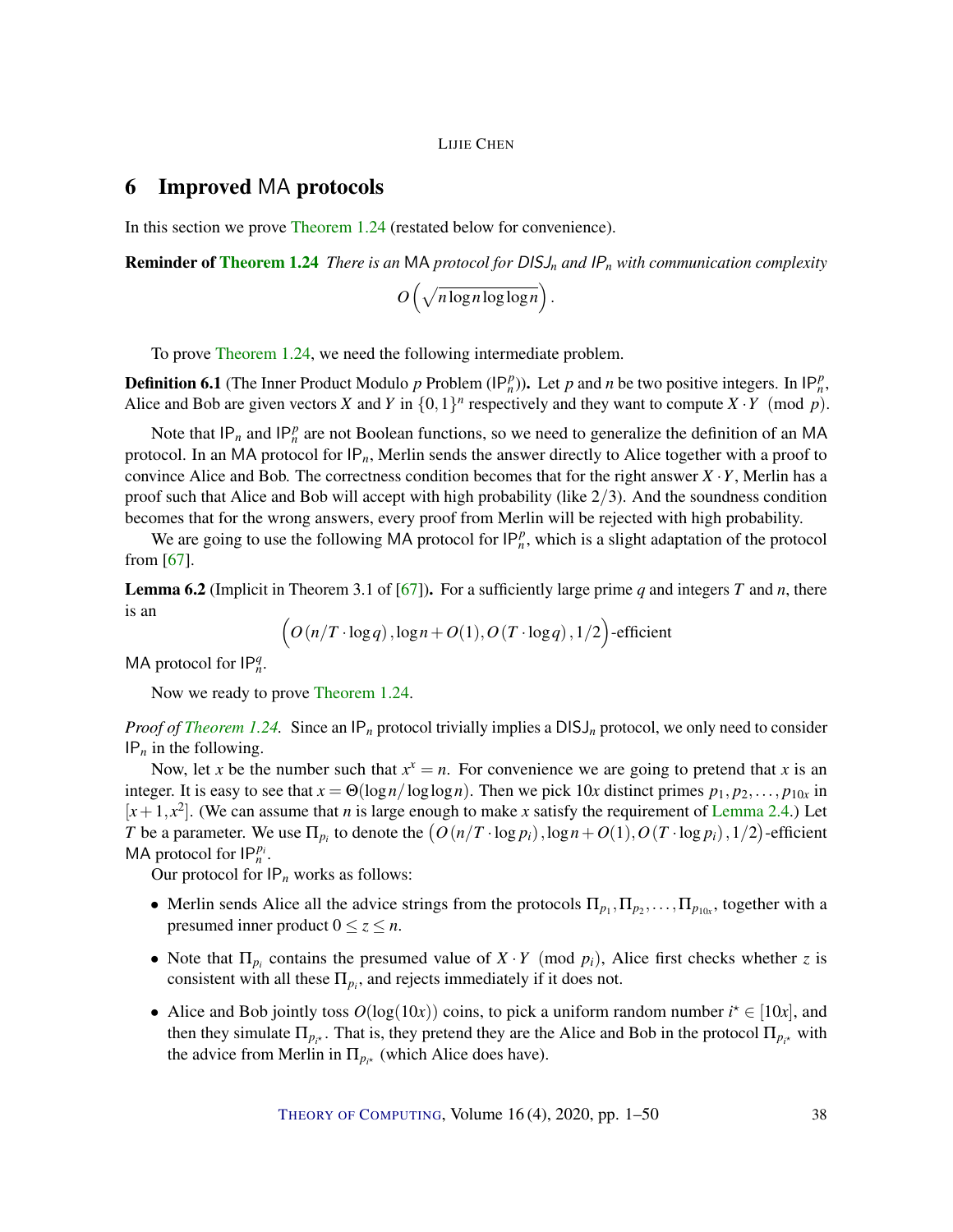# 6 Improved MA protocols

In this section we prove Theorem 1.24 (restated below for convenience).

**Reminder of Theorem 1.24** *There is an* MA *protocol for* $\mathsf{DISJ}_n$ *and* $\mathsf{IP}_n$ *with communication complexity*

$$O\left(\sqrt{n \log n \log \log n}\right).$$

To prove Theorem 1.24, we need the following intermediate problem.

**Definition 6.1** (The Inner Product Modulo $p$ Problem ($\mathsf{IP}_n^p$)). Let $p$ and $n$ be two positive integers. In $\mathsf{IP}_n^p$, Alice and Bob are given vectors $X$ and $Y$ in $\{0,1\}^n$ respectively and they want to compute $X \cdot Y \pmod{p}$.

Note that $\mathsf{IP}_n$ and $\mathsf{IP}_n^p$ are not Boolean functions, so we need to generalize the definition of an MA protocol. In an MA protocol for $\mathsf{IP}_n$, Merlin sends the answer directly to Alice together with a proof to convince Alice and Bob. The correctness condition becomes that for the right answer $X \cdot Y$, Merlin has a proof such that Alice and Bob will accept with high probability (like $2/3$). And the soundness condition becomes that for the wrong answers, every proof from Merlin will be rejected with high probability.

We are going to use the following MA protocol for $\mathsf{IP}_n^p$, which is a slight adaptation of the protocol from [67].

**Lemma 6.2** (Implicit in Theorem 3.1 of [67]). For a sufficiently large prime $q$ and integers $T$ and $n$, there is an

$$\Big(O\left(n/T \cdot \log q\right), \log n + O(1), O\left(T \cdot \log q\right), 1/2\Big)\text{-efficient}$$

MA protocol for $\mathsf{IP}_n^q$.

Now we ready to prove Theorem 1.24.

*Proof of Theorem 1.24.* Since an $\mathsf{IP}_n$ protocol trivially implies a $\mathsf{DISJ}_n$ protocol, we only need to consider $\mathsf{IP}_n$ in the following.

Now, let $x$ be the number such that $x^x = n$. For convenience we are going to pretend that $x$ is an integer. It is easy to see that $x = \Theta(\log n / \log \log n)$. Then we pick $10x$ distinct primes $p_1, p_2, \ldots, p_{10x}$ in $[x+1, x^2]$. (We can assume that $n$ is large enough to make $x$ satisfy the requirement of Lemma 2.4.) Let $T$ be a parameter. We use $\Pi_{p_i}$ to denote the $\big(O\left(n/T \cdot \log p_i\right), \log n + O(1), O\left(T \cdot \log p_i\right), 1/2\big)$-efficient MA protocol for $\mathsf{IP}_n^{p_i}$.

Our protocol for $\mathsf{IP}_n$ works as follows:

- Merlin sends Alice all the advice strings from the protocols $\Pi_{p_1}, \Pi_{p_2}, \ldots, \Pi_{p_{10x}}$, together with a presumed inner product $0 \le z \le n$.
- Note that $\Pi_{p_i}$ contains the presumed value of $X \cdot Y \pmod{p_i}$, Alice first checks whether $z$ is consistent with all these $\Pi_{p_i}$, and rejects immediately if it does not.
- Alice and Bob jointly toss $O(\log(10x))$ coins, to pick a uniform random number $i^\star \in [10x]$, and then they simulate $\Pi_{p_{i^\star}}$. That is, they pretend they are the Alice and Bob in the protocol $\Pi_{p_{i^\star}}$ with the advice from Merlin in $\Pi_{p_{i^\star}}$ (which Alice does have).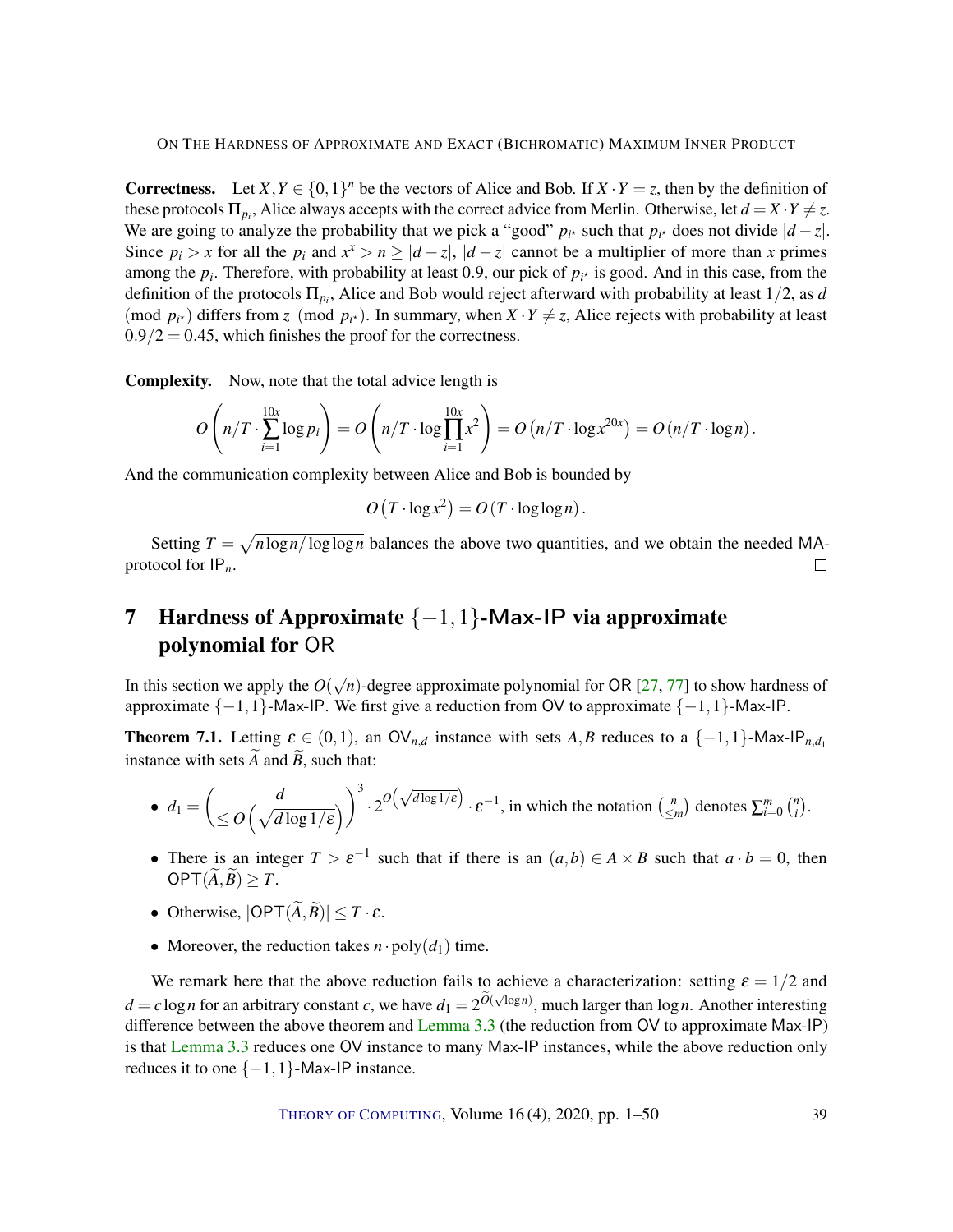**Correctness.** Let $X,Y \in \{0,1\}^n$ be the vectors of Alice and Bob. If $X \cdot Y = z$, then by the definition of these protocols $\Pi_{p_i}$, Alice always accepts with the correct advice from Merlin. Otherwise, let $d = X \cdot Y \neq z$. We are going to analyze the probability that we pick a "good" $p_{i^*}$ such that $p_{i^*}$ does not divide $|d-z|$. Since $p_i > x$ for all the $p_i$ and $x^x > n \geq |d-z|$, $|d-z|$ cannot be a multiplier of more than $x$ primes among the $p_i$. Therefore, with probability at least 0.9, our pick of $p_{i^*}$ is good. And in this case, from the definition of the protocols $\Pi_{p_i}$, Alice and Bob would reject afterward with probability at least $1/2$, as $d \pmod{p_{i^*}}$ differs from $z \pmod{p_{i^*}}$. In summary, when $X \cdot Y \neq z$, Alice rejects with probability at least $0.9/2 = 0.45$, which finishes the proof for the correctness.

**Complexity.** Now, note that the total advice length is

$$O\left(n/T \cdot \sum_{i=1}^{10x} \log p_i\right) = O\left(n/T \cdot \log \prod_{i=1}^{10x} x^2\right) = O\left(n/T \cdot \log x^{20x}\right) = O\left(n/T \cdot \log n\right).$$

And the communication complexity between Alice and Bob is bounded by

$$O\left(T \cdot \log x^2\right) = O\left(T \cdot \log\log n\right).$$

Setting $T = \sqrt{n \log n / \log\log n}$ balances the above two quantities, and we obtain the needed MA-protocol for $\mathsf{IP}_n$. □

# 7 Hardness of Approximate $\{-1,1\}$-Max-IP via approximate polynomial for OR

In this section we apply the $O(\sqrt{n})$-degree approximate polynomial for OR [27, 77] to show hardness of approximate $\{-1,1\}$-Max-IP. We first give a reduction from OV to approximate $\{-1,1\}$-Max-IP.

**Theorem 7.1.** Letting $\varepsilon \in (0,1)$, an $\mathsf{OV}_{n,d}$ instance with sets $A,B$ reduces to a $\{-1,1\}$-$\mathsf{Max}$-$\mathsf{IP}_{n,d_1}$ instance with sets $\widetilde{A}$ and $\widetilde{B}$, such that:

- $d_1 = \binom{d}{\leq O\left(\sqrt{d \log 1/\varepsilon}\right)}^3 \cdot 2^{O\left(\sqrt{d \log 1/\varepsilon}\right)} \cdot \varepsilon^{-1}$, in which the notation $\binom{n}{\leq m}$ denotes $\sum_{i=0}^{m} \binom{n}{i}$.
- There is an integer $T > \varepsilon^{-1}$ such that if there is an $(a,b) \in A \times B$ such that $a \cdot b = 0$, then $\mathsf{OPT}(\widetilde{A},\widetilde{B}) \geq T$.
- Otherwise, $|\mathsf{OPT}(\widetilde{A},\widetilde{B})| \leq T \cdot \varepsilon$.
- Moreover, the reduction takes $n \cdot \mathrm{poly}(d_1)$ time.

We remark here that the above reduction fails to achieve a characterization: setting $\varepsilon = 1/2$ and $d = c \log n$ for an arbitrary constant $c$, we have $d_1 = 2^{\widetilde{O}(\sqrt{\log n})}$, much larger than $\log n$. Another interesting difference between the above theorem and Lemma 3.3 (the reduction from OV to approximate Max-IP) is that Lemma 3.3 reduces one OV instance to many Max-IP instances, while the above reduction only reduces it to one $\{-1,1\}$-Max-IP instance.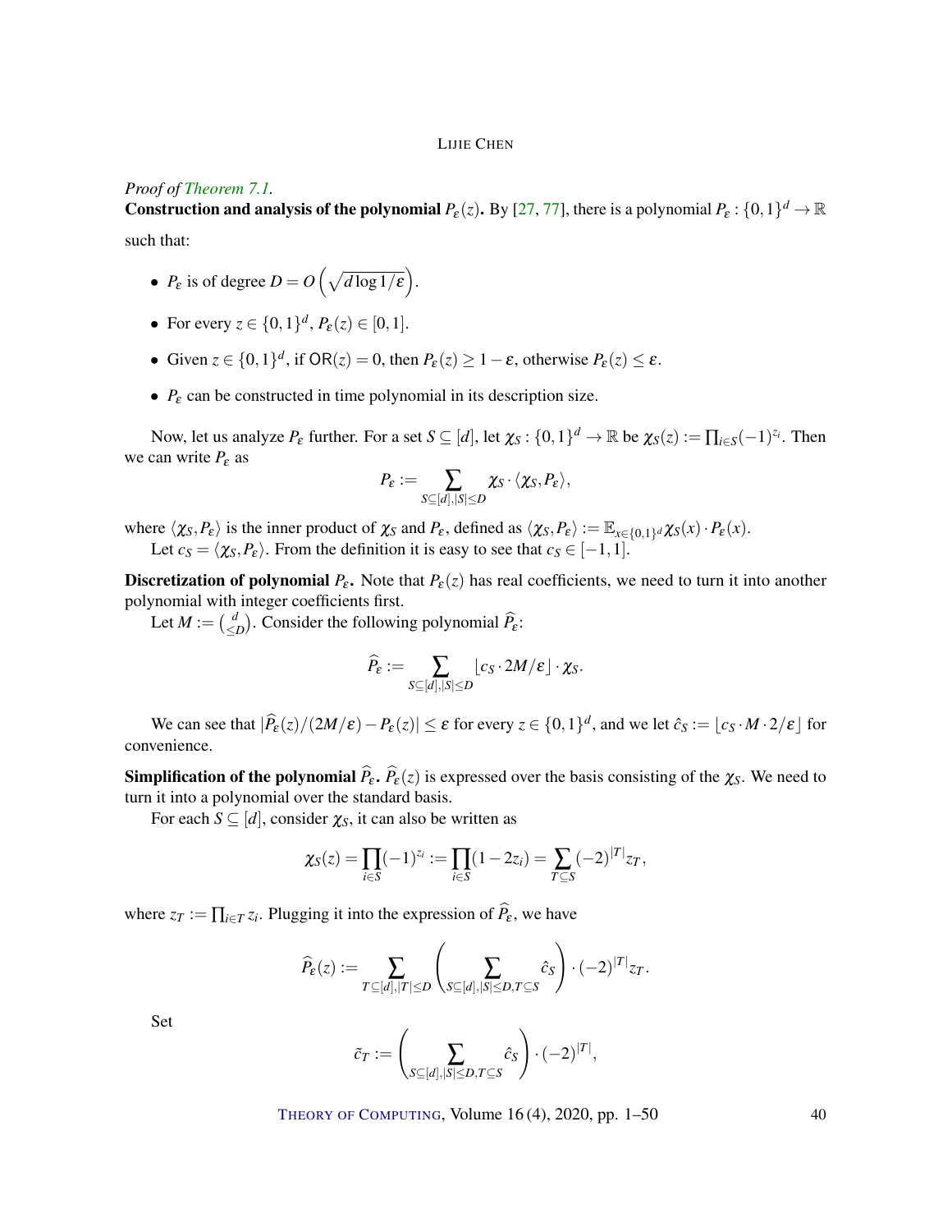*Proof of Theorem 7.1.*
**Construction and analysis of the polynomial $P_\varepsilon(z)$.** By [27, 77], there is a polynomial $P_\varepsilon : \{0,1\}^d \to \mathbb{R}$ such that:

- $P_\varepsilon$ is of degree $D = O\left(\sqrt{d \log 1/\varepsilon}\right)$.
- For every $z \in \{0,1\}^d$, $P_\varepsilon(z) \in [0,1]$.
- Given $z \in \{0,1\}^d$, if $\mathsf{OR}(z) = 0$, then $P_\varepsilon(z) \geq 1 - \varepsilon$, otherwise $P_\varepsilon(z) \leq \varepsilon$.
- $P_\varepsilon$ can be constructed in time polynomial in its description size.

Now, let us analyze $P_\varepsilon$ further. For a set $S \subseteq [d]$, let $\chi_S : \{0,1\}^d \to \mathbb{R}$ be $\chi_S(z) := \prod_{i \in S} (-1)^{z_i}$. Then we can write $P_\varepsilon$ as

$$P_\varepsilon := \sum_{S \subseteq [d], |S| \leq D} \chi_S \cdot \langle \chi_S, P_\varepsilon \rangle,$$

where $\langle \chi_S, P_\varepsilon \rangle$ is the inner product of $\chi_S$ and $P_\varepsilon$, defined as $\langle \chi_S, P_\varepsilon \rangle := \mathbb{E}_{x \in \{0,1\}^d} \chi_S(x) \cdot P_\varepsilon(x)$.

Let $c_S = \langle \chi_S, P_\varepsilon \rangle$. From the definition it is easy to see that $c_S \in [-1,1]$.

**Discretization of polynomial $P_\varepsilon$.** Note that $P_\varepsilon(z)$ has real coefficients, we need to turn it into another polynomial with integer coefficients first.

Let $M := \binom{d}{\leq D}$. Consider the following polynomial $\widehat{P}_\varepsilon$:

$$\widehat{P}_\varepsilon := \sum_{S \subseteq [d], |S| \leq D} \lfloor c_S \cdot 2M/\varepsilon \rfloor \cdot \chi_S.$$

We can see that $|\widehat{P}_\varepsilon(z)/(2M/\varepsilon) - P_\varepsilon(z)| \leq \varepsilon$ for every $z \in \{0,1\}^d$, and we let $\hat{c}_S := \lfloor c_S \cdot M \cdot 2/\varepsilon \rfloor$ for convenience.

**Simplification of the polynomial $\widehat{P}_\varepsilon$.** $\widehat{P}_\varepsilon(z)$ is expressed over the basis consisting of the $\chi_S$. We need to turn it into a polynomial over the standard basis.

For each $S \subseteq [d]$, consider $\chi_S$, it can also be written as

$$\chi_S(z) = \prod_{i \in S} (-1)^{z_i} := \prod_{i \in S} (1 - 2z_i) = \sum_{T \subseteq S} (-2)^{|T|} z_T,$$

where $z_T := \prod_{i \in T} z_i$. Plugging it into the expression of $\widehat{P}_\varepsilon$, we have

$$\widehat{P}_\varepsilon(z) := \sum_{T \subseteq [d], |T| \leq D} \left( \sum_{S \subseteq [d], |S| \leq D, T \subseteq S} \hat{c}_S \right) \cdot (-2)^{|T|} z_T.$$

Set

$$\tilde{c}_T := \left( \sum_{S \subseteq [d], |S| \leq D, T \subseteq S} \hat{c}_S \right) \cdot (-2)^{|T|},$$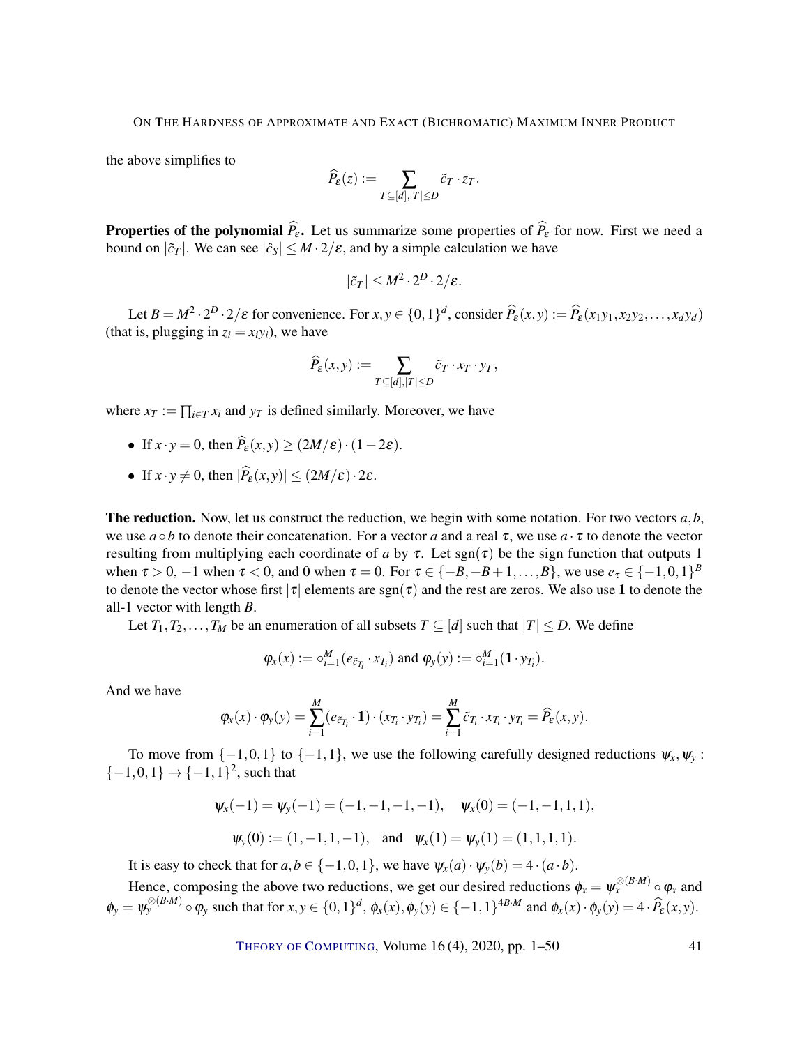the above simplifies to

$$\widehat{P}_\varepsilon(z) := \sum_{T \subseteq [d], |T| \le D} \tilde{c}_T \cdot z_T.$$

**Properties of the polynomial $\widehat{P}_\varepsilon$.** Let us summarize some properties of $\widehat{P}_\varepsilon$ for now. First we need a bound on $|\tilde{c}_T|$. We can see $|\hat{c}_S| \le M \cdot 2/\varepsilon$, and by a simple calculation we have

$$|\tilde{c}_T| \le M^2 \cdot 2^D \cdot 2/\varepsilon.$$

Let $B = M^2 \cdot 2^D \cdot 2/\varepsilon$ for convenience. For $x, y \in \{0,1\}^d$, consider $\widehat{P}_\varepsilon(x,y) := \widehat{P}_\varepsilon(x_1y_1, x_2y_2, \ldots, x_dy_d)$ (that is, plugging in $z_i = x_iy_i$), we have

$$\widehat{P}_\varepsilon(x,y) := \sum_{T \subseteq [d], |T| \le D} \tilde{c}_T \cdot x_T \cdot y_T,$$

where $x_T := \prod_{i \in T} x_i$ and $y_T$ is defined similarly. Moreover, we have

- If $x \cdot y = 0$, then $\widehat{P}_\varepsilon(x,y) \ge (2M/\varepsilon) \cdot (1 - 2\varepsilon)$.
- If $x \cdot y \ne 0$, then $|\widehat{P}_\varepsilon(x,y)| \le (2M/\varepsilon) \cdot 2\varepsilon$.

**The reduction.** Now, let us construct the reduction, we begin with some notation. For two vectors $a, b$, we use $a \circ b$ to denote their concatenation. For a vector $a$ and a real $\tau$, we use $a \cdot \tau$ to denote the vector resulting from multiplying each coordinate of $a$ by $\tau$. Let $\operatorname{sgn}(\tau)$ be the sign function that outputs 1 when $\tau > 0$, $-1$ when $\tau < 0$, and 0 when $\tau = 0$. For $\tau \in \{-B, -B+1, \ldots, B\}$, we use $e_\tau \in \{-1,0,1\}^B$ to denote the vector whose first $|\tau|$ elements are $\operatorname{sgn}(\tau)$ and the rest are zeros. We also use $\mathbf{1}$ to denote the all-1 vector with length $B$.

Let $T_1, T_2, \ldots, T_M$ be an enumeration of all subsets $T \subseteq [d]$ such that $|T| \le D$. We define

$$\varphi_x(x) := \circ_{i=1}^{M} (e_{\tilde{c}_{T_i}} \cdot x_{T_i}) \text{ and } \varphi_y(y) := \circ_{i=1}^{M} (\mathbf{1} \cdot y_{T_i}).$$

And we have

$$\varphi_x(x) \cdot \varphi_y(y) = \sum_{i=1}^{M} (e_{\tilde{c}_{T_i}} \cdot \mathbf{1}) \cdot (x_{T_i} \cdot y_{T_i}) = \sum_{i=1}^{M} \tilde{c}_{T_i} \cdot x_{T_i} \cdot y_{T_i} = \widehat{P}_\varepsilon(x,y).$$

To move from $\{-1,0,1\}$ to $\{-1,1\}$, we use the following carefully designed reductions $\psi_x, \psi_y : \{-1,0,1\} \to \{-1,1\}^2$, such that

$$\psi_x(-1) = \psi_y(-1) = (-1,-1,-1,-1), \quad \psi_x(0) = (-1,-1,1,1),$$

$$\psi_y(0) := (1,-1,1,-1), \quad \text{and} \quad \psi_x(1) = \psi_y(1) = (1,1,1,1).$$

It is easy to check that for $a, b \in \{-1,0,1\}$, we have $\psi_x(a) \cdot \psi_y(b) = 4 \cdot (a \cdot b)$.

Hence, composing the above two reductions, we get our desired reductions $\phi_x = \psi_x^{\otimes(B \cdot M)} \circ \varphi_x$ and $\phi_y = \psi_y^{\otimes(B \cdot M)} \circ \varphi_y$ such that for $x, y \in \{0,1\}^d$, $\phi_x(x), \phi_y(y) \in \{-1,1\}^{4B \cdot M}$ and $\phi_x(x) \cdot \phi_y(y) = 4 \cdot \widehat{P}_\varepsilon(x,y)$.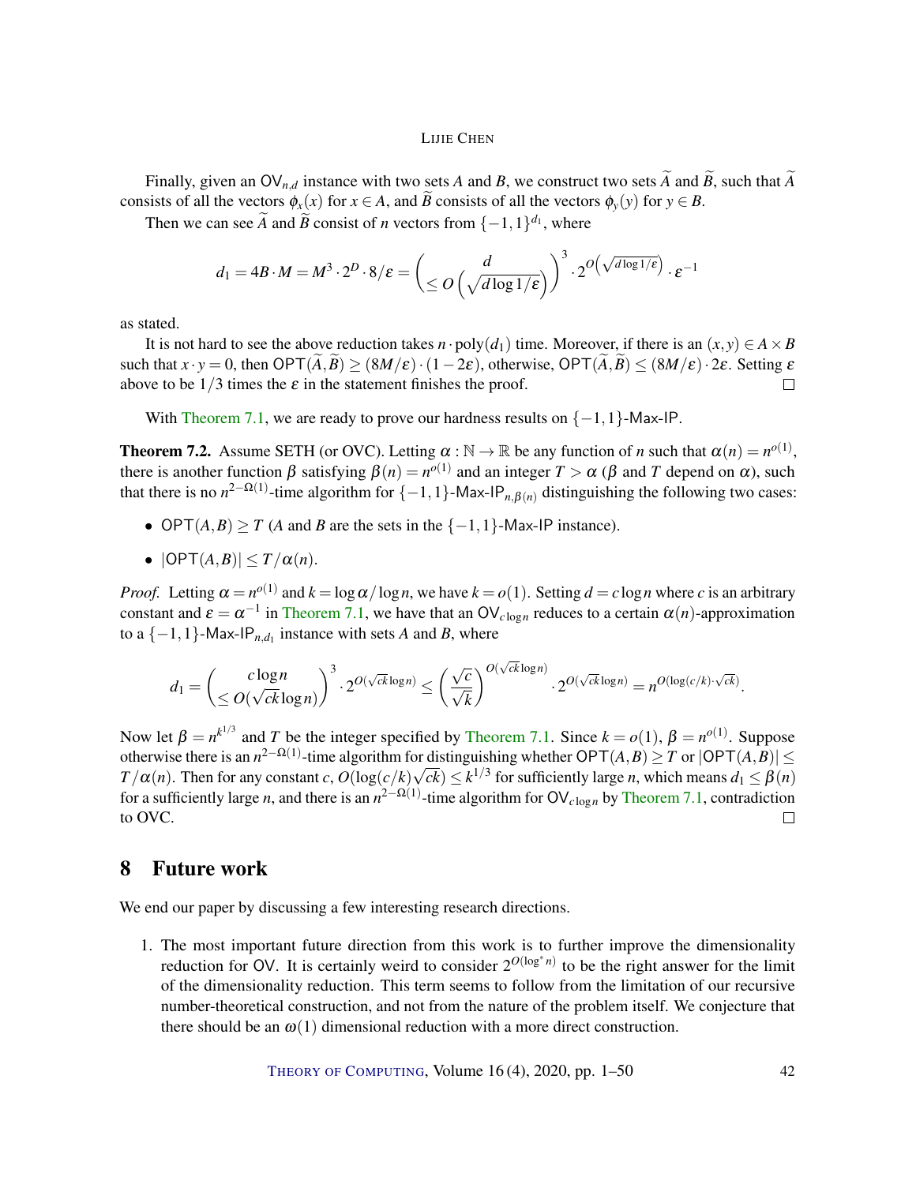Finally, given an $\mathsf{OV}_{n,d}$ instance with two sets $A$ and $B$, we construct two sets $\widetilde{A}$ and $\widetilde{B}$, such that $\widetilde{A}$ consists of all the vectors $\phi_x(x)$ for $x \in A$, and $\widetilde{B}$ consists of all the vectors $\phi_y(y)$ for $y \in B$.

Then we can see $\widetilde{A}$ and $\widetilde{B}$ consist of $n$ vectors from $\{-1,1\}^{d_1}$, where

$$d_1 = 4B \cdot M = M^3 \cdot 2^D \cdot 8/\varepsilon = \left(\frac{d}{\leq O\left(\sqrt{d \log 1/\varepsilon}\right)}\right)^3 \cdot 2^{O\left(\sqrt{d \log 1/\varepsilon}\right)} \cdot \varepsilon^{-1}$$

as stated.

It is not hard to see the above reduction takes $n \cdot \mathrm{poly}(d_1)$ time. Moreover, if there is an $(x,y) \in A \times B$ such that $x \cdot y = 0$, then $\mathsf{OPT}(\widetilde{A},\widetilde{B}) \geq (8M/\varepsilon) \cdot (1-2\varepsilon)$, otherwise, $\mathsf{OPT}(\widetilde{A},\widetilde{B}) \leq (8M/\varepsilon) \cdot 2\varepsilon$. Setting $\varepsilon$ above to be $1/3$ times the $\varepsilon$ in the statement finishes the proof. □

With Theorem 7.1, we are ready to prove our hardness results on $\{-1,1\}$-$\mathsf{Max\text{-}IP}$.

**Theorem 7.2.** Assume SETH (or OVC). Letting $\alpha : \mathbb{N} \to \mathbb{R}$ be any function of $n$ such that $\alpha(n) = n^{o(1)}$, there is another function $\beta$ satisfying $\beta(n) = n^{o(1)}$ and an integer $T > \alpha$ ($\beta$ and $T$ depend on $\alpha$), such that there is no $n^{2-\Omega(1)}$-time algorithm for $\{-1,1\}$-$\mathsf{Max\text{-}IP}_{n,\beta(n)}$ distinguishing the following two cases:

- $\mathsf{OPT}(A,B) \geq T$ ($A$ and $B$ are the sets in the $\{-1,1\}$-$\mathsf{Max\text{-}IP}$ instance).
- $|\mathsf{OPT}(A,B)| \leq T/\alpha(n)$.

*Proof.* Letting $\alpha = n^{o(1)}$ and $k = \log \alpha / \log n$, we have $k = o(1)$. Setting $d = c \log n$ where $c$ is an arbitrary constant and $\varepsilon = \alpha^{-1}$ in Theorem 7.1, we have that an $\mathsf{OV}_{c \log n}$ reduces to a certain $\alpha(n)$-approximation to a $\{-1,1\}$-$\mathsf{Max\text{-}IP}_{n,d_1}$ instance with sets $A$ and $B$, where

$$d_1 = \left(\frac{c \log n}{\leq O(\sqrt{ck} \log n)}\right)^3 \cdot 2^{O(\sqrt{ck} \log n)} \leq \left(\frac{\sqrt{c}}{\sqrt{k}}\right)^{O(\sqrt{ck} \log n)} \cdot 2^{O(\sqrt{ck} \log n)} = n^{O(\log(c/k) \cdot \sqrt{ck})}.$$

Now let $\beta = n^{k^{1/3}}$ and $T$ be the integer specified by Theorem 7.1. Since $k = o(1)$, $\beta = n^{o(1)}$. Suppose otherwise there is an $n^{2-\Omega(1)}$-time algorithm for distinguishing whether $\mathsf{OPT}(A,B) \geq T$ or $|\mathsf{OPT}(A,B)| \leq T/\alpha(n)$. Then for any constant $c$, $O(\log(c/k)\sqrt{ck}) \leq k^{1/3}$ for sufficiently large $n$, which means $d_1 \leq \beta(n)$ for a sufficiently large $n$, and there is an $n^{2-\Omega(1)}$-time algorithm for $\mathsf{OV}_{c \log n}$ by Theorem 7.1, contradiction to OVC. □

## 8 Future work

We end our paper by discussing a few interesting research directions.

1. The most important future direction from this work is to further improve the dimensionality reduction for $\mathsf{OV}$. It is certainly weird to consider $2^{O(\log^* n)}$ to be the right answer for the limit of the dimensionality reduction. This term seems to follow from the limitation of our recursive number-theoretical construction, and not from the nature of the problem itself. We conjecture that there should be an $\omega(1)$ dimensional reduction with a more direct construction.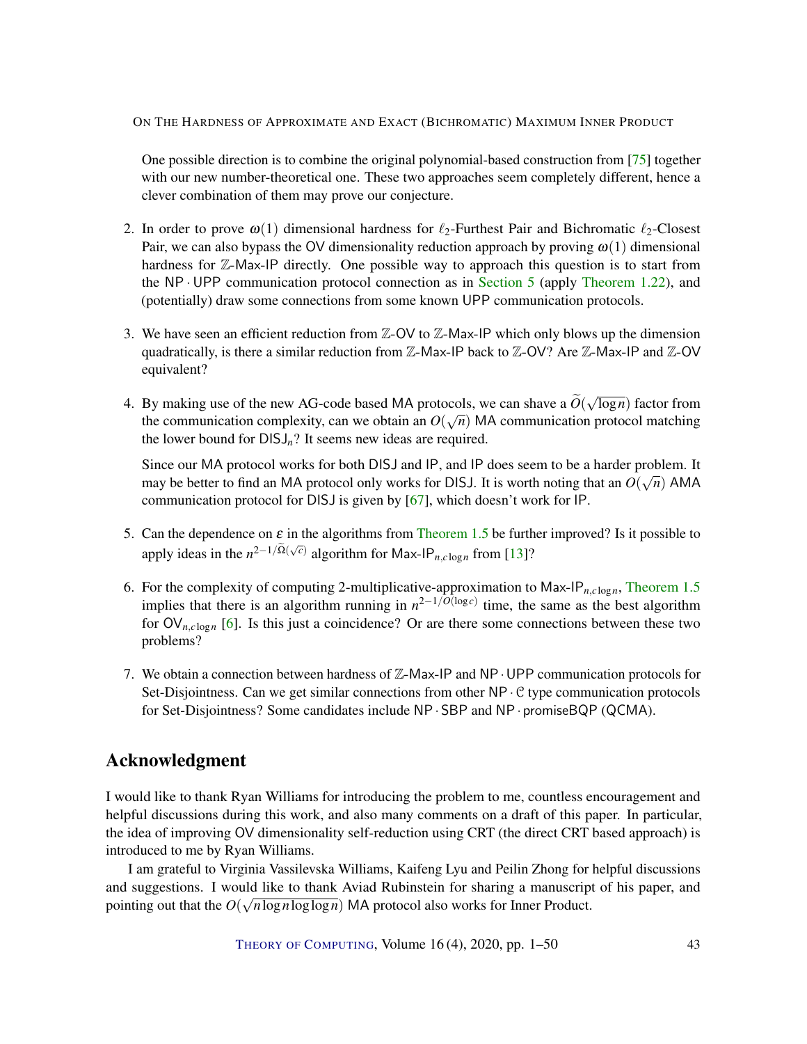One possible direction is to combine the original polynomial-based construction from [75] together with our new number-theoretical one. These two approaches seem completely different, hence a clever combination of them may prove our conjecture.

2. In order to prove $\omega(1)$ dimensional hardness for $\ell_2$-Furthest Pair and Bichromatic $\ell_2$-Closest Pair, we can also bypass the OV dimensionality reduction approach by proving $\omega(1)$ dimensional hardness for $\mathbb{Z}$-Max-IP directly. One possible way to approach this question is to start from the $\mathsf{NP} \cdot \mathsf{UPP}$ communication protocol connection as in Section 5 (apply Theorem 1.22), and (potentially) draw some connections from some known UPP communication protocols.

3. We have seen an efficient reduction from $\mathbb{Z}$-OV to $\mathbb{Z}$-Max-IP which only blows up the dimension quadratically, is there a similar reduction from $\mathbb{Z}$-Max-IP back to $\mathbb{Z}$-OV? Are $\mathbb{Z}$-Max-IP and $\mathbb{Z}$-OV equivalent?

4. By making use of the new AG-code based MA protocols, we can shave a $\widetilde{O}(\sqrt{\log n})$ factor from the communication complexity, can we obtain an $O(\sqrt{n})$ MA communication protocol matching the lower bound for $\mathsf{DISJ}_n$? It seems new ideas are required.

   Since our MA protocol works for both DISJ and IP, and IP does seem to be a harder problem. It may be better to find an MA protocol only works for DISJ. It is worth noting that an $O(\sqrt{n})$ AMA communication protocol for DISJ is given by [67], which doesn't work for IP.

5. Can the dependence on $\varepsilon$ in the algorithms from Theorem 1.5 be further improved? Is it possible to apply ideas in the $n^{2-1/\widetilde{\Omega}(\sqrt{c})}$ algorithm for $\mathsf{Max}\text{-}\mathsf{IP}_{n,c\log n}$ from [13]?

6. For the complexity of computing 2-multiplicative-approximation to $\mathsf{Max}\text{-}\mathsf{IP}_{n,c\log n}$, Theorem 1.5 implies that there is an algorithm running in $n^{2-1/O(\log c)}$ time, the same as the best algorithm for $\mathsf{OV}_{n,c\log n}$ [6]. Is this just a coincidence? Or are there some connections between these two problems?

7. We obtain a connection between hardness of $\mathbb{Z}$-Max-IP and $\mathsf{NP} \cdot \mathsf{UPP}$ communication protocols for Set-Disjointness. Can we get similar connections from other $\mathsf{NP} \cdot \mathcal{C}$ type communication protocols for Set-Disjointness? Some candidates include $\mathsf{NP} \cdot \mathsf{SBP}$ and $\mathsf{NP} \cdot \mathsf{promiseBQP}$ (QCMA).

## Acknowledgment

I would like to thank Ryan Williams for introducing the problem to me, countless encouragement and helpful discussions during this work, and also many comments on a draft of this paper. In particular, the idea of improving OV dimensionality self-reduction using CRT (the direct CRT based approach) is introduced to me by Ryan Williams.

I am grateful to Virginia Vassilevska Williams, Kaifeng Lyu and Peilin Zhong for helpful discussions and suggestions. I would like to thank Aviad Rubinstein for sharing a manuscript of his paper, and pointing out that the $O(\sqrt{n \log n \log\log n})$ MA protocol also works for Inner Product.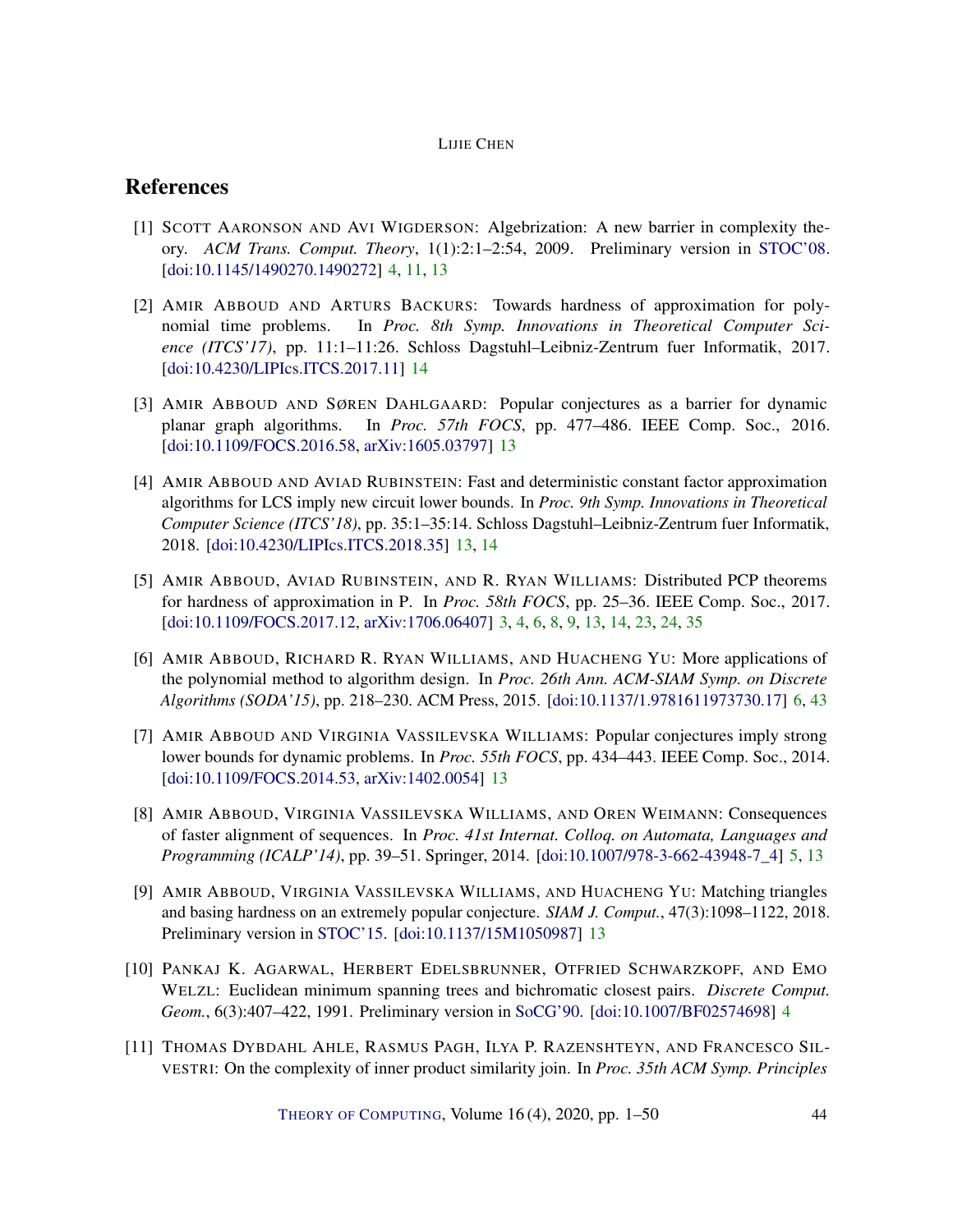## References

[1] Scott Aaronson and Avi Wigderson: Algebrization: A new barrier in complexity theory. *ACM Trans. Comput. Theory*, 1(1):2:1–2:54, 2009. Preliminary version in STOC'08. [doi:10.1145/1490270.1490272] 4, 11, 13

[2] Amir Abboud and Arturs Backurs: Towards hardness of approximation for polynomial time problems. In *Proc. 8th Symp. Innovations in Theoretical Computer Science (ITCS'17)*, pp. 11:1–11:26. Schloss Dagstuhl–Leibniz-Zentrum fuer Informatik, 2017. [doi:10.4230/LIPIcs.ITCS.2017.11] 14

[3] Amir Abboud and Søren Dahlgaard: Popular conjectures as a barrier for dynamic planar graph algorithms. In *Proc. 57th FOCS*, pp. 477–486. IEEE Comp. Soc., 2016. [doi:10.1109/FOCS.2016.58, arXiv:1605.03797] 13

[4] Amir Abboud and Aviad Rubinstein: Fast and deterministic constant factor approximation algorithms for LCS imply new circuit lower bounds. In *Proc. 9th Symp. Innovations in Theoretical Computer Science (ITCS'18)*, pp. 35:1–35:14. Schloss Dagstuhl–Leibniz-Zentrum fuer Informatik, 2018. [doi:10.4230/LIPIcs.ITCS.2018.35] 13, 14

[5] Amir Abboud, Aviad Rubinstein, and R. Ryan Williams: Distributed PCP theorems for hardness of approximation in P. In *Proc. 58th FOCS*, pp. 25–36. IEEE Comp. Soc., 2017. [doi:10.1109/FOCS.2017.12, arXiv:1706.06407] 3, 4, 6, 8, 9, 13, 14, 23, 24, 35

[6] Amir Abboud, Richard R. Ryan Williams, and Huacheng Yu: More applications of the polynomial method to algorithm design. In *Proc. 26th Ann. ACM-SIAM Symp. on Discrete Algorithms (SODA'15)*, pp. 218–230. ACM Press, 2015. [doi:10.1137/1.9781611973730.17] 6, 43

[7] Amir Abboud and Virginia Vassilevska Williams: Popular conjectures imply strong lower bounds for dynamic problems. In *Proc. 55th FOCS*, pp. 434–443. IEEE Comp. Soc., 2014. [doi:10.1109/FOCS.2014.53, arXiv:1402.0054] 13

[8] Amir Abboud, Virginia Vassilevska Williams, and Oren Weimann: Consequences of faster alignment of sequences. In *Proc. 41st Internat. Colloq. on Automata, Languages and Programming (ICALP'14)*, pp. 39–51. Springer, 2014. [doi:10.1007/978-3-662-43948-7_4] 5, 13

[9] Amir Abboud, Virginia Vassilevska Williams, and Huacheng Yu: Matching triangles and basing hardness on an extremely popular conjecture. *SIAM J. Comput.*, 47(3):1098–1122, 2018. Preliminary version in STOC'15. [doi:10.1137/15M1050987] 13

[10] Pankaj K. Agarwal, Herbert Edelsbrunner, Otfried Schwarzkopf, and Emo Welzl: Euclidean minimum spanning trees and bichromatic closest pairs. *Discrete Comput. Geom.*, 6(3):407–422, 1991. Preliminary version in SoCG'90. [doi:10.1007/BF02574698] 4

[11] Thomas Dybdahl Ahle, Rasmus Pagh, Ilya P. Razenshteyn, and Francesco Silvestri: On the complexity of inner product similarity join. In *Proc. 35th ACM Symp. Principles*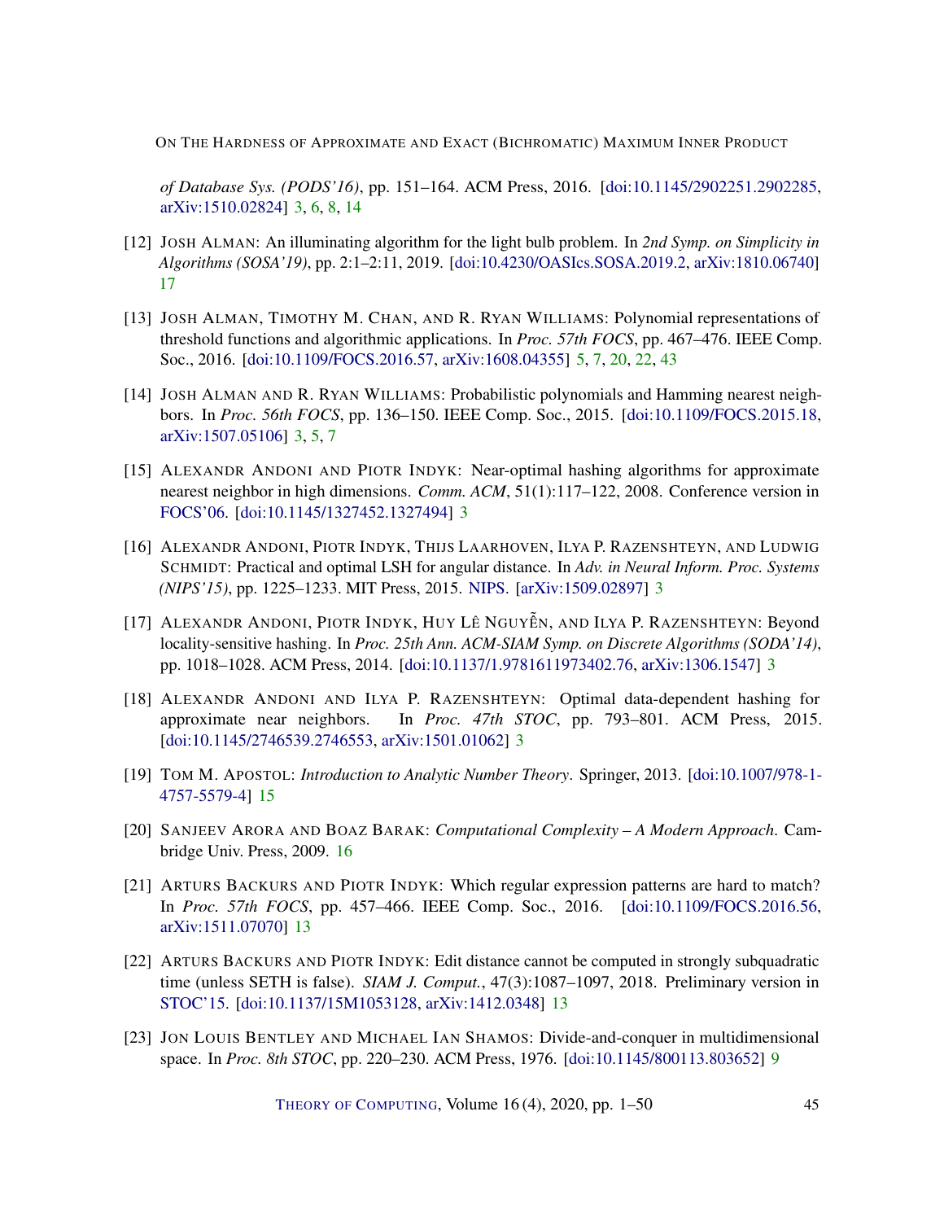*of Database Sys. (PODS'16)*, pp. 151–164. ACM Press, 2016. [doi:10.1145/2902251.2902285, arXiv:1510.02824] 3, 6, 8, 14

[12] Josh Alman: An illuminating algorithm for the light bulb problem. In *2nd Symp. on Simplicity in Algorithms (SOSA'19)*, pp. 2:1–2:11, 2019. [doi:10.4230/OASIcs.SOSA.2019.2, arXiv:1810.06740] 17

[13] Josh Alman, Timothy M. Chan, and R. Ryan Williams: Polynomial representations of threshold functions and algorithmic applications. In *Proc. 57th FOCS*, pp. 467–476. IEEE Comp. Soc., 2016. [doi:10.1109/FOCS.2016.57, arXiv:1608.04355] 5, 7, 20, 22, 43

[14] Josh Alman and R. Ryan Williams: Probabilistic polynomials and Hamming nearest neighbors. In *Proc. 56th FOCS*, pp. 136–150. IEEE Comp. Soc., 2015. [doi:10.1109/FOCS.2015.18, arXiv:1507.05106] 3, 5, 7

[15] Alexandr Andoni and Piotr Indyk: Near-optimal hashing algorithms for approximate nearest neighbor in high dimensions. *Comm. ACM*, 51(1):117–122, 2008. Conference version in FOCS'06. [doi:10.1145/1327452.1327494] 3

[16] Alexandr Andoni, Piotr Indyk, Thijs Laarhoven, Ilya P. Razenshteyn, and Ludwig Schmidt: Practical and optimal LSH for angular distance. In *Adv. in Neural Inform. Proc. Systems (NIPS'15)*, pp. 1225–1233. MIT Press, 2015. NIPS. [arXiv:1509.02897] 3

[17] Alexandr Andoni, Piotr Indyk, Huy Lê Nguyễn, and Ilya P. Razenshteyn: Beyond locality-sensitive hashing. In *Proc. 25th Ann. ACM-SIAM Symp. on Discrete Algorithms (SODA'14)*, pp. 1018–1028. ACM Press, 2014. [doi:10.1137/1.9781611973402.76, arXiv:1306.1547] 3

[18] Alexandr Andoni and Ilya P. Razenshteyn: Optimal data-dependent hashing for approximate near neighbors. In *Proc. 47th STOC*, pp. 793–801. ACM Press, 2015. [doi:10.1145/2746539.2746553, arXiv:1501.01062] 3

[19] Tom M. Apostol: *Introduction to Analytic Number Theory*. Springer, 2013. [doi:10.1007/978-1-4757-5579-4] 15

[20] Sanjeev Arora and Boaz Barak: *Computational Complexity – A Modern Approach*. Cambridge Univ. Press, 2009. 16

[21] Arturs Backurs and Piotr Indyk: Which regular expression patterns are hard to match? In *Proc. 57th FOCS*, pp. 457–466. IEEE Comp. Soc., 2016. [doi:10.1109/FOCS.2016.56, arXiv:1511.07070] 13

[22] Arturs Backurs and Piotr Indyk: Edit distance cannot be computed in strongly subquadratic time (unless SETH is false). *SIAM J. Comput.*, 47(3):1087–1097, 2018. Preliminary version in STOC'15. [doi:10.1137/15M1053128, arXiv:1412.0348] 13

[23] Jon Louis Bentley and Michael Ian Shamos: Divide-and-conquer in multidimensional space. In *Proc. 8th STOC*, pp. 220–230. ACM Press, 1976. [doi:10.1145/800113.803652] 9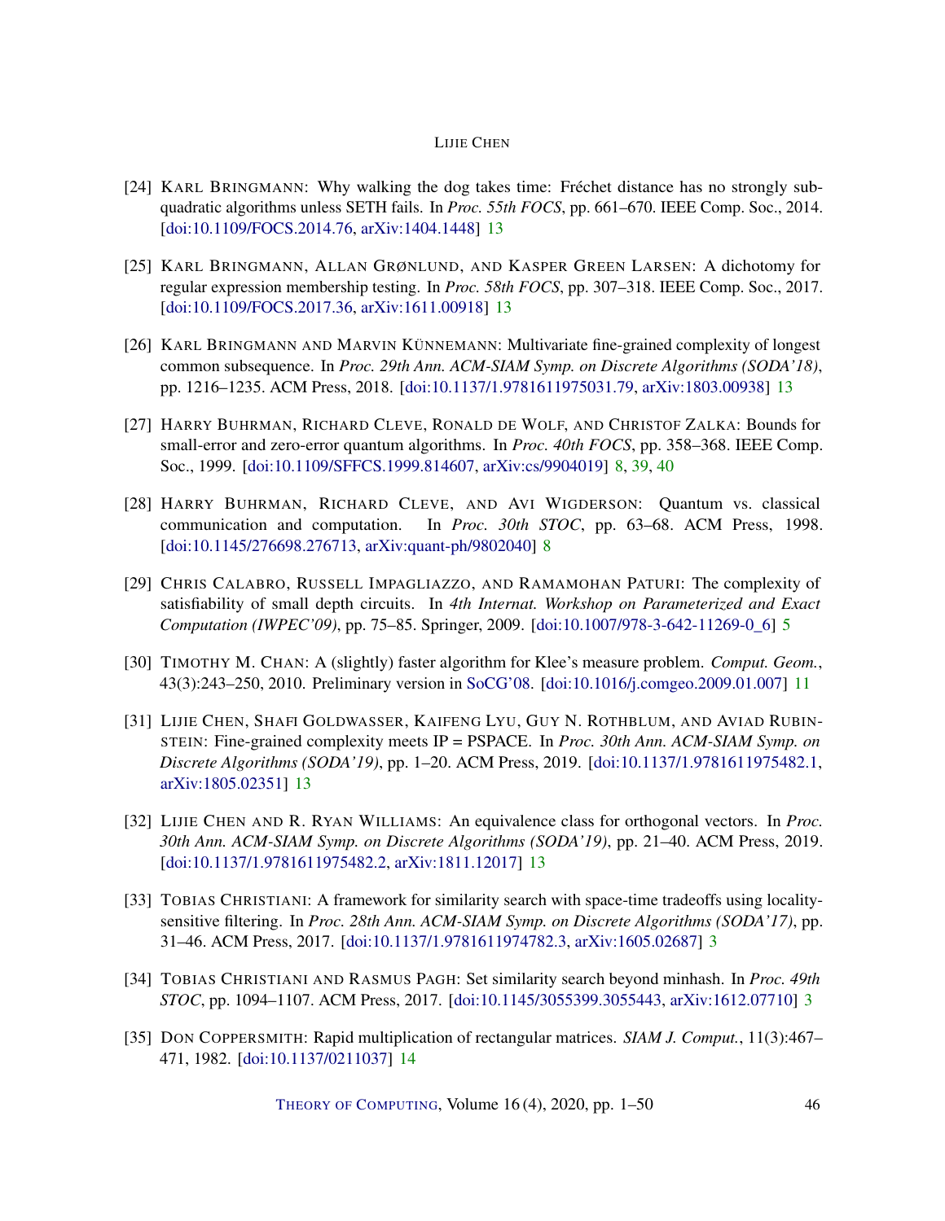[24] Karl Bringmann: Why walking the dog takes time: Fréchet distance has no strongly subquadratic algorithms unless SETH fails. In *Proc. 55th FOCS*, pp. 661–670. IEEE Comp. Soc., 2014. [doi:10.1109/FOCS.2014.76, arXiv:1404.1448] 13

[25] Karl Bringmann, Allan Grønlund, and Kasper Green Larsen: A dichotomy for regular expression membership testing. In *Proc. 58th FOCS*, pp. 307–318. IEEE Comp. Soc., 2017. [doi:10.1109/FOCS.2017.36, arXiv:1611.00918] 13

[26] Karl Bringmann and Marvin Künnemann: Multivariate fine-grained complexity of longest common subsequence. In *Proc. 29th Ann. ACM-SIAM Symp. on Discrete Algorithms (SODA'18)*, pp. 1216–1235. ACM Press, 2018. [doi:10.1137/1.9781611975031.79, arXiv:1803.00938] 13

[27] Harry Buhrman, Richard Cleve, Ronald de Wolf, and Christof Zalka: Bounds for small-error and zero-error quantum algorithms. In *Proc. 40th FOCS*, pp. 358–368. IEEE Comp. Soc., 1999. [doi:10.1109/SFFCS.1999.814607, arXiv:cs/9904019] 8, 39, 40

[28] Harry Buhrman, Richard Cleve, and Avi Wigderson: Quantum vs. classical communication and computation. In *Proc. 30th STOC*, pp. 63–68. ACM Press, 1998. [doi:10.1145/276698.276713, arXiv:quant-ph/9802040] 8

[29] Chris Calabro, Russell Impagliazzo, and Ramamohan Paturi: The complexity of satisfiability of small depth circuits. In *4th Internat. Workshop on Parameterized and Exact Computation (IWPEC'09)*, pp. 75–85. Springer, 2009. [doi:10.1007/978-3-642-11269-0_6] 5

[30] Timothy M. Chan: A (slightly) faster algorithm for Klee's measure problem. *Comput. Geom.*, 43(3):243–250, 2010. Preliminary version in SoCG'08. [doi:10.1016/j.comgeo.2009.01.007] 11

[31] Lijie Chen, Shafi Goldwasser, Kaifeng Lyu, Guy N. Rothblum, and Aviad Rubinstein: Fine-grained complexity meets IP = PSPACE. In *Proc. 30th Ann. ACM-SIAM Symp. on Discrete Algorithms (SODA'19)*, pp. 1–20. ACM Press, 2019. [doi:10.1137/1.9781611975482.1, arXiv:1805.02351] 13

[32] Lijie Chen and R. Ryan Williams: An equivalence class for orthogonal vectors. In *Proc. 30th Ann. ACM-SIAM Symp. on Discrete Algorithms (SODA'19)*, pp. 21–40. ACM Press, 2019. [doi:10.1137/1.9781611975482.2, arXiv:1811.12017] 13

[33] Tobias Christiani: A framework for similarity search with space-time tradeoffs using locality-sensitive filtering. In *Proc. 28th Ann. ACM-SIAM Symp. on Discrete Algorithms (SODA'17)*, pp. 31–46. ACM Press, 2017. [doi:10.1137/1.9781611974782.3, arXiv:1605.02687] 3

[34] Tobias Christiani and Rasmus Pagh: Set similarity search beyond minhash. In *Proc. 49th STOC*, pp. 1094–1107. ACM Press, 2017. [doi:10.1145/3055399.3055443, arXiv:1612.07710] 3

[35] Don Coppersmith: Rapid multiplication of rectangular matrices. *SIAM J. Comput.*, 11(3):467–471, 1982. [doi:10.1137/0211037] 14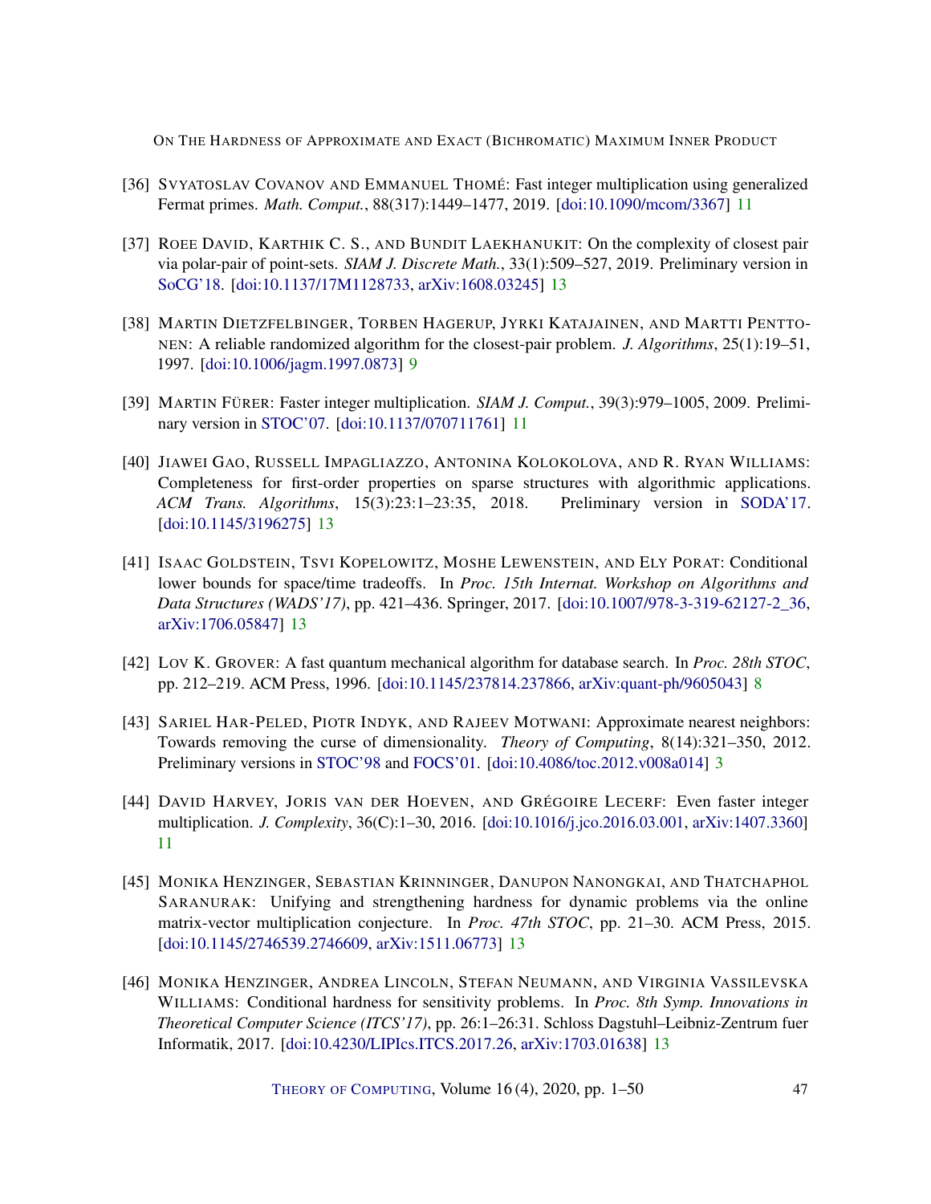[36] Svyatoslav Covanov and Emmanuel Thomé: Fast integer multiplication using generalized Fermat primes. *Math. Comput.*, 88(317):1449–1477, 2019. [doi:10.1090/mcom/3367] 11

[37] Roee David, Karthik C. S., and Bundit Laekhanukit: On the complexity of closest pair via polar-pair of point-sets. *SIAM J. Discrete Math.*, 33(1):509–527, 2019. Preliminary version in SoCG'18. [doi:10.1137/17M1128733, arXiv:1608.03245] 13

[38] Martin Dietzfelbinger, Torben Hagerup, Jyrki Katajainen, and Martti Penttonen: A reliable randomized algorithm for the closest-pair problem. *J. Algorithms*, 25(1):19–51, 1997. [doi:10.1006/jagm.1997.0873] 9

[39] Martin Fürer: Faster integer multiplication. *SIAM J. Comput.*, 39(3):979–1005, 2009. Preliminary version in STOC'07. [doi:10.1137/070711761] 11

[40] Jiawei Gao, Russell Impagliazzo, Antonina Kolokolova, and R. Ryan Williams: Completeness for first-order properties on sparse structures with algorithmic applications. *ACM Trans. Algorithms*, 15(3):23:1–23:35, 2018. Preliminary version in SODA'17. [doi:10.1145/3196275] 13

[41] Isaac Goldstein, Tsvi Kopelowitz, Moshe Lewenstein, and Ely Porat: Conditional lower bounds for space/time tradeoffs. In *Proc. 15th Internat. Workshop on Algorithms and Data Structures (WADS'17)*, pp. 421–436. Springer, 2017. [doi:10.1007/978-3-319-62127-2_36, arXiv:1706.05847] 13

[42] Lov K. Grover: A fast quantum mechanical algorithm for database search. In *Proc. 28th STOC*, pp. 212–219. ACM Press, 1996. [doi:10.1145/237814.237866, arXiv:quant-ph/9605043] 8

[43] Sariel Har-Peled, Piotr Indyk, and Rajeev Motwani: Approximate nearest neighbors: Towards removing the curse of dimensionality. *Theory of Computing*, 8(14):321–350, 2012. Preliminary versions in STOC'98 and FOCS'01. [doi:10.4086/toc.2012.v008a014] 3

[44] David Harvey, Joris van der Hoeven, and Grégoire Lecerf: Even faster integer multiplication. *J. Complexity*, 36(C):1–30, 2016. [doi:10.1016/j.jco.2016.03.001, arXiv:1407.3360] 11

[45] Monika Henzinger, Sebastian Krinninger, Danupon Nanongkai, and Thatchaphol Saranurak: Unifying and strengthening hardness for dynamic problems via the online matrix-vector multiplication conjecture. In *Proc. 47th STOC*, pp. 21–30. ACM Press, 2015. [doi:10.1145/2746539.2746609, arXiv:1511.06773] 13

[46] Monika Henzinger, Andrea Lincoln, Stefan Neumann, and Virginia Vassilevska Williams: Conditional hardness for sensitivity problems. In *Proc. 8th Symp. Innovations in Theoretical Computer Science (ITCS'17)*, pp. 26:1–26:31. Schloss Dagstuhl–Leibniz-Zentrum fuer Informatik, 2017. [doi:10.4230/LIPIcs.ITCS.2017.26, arXiv:1703.01638] 13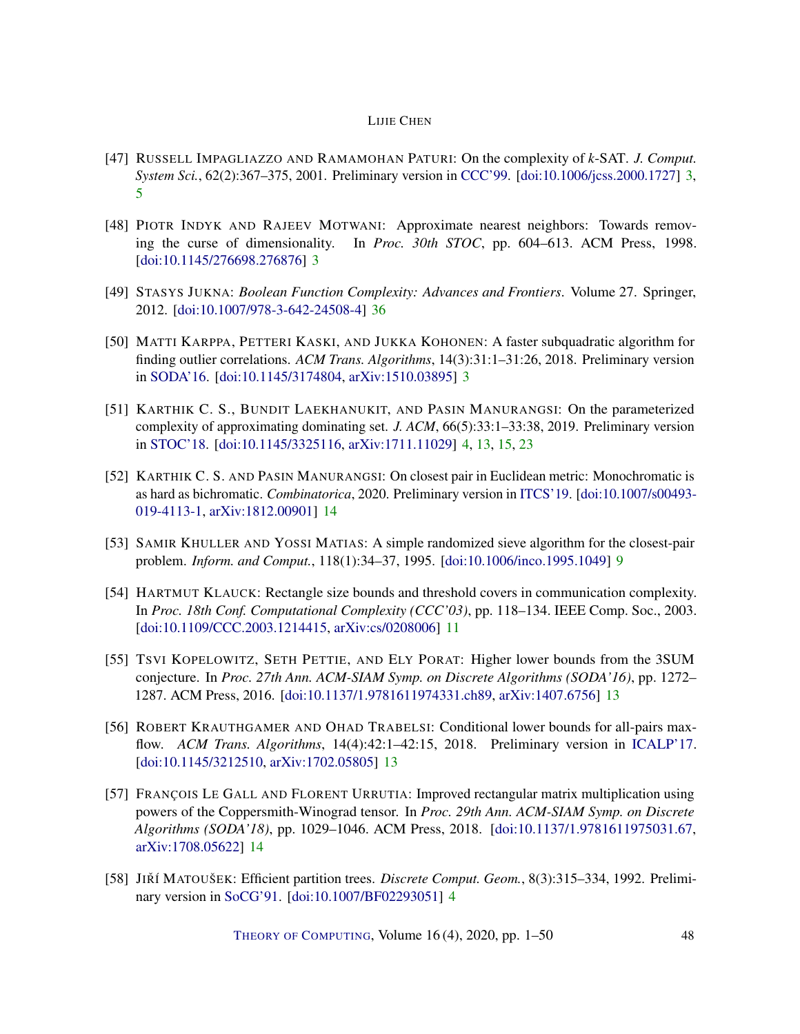[47] Russell Impagliazzo and Ramamohan Paturi: On the complexity of $k$-SAT. *J. Comput. System Sci.*, 62(2):367–375, 2001. Preliminary version in CCC'99. [doi:10.1006/jcss.2000.1727] 3, 5

[48] Piotr Indyk and Rajeev Motwani: Approximate nearest neighbors: Towards removing the curse of dimensionality. In *Proc. 30th STOC*, pp. 604–613. ACM Press, 1998. [doi:10.1145/276698.276876] 3

[49] Stasys Jukna: *Boolean Function Complexity: Advances and Frontiers*. Volume 27. Springer, 2012. [doi:10.1007/978-3-642-24508-4] 36

[50] Matti Karppa, Petteri Kaski, and Jukka Kohonen: A faster subquadratic algorithm for finding outlier correlations. *ACM Trans. Algorithms*, 14(3):31:1–31:26, 2018. Preliminary version in SODA'16. [doi:10.1145/3174804, arXiv:1510.03895] 3

[51] Karthik C. S., Bundit Laekhanukit, and Pasin Manurangsi: On the parameterized complexity of approximating dominating set. *J. ACM*, 66(5):33:1–33:38, 2019. Preliminary version in STOC'18. [doi:10.1145/3325116, arXiv:1711.11029] 4, 13, 15, 23

[52] Karthik C. S. and Pasin Manurangsi: On closest pair in Euclidean metric: Monochromatic is as hard as bichromatic. *Combinatorica*, 2020. Preliminary version in ITCS'19. [doi:10.1007/s00493-019-4113-1, arXiv:1812.00901] 14

[53] Samir Khuller and Yossi Matias: A simple randomized sieve algorithm for the closest-pair problem. *Inform. and Comput.*, 118(1):34–37, 1995. [doi:10.1006/inco.1995.1049] 9

[54] Hartmut Klauck: Rectangle size bounds and threshold covers in communication complexity. In *Proc. 18th Conf. Computational Complexity (CCC'03)*, pp. 118–134. IEEE Comp. Soc., 2003. [doi:10.1109/CCC.2003.1214415, arXiv:cs/0208006] 11

[55] Tsvi Kopelowitz, Seth Pettie, and Ely Porat: Higher lower bounds from the 3SUM conjecture. In *Proc. 27th Ann. ACM-SIAM Symp. on Discrete Algorithms (SODA'16)*, pp. 1272–1287. ACM Press, 2016. [doi:10.1137/1.9781611974331.ch89, arXiv:1407.6756] 13

[56] Robert Krauthgamer and Ohad Trabelsi: Conditional lower bounds for all-pairs max-flow. *ACM Trans. Algorithms*, 14(4):42:1–42:15, 2018. Preliminary version in ICALP'17. [doi:10.1145/3212510, arXiv:1702.05805] 13

[57] François Le Gall and Florent Urrutia: Improved rectangular matrix multiplication using powers of the Coppersmith-Winograd tensor. In *Proc. 29th Ann. ACM-SIAM Symp. on Discrete Algorithms (SODA'18)*, pp. 1029–1046. ACM Press, 2018. [doi:10.1137/1.9781611975031.67, arXiv:1708.05622] 14

[58] Jiří Matoušek: Efficient partition trees. *Discrete Comput. Geom.*, 8(3):315–334, 1992. Preliminary version in SoCG'91. [doi:10.1007/BF02293051] 4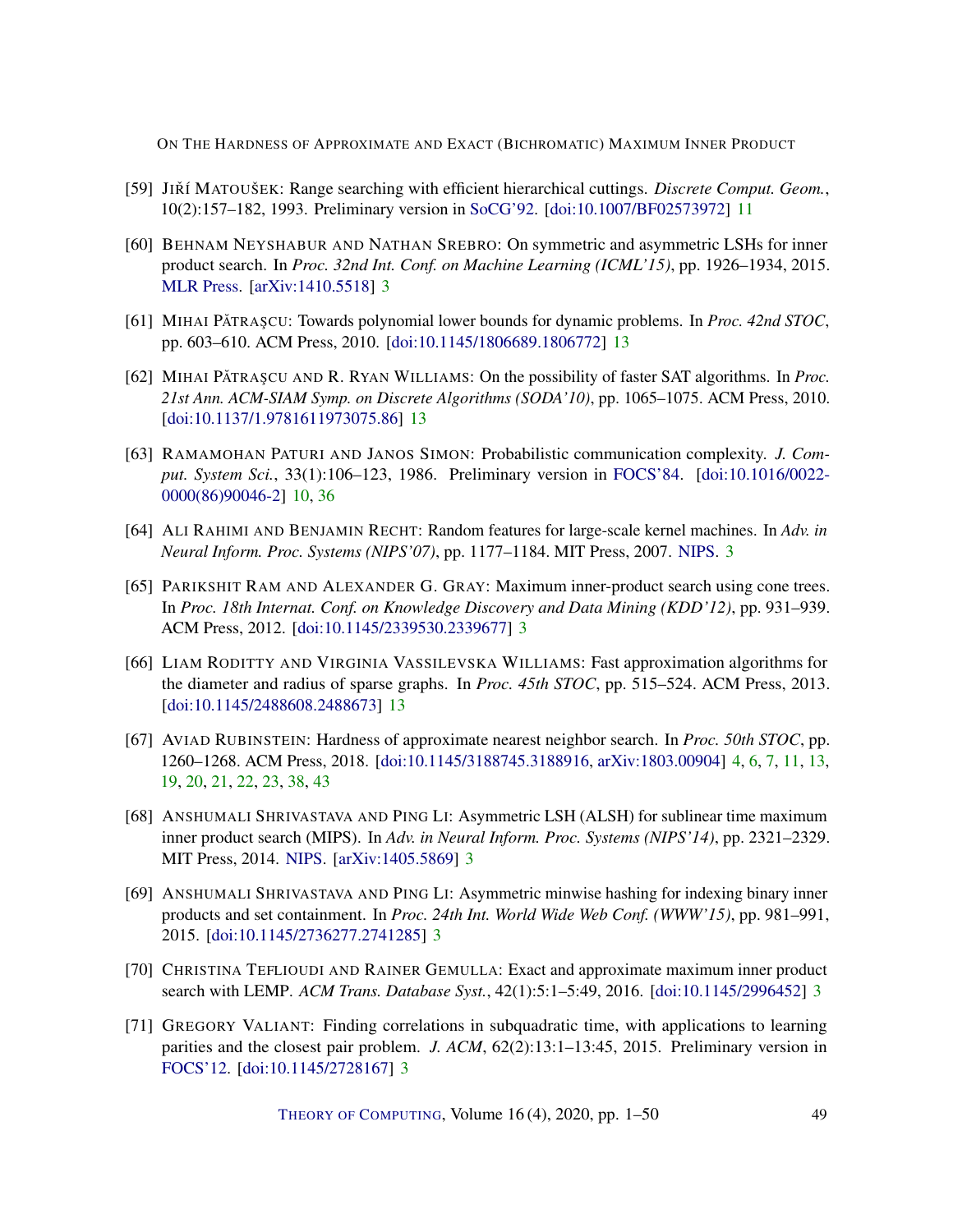[59] Jiří Matoušek: Range searching with efficient hierarchical cuttings. *Discrete Comput. Geom.*, 10(2):157–182, 1993. Preliminary version in SoCG'92. [doi:10.1007/BF02573972] 11

[60] Behnam Neyshabur and Nathan Srebro: On symmetric and asymmetric LSHs for inner product search. In *Proc. 32nd Int. Conf. on Machine Learning (ICML'15)*, pp. 1926–1934, 2015. MLR Press. [arXiv:1410.5518] 3

[61] Mihai Pătraşcu: Towards polynomial lower bounds for dynamic problems. In *Proc. 42nd STOC*, pp. 603–610. ACM Press, 2010. [doi:10.1145/1806689.1806772] 13

[62] Mihai Pătraşcu and R. Ryan Williams: On the possibility of faster SAT algorithms. In *Proc. 21st Ann. ACM-SIAM Symp. on Discrete Algorithms (SODA'10)*, pp. 1065–1075. ACM Press, 2010. [doi:10.1137/1.9781611973075.86] 13

[63] Ramamohan Paturi and Janos Simon: Probabilistic communication complexity. *J. Comput. System Sci.*, 33(1):106–123, 1986. Preliminary version in FOCS'84. [doi:10.1016/0022-0000(86)90046-2] 10, 36

[64] Ali Rahimi and Benjamin Recht: Random features for large-scale kernel machines. In *Adv. in Neural Inform. Proc. Systems (NIPS'07)*, pp. 1177–1184. MIT Press, 2007. NIPS. 3

[65] Parikshit Ram and Alexander G. Gray: Maximum inner-product search using cone trees. In *Proc. 18th Internat. Conf. on Knowledge Discovery and Data Mining (KDD'12)*, pp. 931–939. ACM Press, 2012. [doi:10.1145/2339530.2339677] 3

[66] Liam Roditty and Virginia Vassilevska Williams: Fast approximation algorithms for the diameter and radius of sparse graphs. In *Proc. 45th STOC*, pp. 515–524. ACM Press, 2013. [doi:10.1145/2488608.2488673] 13

[67] Aviad Rubinstein: Hardness of approximate nearest neighbor search. In *Proc. 50th STOC*, pp. 1260–1268. ACM Press, 2018. [doi:10.1145/3188745.3188916, arXiv:1803.00904] 4, 6, 7, 11, 13, 19, 20, 21, 22, 23, 38, 43

[68] Anshumali Shrivastava and Ping Li: Asymmetric LSH (ALSH) for sublinear time maximum inner product search (MIPS). In *Adv. in Neural Inform. Proc. Systems (NIPS'14)*, pp. 2321–2329. MIT Press, 2014. NIPS. [arXiv:1405.5869] 3

[69] Anshumali Shrivastava and Ping Li: Asymmetric minwise hashing for indexing binary inner products and set containment. In *Proc. 24th Int. World Wide Web Conf. (WWW'15)*, pp. 981–991, 2015. [doi:10.1145/2736277.2741285] 3

[70] Christina Teflioudi and Rainer Gemulla: Exact and approximate maximum inner product search with LEMP. *ACM Trans. Database Syst.*, 42(1):5:1–5:49, 2016. [doi:10.1145/2996452] 3

[71] Gregory Valiant: Finding correlations in subquadratic time, with applications to learning parities and the closest pair problem. *J. ACM*, 62(2):13:1–13:45, 2015. Preliminary version in FOCS'12. [doi:10.1145/2728167] 3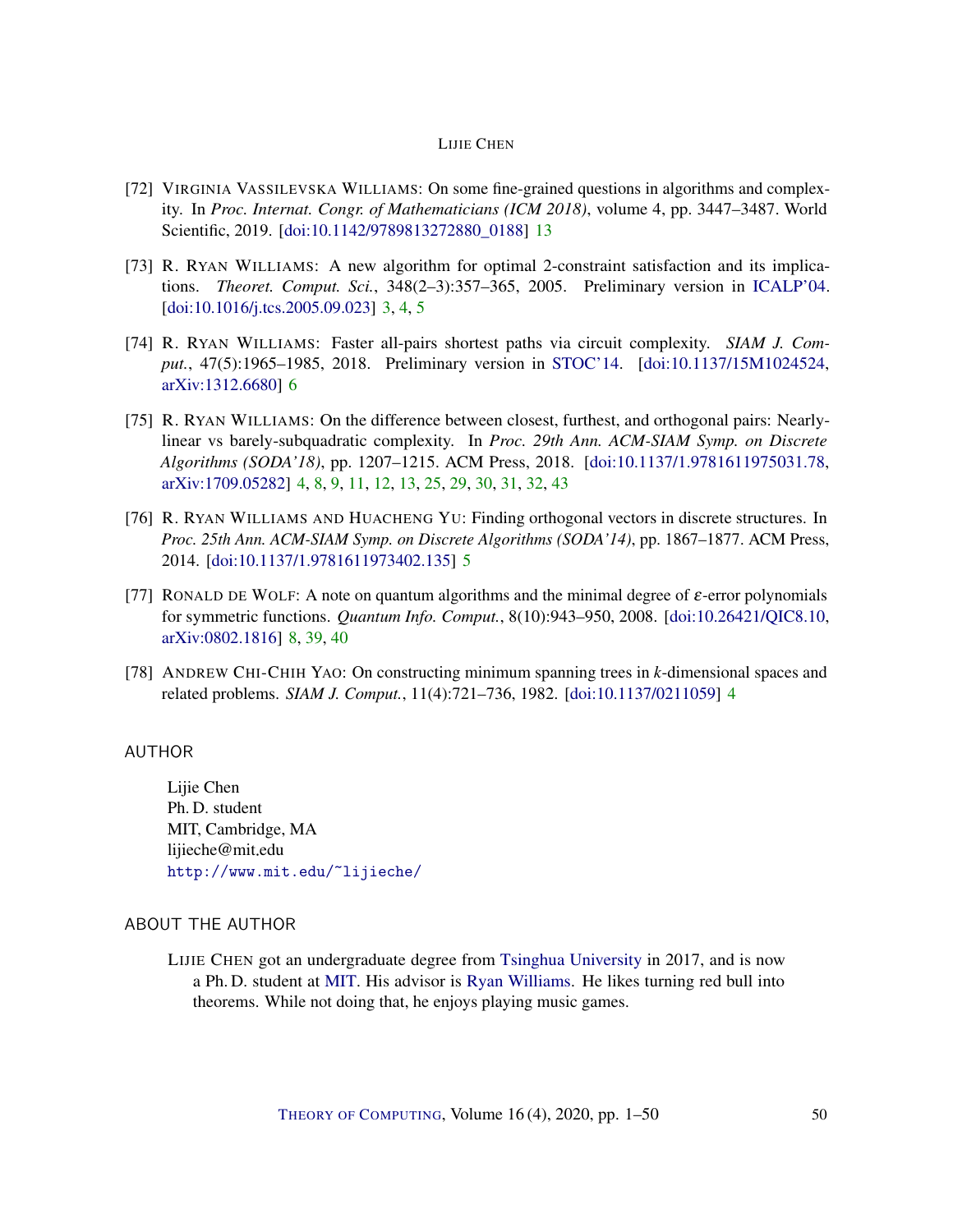[72] Virginia Vassilevska Williams: On some fine-grained questions in algorithms and complexity. In *Proc. Internat. Congr. of Mathematicians (ICM 2018)*, volume 4, pp. 3447–3487. World Scientific, 2019. [doi:10.1142/9789813272880_0188] 13

[73] R. Ryan Williams: A new algorithm for optimal 2-constraint satisfaction and its implications. *Theoret. Comput. Sci.*, 348(2–3):357–365, 2005. Preliminary version in ICALP'04. [doi:10.1016/j.tcs.2005.09.023] 3, 4, 5

[74] R. Ryan Williams: Faster all-pairs shortest paths via circuit complexity. *SIAM J. Comput.*, 47(5):1965–1985, 2018. Preliminary version in STOC'14. [doi:10.1137/15M1024524, arXiv:1312.6680] 6

[75] R. Ryan Williams: On the difference between closest, furthest, and orthogonal pairs: Nearly-linear vs barely-subquadratic complexity. In *Proc. 29th Ann. ACM-SIAM Symp. on Discrete Algorithms (SODA'18)*, pp. 1207–1215. ACM Press, 2018. [doi:10.1137/1.9781611975031.78, arXiv:1709.05282] 4, 8, 9, 11, 12, 13, 25, 29, 30, 31, 32, 43

[76] R. Ryan Williams and Huacheng Yu: Finding orthogonal vectors in discrete structures. In *Proc. 25th Ann. ACM-SIAM Symp. on Discrete Algorithms (SODA'14)*, pp. 1867–1877. ACM Press, 2014. [doi:10.1137/1.9781611973402.135] 5

[77] Ronald de Wolf: A note on quantum algorithms and the minimal degree of $\varepsilon$-error polynomials for symmetric functions. *Quantum Info. Comput.*, 8(10):943–950, 2008. [doi:10.26421/QIC8.10, arXiv:0802.1816] 8, 39, 40

[78] Andrew Chi-Chih Yao: On constructing minimum spanning trees in $k$-dimensional spaces and related problems. *SIAM J. Comput.*, 11(4):721–736, 1982. [doi:10.1137/0211059] 4

## AUTHOR

Lijie Chen
Ph. D. student
MIT, Cambridge, MA
lijieche@mit.edu
http://www.mit.edu/~lijieche/

## ABOUT THE AUTHOR

Lijie Chen got an undergraduate degree from Tsinghua University in 2017, and is now a Ph. D. student at MIT. His advisor is Ryan Williams. He likes turning red bull into theorems. While not doing that, he enjoys playing music games.